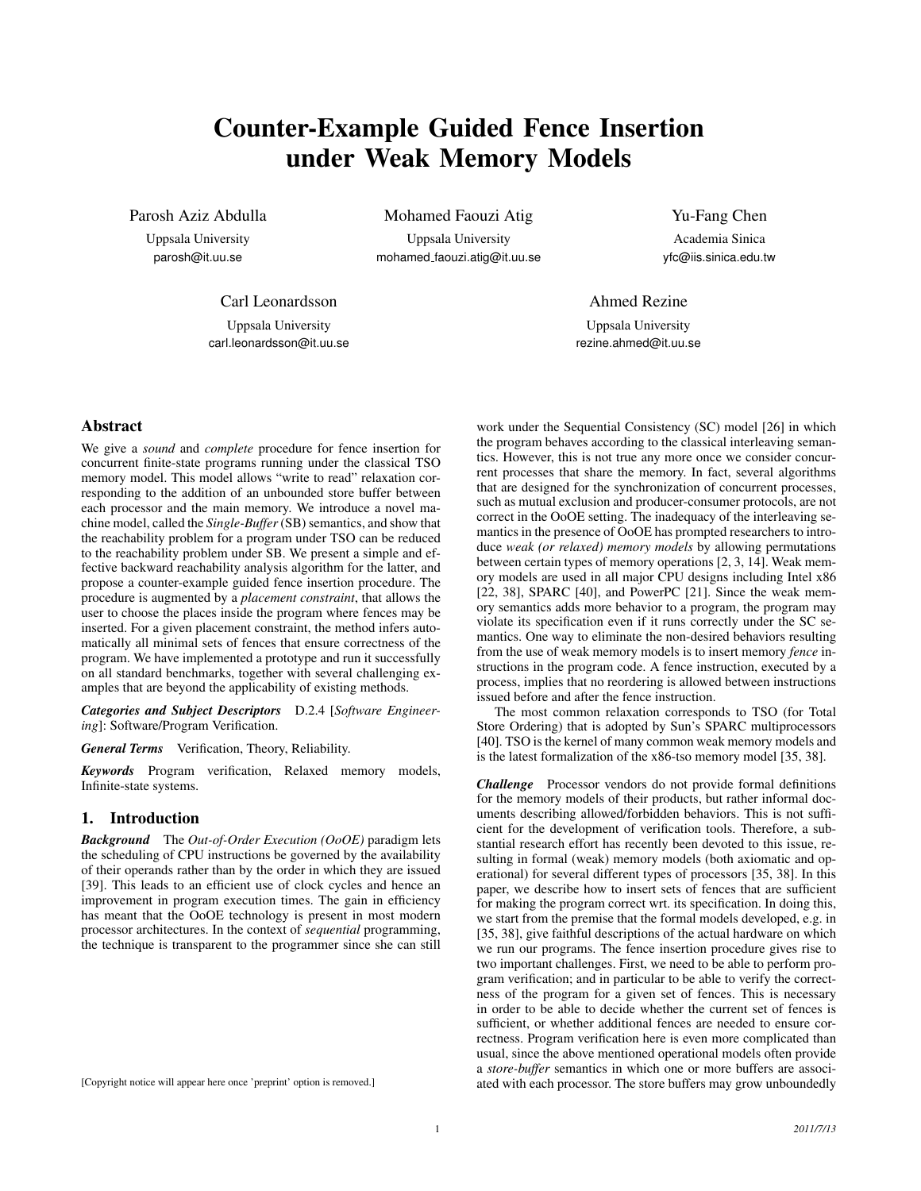# Counter-Example Guided Fence Insertion under Weak Memory Models

Parosh Aziz Abdulla
Uppsala University
parosh@it.uu.se

Mohamed Faouzi Atig
Uppsala University
mohamed_faouzi.atig@it.uu.se

Yu-Fang Chen
Academia Sinica
yfc@iis.sinica.edu.tw

Carl Leonardsson
Uppsala University
carl.leonardsson@it.uu.se

Ahmed Rezine
Uppsala University
rezine.ahmed@it.uu.se

## Abstract

We give a *sound* and *complete* procedure for fence insertion for concurrent finite-state programs running under the classical TSO memory model. This model allows "write to read" relaxation corresponding to the addition of an unbounded store buffer between each processor and the main memory. We introduce a novel machine model, called the *Single-Buffer* (SB) semantics, and show that the reachability problem for a program under TSO can be reduced to the reachability problem under SB. We present a simple and effective backward reachability analysis algorithm for the latter, and propose a counter-example guided fence insertion procedure. The procedure is augmented by a *placement constraint*, that allows the user to choose the places inside the program where fences may be inserted. For a given placement constraint, the method infers automatically all minimal sets of fences that ensure correctness of the program. We have implemented a prototype and run it successfully on all standard benchmarks, together with several challenging examples that are beyond the applicability of existing methods.

***Categories and Subject Descriptors*** D.2.4 [*Software Engineering*]: Software/Program Verification.

***General Terms*** Verification, Theory, Reliability.

***Keywords*** Program verification, Relaxed memory models, Infinite-state systems.

## 1. Introduction

***Background*** The *Out-of-Order Execution (OoOE)* paradigm lets the scheduling of CPU instructions be governed by the availability of their operands rather than by the order in which they are issued [39]. This leads to an efficient use of clock cycles and hence an improvement in program execution times. The gain in efficiency has meant that the OoOE technology is present in most modern processor architectures. In the context of *sequential* programming, the technique is transparent to the programmer since she can still work under the Sequential Consistency (SC) model [26] in which the program behaves according to the classical interleaving semantics. However, this is not true any more once we consider concurrent processes that share the memory. In fact, several algorithms that are designed for the synchronization of concurrent processes, such as mutual exclusion and producer-consumer protocols, are not correct in the OoOE setting. The inadequacy of the interleaving semantics in the presence of OoOE has prompted researchers to introduce *weak (or relaxed) memory models* by allowing permutations between certain types of memory operations [2, 3, 14]. Weak memory models are used in all major CPU designs including Intel x86 [22, 38], SPARC [40], and PowerPC [21]. Since the weak memory semantics adds more behavior to a program, the program may violate its specification even if it runs correctly under the SC semantics. One way to eliminate the non-desired behaviors resulting from the use of weak memory models is to insert memory *fence* instructions in the program code. A fence instruction, executed by a process, implies that no reordering is allowed between instructions issued before and after the fence instruction.

The most common relaxation corresponds to TSO (for Total Store Ordering) that is adopted by Sun's SPARC multiprocessors [40]. TSO is the kernel of many common weak memory models and is the latest formalization of the x86-tso memory model [35, 38].

***Challenge*** Processor vendors do not provide formal definitions for the memory models of their products, but rather informal documents describing allowed/forbidden behaviors. This is not sufficient for the development of verification tools. Therefore, a substantial research effort has recently been devoted to this issue, resulting in formal (weak) memory models (both axiomatic and operational) for several different types of processors [35, 38]. In this paper, we describe how to insert sets of fences that are sufficient for making the program correct wrt. its specification. In doing this, we start from the premise that the formal models developed, e.g. in [35, 38], give faithful descriptions of the actual hardware on which we run our programs. The fence insertion procedure gives rise to two important challenges. First, we need to be able to perform program verification; and in particular to be able to verify the correctness of the program for a given set of fences. This is necessary in order to be able to decide whether the current set of fences is sufficient, or whether additional fences are needed to ensure correctness. Program verification here is even more complicated than usual, since the above mentioned operational models often provide a *store-buffer* semantics in which one or more buffers are associated with each processor. The store buffers may grow unboundedly

[Copyright notice will appear here once 'preprint' option is removed.]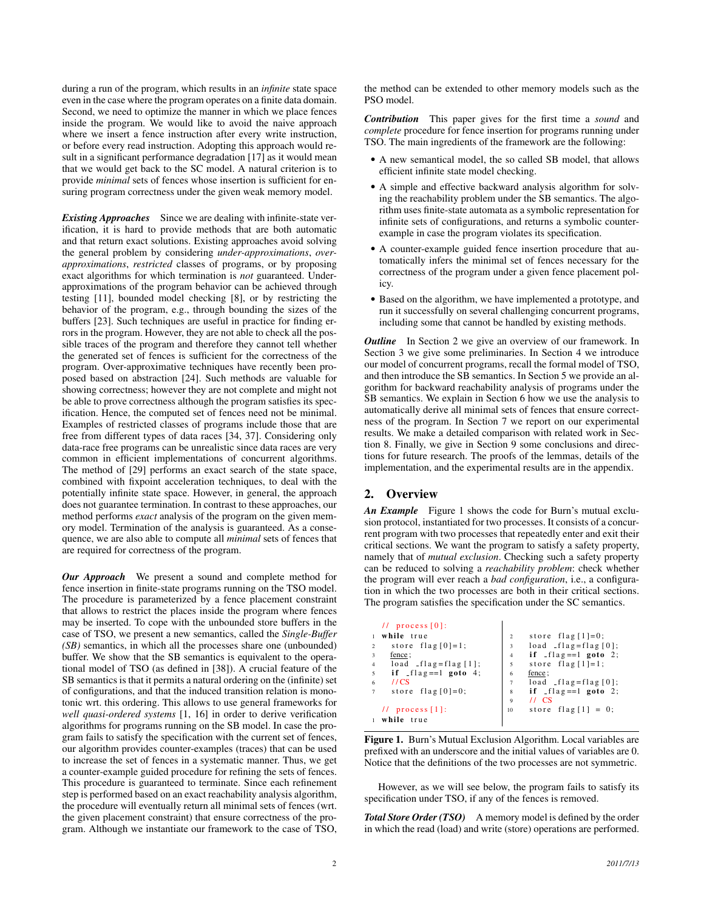during a run of the program, which results in an *infinite* state space even in the case where the program operates on a finite data domain. Second, we need to optimize the manner in which we place fences inside the program. We would like to avoid the naive approach where we insert a fence instruction after every write instruction, or before every read instruction. Adopting this approach would result in a significant performance degradation [17] as it would mean that we would get back to the SC model. A natural criterion is to provide *minimal* sets of fences whose insertion is sufficient for ensuring program correctness under the given weak memory model.

***Existing Approaches*** Since we are dealing with infinite-state verification, it is hard to provide methods that are both automatic and that return exact solutions. Existing approaches avoid solving the general problem by considering *under-approximations*, *over-approximations*, *restricted* classes of programs, or by proposing exact algorithms for which termination is *not* guaranteed. Under-approximations of the program behavior can be achieved through testing [11], bounded model checking [8], or by restricting the behavior of the program, e.g., through bounding the sizes of the buffers [23]. Such techniques are useful in practice for finding errors in the program. However, they are not able to check all the possible traces of the program and therefore they cannot tell whether the generated set of fences is sufficient for the correctness of the program. Over-approximative techniques have recently been proposed based on abstraction [24]. Such methods are valuable for showing correctness; however they are not complete and might not be able to prove correctness although the program satisfies its specification. Hence, the computed set of fences need not be minimal. Examples of restricted classes of programs include those that are free from different types of data races [34, 37]. Considering only data-race free programs can be unrealistic since data races are very common in efficient implementations of concurrent algorithms. The method of [29] performs an exact search of the state space, combined with fixpoint acceleration techniques, to deal with the potentially infinite state space. However, in general, the approach does not guarantee termination. In contrast to these approaches, our method performs *exact* analysis of the program on the given memory model. Termination of the analysis is guaranteed. As a consequence, we are also able to compute all *minimal* sets of fences that are required for correctness of the program.

***Our Approach*** We present a sound and complete method for fence insertion in finite-state programs running on the TSO model. The procedure is parameterized by a fence placement constraint that allows to restrict the places inside the program where fences may be inserted. To cope with the unbounded store buffers in the case of TSO, we present a new semantics, called the *Single-Buffer (SB)* semantics, in which all the processes share one (unbounded) buffer. We show that the SB semantics is equivalent to the operational model of TSO (as defined in [38]). A crucial feature of the SB semantics is that it permits a natural ordering on the (infinite) set of configurations, and that the induced transition relation is monotonic wrt. this ordering. This allows to use general frameworks for *well quasi-ordered systems* [1, 16] in order to derive verification algorithms for programs running on the SB model. In case the program fails to satisfy the specification with the current set of fences, our algorithm provides counter-examples (traces) that can be used to increase the set of fences in a systematic manner. Thus, we get a counter-example guided procedure for refining the sets of fences. This procedure is guaranteed to terminate. Since each refinement step is performed based on an exact reachability analysis algorithm, the procedure will eventually return all minimal sets of fences (wrt. the given placement constraint) that ensure correctness of the program. Although we instantiate our framework to the case of TSO, the method can be extended to other memory models such as the PSO model.

***Contribution*** This paper gives for the first time a *sound* and *complete* procedure for fence insertion for programs running under TSO. The main ingredients of the framework are the following:

- A new semantical model, the so called SB model, that allows efficient infinite state model checking.
- A simple and effective backward analysis algorithm for solving the reachability problem under the SB semantics. The algorithm uses finite-state automata as a symbolic representation for infinite sets of configurations, and returns a symbolic counter-example in case the program violates its specification.
- A counter-example guided fence insertion procedure that automatically infers the minimal set of fences necessary for the correctness of the program under a given fence placement policy.
- Based on the algorithm, we have implemented a prototype, and run it successfully on several challenging concurrent programs, including some that cannot be handled by existing methods.

***Outline*** In Section 2 we give an overview of our framework. In Section 3 we give some preliminaries. In Section 4 we introduce our model of concurrent programs, recall the formal model of TSO, and then introduce the SB semantics. In Section 5 we provide an algorithm for backward reachability analysis of programs under the SB semantics. We explain in Section 6 how we use the analysis to automatically derive all minimal sets of fences that ensure correctness of the program. In Section 7 we report on our experimental results. We make a detailed comparison with related work in Section 8. Finally, we give in Section 9 some conclusions and directions for future research. The proofs of the lemmas, details of the implementation, and the experimental results are in the appendix.

## 2. Overview

***An Example*** Figure 1 shows the code for Burn's mutual exclusion protocol, instantiated for two processes. It consists of a concurrent program with two processes that repeatedly enter and exit their critical sections. We want the program to satisfy a safety property, namely that of *mutual exclusion*. Checking such a safety property can be reduced to solving a *reachability problem*: check whether the program will ever reach a *bad configuration*, i.e., a configuration in which the two processes are both in their critical sections. The program satisfies the specification under the SC semantics.

```
   // process[0]:
1  while true
2    store flag[0]=1;
3    fence;
4    load _flag=flag[1];
5    if _flag==1 goto 4;
6    //CS
7    store flag[0]=0;

   // process[1]:
1  while true
2    store flag[1]=0;
3    load _flag=flag[0];
4    if _flag==1 goto 2;
5    store flag[1]=1;
6    fence;
7    load _flag=flag[0];
8    if _flag==1 goto 2;
9    // CS
10   store flag[1] = 0;
```

**Figure 1.** Burn's Mutual Exclusion Algorithm. Local variables are prefixed with an underscore and the initial values of variables are 0. Notice that the definitions of the two processes are not symmetric.

However, as we will see below, the program fails to satisfy its specification under TSO, if any of the fences is removed.

***Total Store Order (TSO)*** A memory model is defined by the order in which the read (load) and write (store) operations are performed.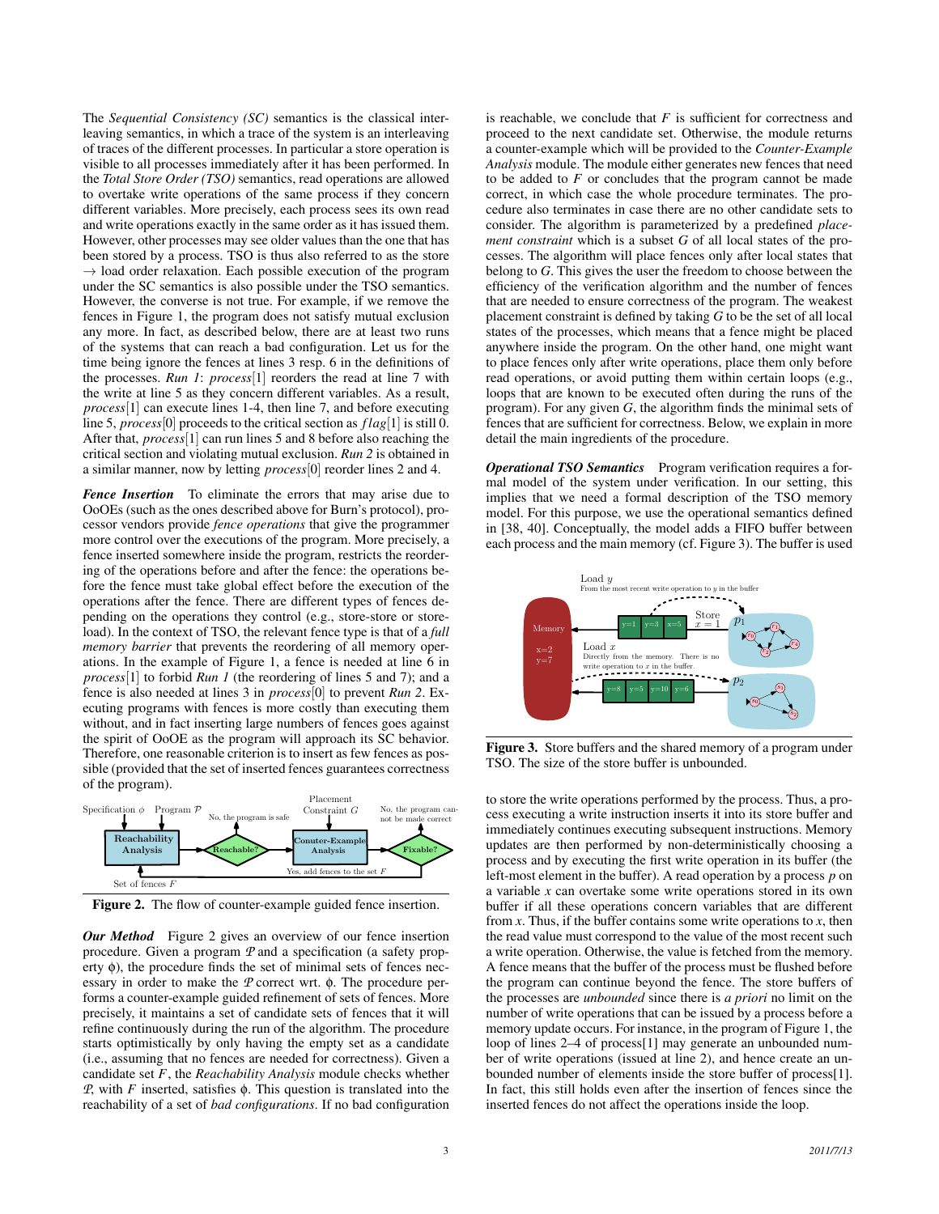The *Sequential Consistency (SC)* semantics is the classical interleaving semantics, in which a trace of the system is an interleaving of traces of the different processes. In particular a store operation is visible to all processes immediately after it has been performed. In the *Total Store Order (TSO)* semantics, read operations are allowed to overtake write operations of the same process if they concern different variables. More precisely, each process sees its own read and write operations exactly in the same order as it has issued them. However, other processes may see older values than the one that has been stored by a process. TSO is thus also referred to as the store $\to$ load order relaxation. Each possible execution of the program under the SC semantics is also possible under the TSO semantics. However, the converse is not true. For example, if we remove the fences in Figure 1, the program does not satisfy mutual exclusion any more. In fact, as described below, there are at least two runs of the systems that can reach a bad configuration. Let us for the time being ignore the fences at lines 3 resp. 6 in the definitions of the processes. *Run 1*: *process*[1] reorders the read at line 7 with the write at line 5 as they concern different variables. As a result, *process*[1] can execute lines 1-4, then line 7, and before executing line 5, *process*[0] proceeds to the critical section as $flag[1]$ is still 0. After that, *process*[1] can run lines 5 and 8 before also reaching the critical section and violating mutual exclusion. *Run 2* is obtained in a similar manner, now by letting *process*[0] reorder lines 2 and 4.

***Fence Insertion*** To eliminate the errors that may arise due to OoOEs (such as the ones described above for Burn's protocol), processor vendors provide *fence operations* that give the programmer more control over the executions of the program. More precisely, a fence inserted somewhere inside the program, restricts the reordering of the operations before and after the fence: the operations before the fence must take global effect before the execution of the operations after the fence. There are different types of fences depending on the operations they control (e.g., store-store or store-load). In the context of TSO, the relevant fence type is that of a *full memory barrier* that prevents the reordering of all memory operations. In the example of Figure 1, a fence is needed at line 6 in *process*[1] to forbid *Run 1* (the reordering of lines 5 and 7); and a fence is also needed at lines 3 in *process*[0] to prevent *Run 2*. Executing programs with fences is more costly than executing them without, and in fact inserting large numbers of fences goes against the spirit of OoOE as the program will approach its SC behavior. Therefore, one reasonable criterion is to insert as few fences as possible (provided that the set of inserted fences guarantees correctness of the program).

**Figure 2.** The flow of counter-example guided fence insertion.

***Our Method*** Figure 2 gives an overview of our fence insertion procedure. Given a program $\mathcal{P}$ and a specification (a safety property $\phi$), the procedure finds the set of minimal sets of fences necessary in order to make the $\mathcal{P}$ correct wrt. $\phi$. The procedure performs a counter-example guided refinement of sets of fences. More precisely, it maintains a set of candidate sets of fences that it will refine continuously during the run of the algorithm. The procedure starts optimistically by only having the empty set as a candidate (i.e., assuming that no fences are needed for correctness). Given a candidate set $F$, the *Reachability Analysis* module checks whether $\mathcal{P}$, with $F$ inserted, satisfies $\phi$. This question is translated into the reachability of a set of *bad configurations*. If no bad configuration is reachable, we conclude that $F$ is sufficient for correctness and proceed to the next candidate set. Otherwise, the module returns a counter-example which will be provided to the *Counter-Example Analysis* module. The module either generates new fences that need to be added to $F$ or concludes that the program cannot be made correct, in which case the whole procedure terminates. The procedure also terminates in case there are no other candidate sets to consider. The algorithm is parameterized by a predefined *placement constraint* which is a subset $G$ of all local states of the processes. The algorithm will place fences only after local states that belong to $G$. This gives the user the freedom to choose between the efficiency of the verification algorithm and the number of fences that are needed to ensure correctness of the program. The weakest placement constraint is defined by taking $G$ to be the set of all local states of the processes, which means that a fence might be placed anywhere inside the program. On the other hand, one might want to place fences only after write operations, place them only before read operations, or avoid putting them within certain loops (e.g., loops that are known to be executed often during the runs of the program). For any given $G$, the algorithm finds the minimal sets of fences that are sufficient for correctness. Below, we explain in more detail the main ingredients of the procedure.

***Operational TSO Semantics*** Program verification requires a formal model of the system under verification. In our setting, this implies that we need a formal description of the TSO memory model. For this purpose, we use the operational semantics defined in [38, 40]. Conceptually, the model adds a FIFO buffer between each process and the main memory (cf. Figure 3). The buffer is used

**Figure 3.** Store buffers and the shared memory of a program under TSO. The size of the store buffer is unbounded.

to store the write operations performed by the process. Thus, a process executing a write instruction inserts it into its store buffer and immediately continues executing subsequent instructions. Memory updates are then performed by non-deterministically choosing a process and by executing the first write operation in its buffer (the left-most element in the buffer). A read operation by a process $p$ on a variable $x$ can overtake some write operations stored in its own buffer if all these operations concern variables that are different from $x$. Thus, if the buffer contains some write operations to $x$, then the read value must correspond to the value of the most recent such a write operation. Otherwise, the value is fetched from the memory. A fence means that the buffer of the process must be flushed before the program can continue beyond the fence. The store buffers of the processes are *unbounded* since there is *a priori* no limit on the number of write operations that can be issued by a process before a memory update occurs. For instance, in the program of Figure 1, the loop of lines 2–4 of process[1] may generate an unbounded number of write operations (issued at line 2), and hence create an unbounded number of elements inside the store buffer of process[1]. In fact, this still holds even after the insertion of fences since the inserted fences do not affect the operations inside the loop.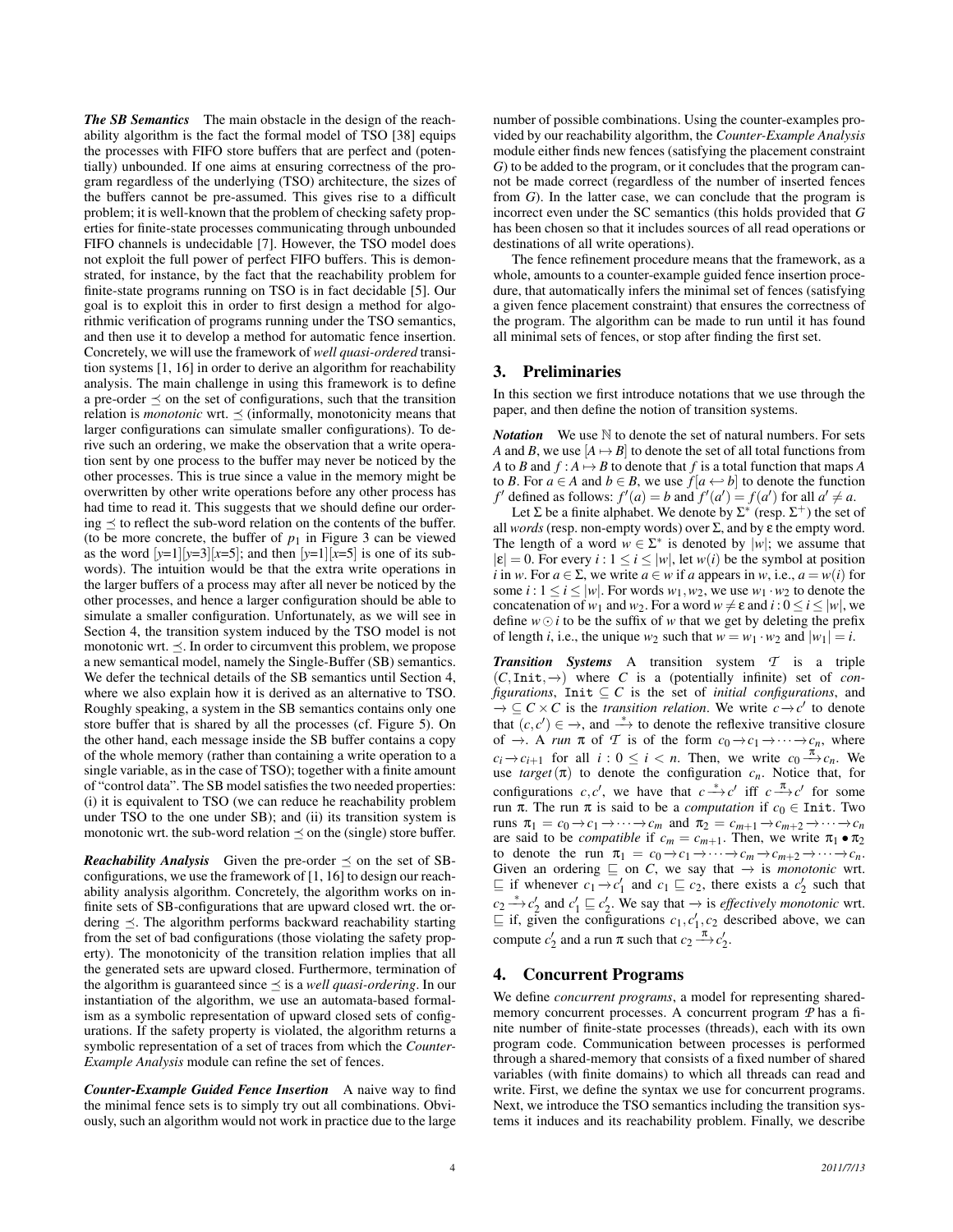***The SB Semantics*** The main obstacle in the design of the reachability algorithm is the fact the formal model of TSO [38] equips the processes with FIFO store buffers that are perfect and (potentially) unbounded. If one aims at ensuring correctness of the program regardless of the underlying (TSO) architecture, the sizes of the buffers cannot be pre-assumed. This gives rise to a difficult problem; it is well-known that the problem of checking safety properties for finite-state processes communicating through unbounded FIFO channels is undecidable [7]. However, the TSO model does not exploit the full power of perfect FIFO buffers. This is demonstrated, for instance, by the fact that the reachability problem for finite-state programs running on TSO is in fact decidable [5]. Our goal is to exploit this in order to first design a method for algorithmic verification of programs running under the TSO semantics, and then use it to develop a method for automatic fence insertion. Concretely, we will use the framework of *well quasi-ordered* transition systems [1, 16] in order to derive an algorithm for reachability analysis. The main challenge in using this framework is to define a pre-order $\preceq$ on the set of configurations, such that the transition relation is *monotonic* wrt. $\preceq$ (informally, monotonicity means that larger configurations can simulate smaller configurations). To derive such an ordering, we make the observation that a write operation sent by one process to the buffer may never be noticed by the other processes. This is true since a value in the memory might be overwritten by other write operations before any other process has had time to read it. This suggests that we should define our ordering $\preceq$ to reflect the sub-word relation on the contents of the buffer. (to be more concrete, the buffer of $p_1$ in Figure 3 can be viewed as the word [$y$=1][$y$=3][$x$=5]; and then [$y$=1][$x$=5] is one of its subwords). The intuition would be that the extra write operations in the larger buffers of a process may after all never be noticed by the other processes, and hence a larger configuration should be able to simulate a smaller configuration. Unfortunately, as we will see in Section 4, the transition system induced by the TSO model is not monotonic wrt. $\preceq$. In order to circumvent this problem, we propose a new semantical model, namely the Single-Buffer (SB) semantics. We defer the technical details of the SB semantics until Section 4, where we also explain how it is derived as an alternative to TSO. Roughly speaking, a system in the SB semantics contains only one store buffer that is shared by all the processes (cf. Figure 5). On the other hand, each message inside the SB buffer contains a copy of the whole memory (rather than containing a write operation to a single variable, as in the case of TSO); together with a finite amount of "control data". The SB model satisfies the two needed properties: (i) it is equivalent to TSO (we can reduce he reachability problem under TSO to the one under SB); and (ii) its transition system is monotonic wrt. the sub-word relation $\preceq$ on the (single) store buffer.

***Reachability Analysis*** Given the pre-order $\preceq$ on the set of SB-configurations, we use the framework of [1, 16] to design our reachability analysis algorithm. Concretely, the algorithm works on infinite sets of SB-configurations that are upward closed wrt. the ordering $\preceq$. The algorithm performs backward reachability starting from the set of bad configurations (those violating the safety property). The monotonicity of the transition relation implies that all the generated sets are upward closed. Furthermore, termination of the algorithm is guaranteed since $\preceq$ is a *well quasi-ordering*. In our instantiation of the algorithm, we use an automata-based formalism as a symbolic representation of upward closed sets of configurations. If the safety property is violated, the algorithm returns a symbolic representation of a set of traces from which the *Counter-Example Analysis* module can refine the set of fences.

***Counter-Example Guided Fence Insertion*** A naive way to find the minimal fence sets is to simply try out all combinations. Obviously, such an algorithm would not work in practice due to the large number of possible combinations. Using the counter-examples provided by our reachability algorithm, the *Counter-Example Analysis* module either finds new fences (satisfying the placement constraint $G$) to be added to the program, or it concludes that the program cannot be made correct (regardless of the number of inserted fences from $G$). In the latter case, we can conclude that the program is incorrect even under the SC semantics (this holds provided that $G$ has been chosen so that it includes sources of all read operations or destinations of all write operations).

The fence refinement procedure means that the framework, as a whole, amounts to a counter-example guided fence insertion procedure, that automatically infers the minimal set of fences (satisfying a given fence placement constraint) that ensures the correctness of the program. The algorithm can be made to run until it has found all minimal sets of fences, or stop after finding the first set.

## 3. Preliminaries

In this section we first introduce notations that we use through the paper, and then define the notion of transition systems.

***Notation*** We use $\mathbb{N}$ to denote the set of natural numbers. For sets $A$ and $B$, we use $[A \mapsto B]$ to denote the set of all total functions from $A$ to $B$ and $f : A \mapsto B$ to denote that $f$ is a total function that maps $A$ to $B$. For $a \in A$ and $b \in B$, we use $f[a \hookleftarrow b]$ to denote the function $f'$ defined as follows: $f'(a) = b$ and $f'(a') = f(a')$ for all $a' \neq a$.

Let $\Sigma$ be a finite alphabet. We denote by $\Sigma^*$ (resp. $\Sigma^+$) the set of all *words* (resp. non-empty words) over $\Sigma$, and by $\varepsilon$ the empty word. The length of a word $w \in \Sigma^*$ is denoted by $|w|$; we assume that $|\varepsilon| = 0$. For every $i : 1 \leq i \leq |w|$, let $w(i)$ be the symbol at position $i$ in $w$. For $a \in \Sigma$, we write $a \in w$ if $a$ appears in $w$, i.e., $a = w(i)$ for some $i : 1 \leq i \leq |w|$. For words $w_1, w_2$, we use $w_1 \cdot w_2$ to denote the concatenation of $w_1$ and $w_2$. For a word $w \neq \varepsilon$ and $i : 0 \leq i \leq |w|$, we define $w \odot i$ to be the suffix of $w$ that we get by deleting the prefix of length $i$, i.e., the unique $w_2$ such that $w = w_1 \cdot w_2$ and $|w_1| = i$.

***Transition Systems*** A transition system $\mathcal{T}$ is a triple $(C, \texttt{Init}, \rightarrow)$ where $C$ is a (potentially infinite) set of *configurations*, $\texttt{Init} \subseteq C$ is the set of *initial configurations*, and $\rightarrow \subseteq C \times C$ is the *transition relation*. We write $c \rightarrow c'$ to denote that $(c, c') \in \rightarrow$, and $\xrightarrow{*}$ to denote the reflexive transitive closure of $\rightarrow$. A *run* $\pi$ of $\mathcal{T}$ is of the form $c_0 \rightarrow c_1 \rightarrow \cdots \rightarrow c_n$, where $c_i \rightarrow c_{i+1}$ for all $i : 0 \leq i < n$. Then, we write $c_0 \xrightarrow{\pi} c_n$. We use *target*$(\pi)$ to denote the configuration $c_n$. Notice that, for configurations $c, c'$, we have that $c \xrightarrow{*} c'$ iff $c \xrightarrow{\pi} c'$ for some run $\pi$. The run $\pi$ is said to be a *computation* if $c_0 \in \texttt{Init}$. Two runs $\pi_1 = c_0 \rightarrow c_1 \rightarrow \cdots \rightarrow c_m$ and $\pi_2 = c_{m+1} \rightarrow c_{m+2} \rightarrow \cdots \rightarrow c_n$ are said to be *compatible* if $c_m = c_{m+1}$. Then, we write $\pi_1 \bullet \pi_2$ to denote the run $\pi_1 = c_0 \rightarrow c_1 \rightarrow \cdots \rightarrow c_m \rightarrow c_{m+2} \rightarrow \cdots \rightarrow c_n$. Given an ordering $\sqsubseteq$ on $C$, we say that $\rightarrow$ is *monotonic* wrt. $\sqsubseteq$ if whenever $c_1 \rightarrow c_1'$ and $c_1 \sqsubseteq c_2$, there exists a $c_2'$ such that $c_2 \xrightarrow{*} c_2'$ and $c_1' \sqsubseteq c_2'$. We say that $\rightarrow$ is *effectively monotonic* wrt. $\sqsubseteq$ if, given the configurations $c_1, c_1', c_2$ described above, we can compute $c_2'$ and a run $\pi$ such that $c_2 \xrightarrow{\pi} c_2'$.

## 4. Concurrent Programs

We define *concurrent programs*, a model for representing shared-memory concurrent processes. A concurrent program $\mathcal{P}$ has a finite number of finite-state processes (threads), each with its own program code. Communication between processes is performed through a shared-memory that consists of a fixed number of shared variables (with finite domains) to which all threads can read and write. First, we define the syntax we use for concurrent programs. Next, we introduce the TSO semantics including the transition systems it induces and its reachability problem. Finally, we describe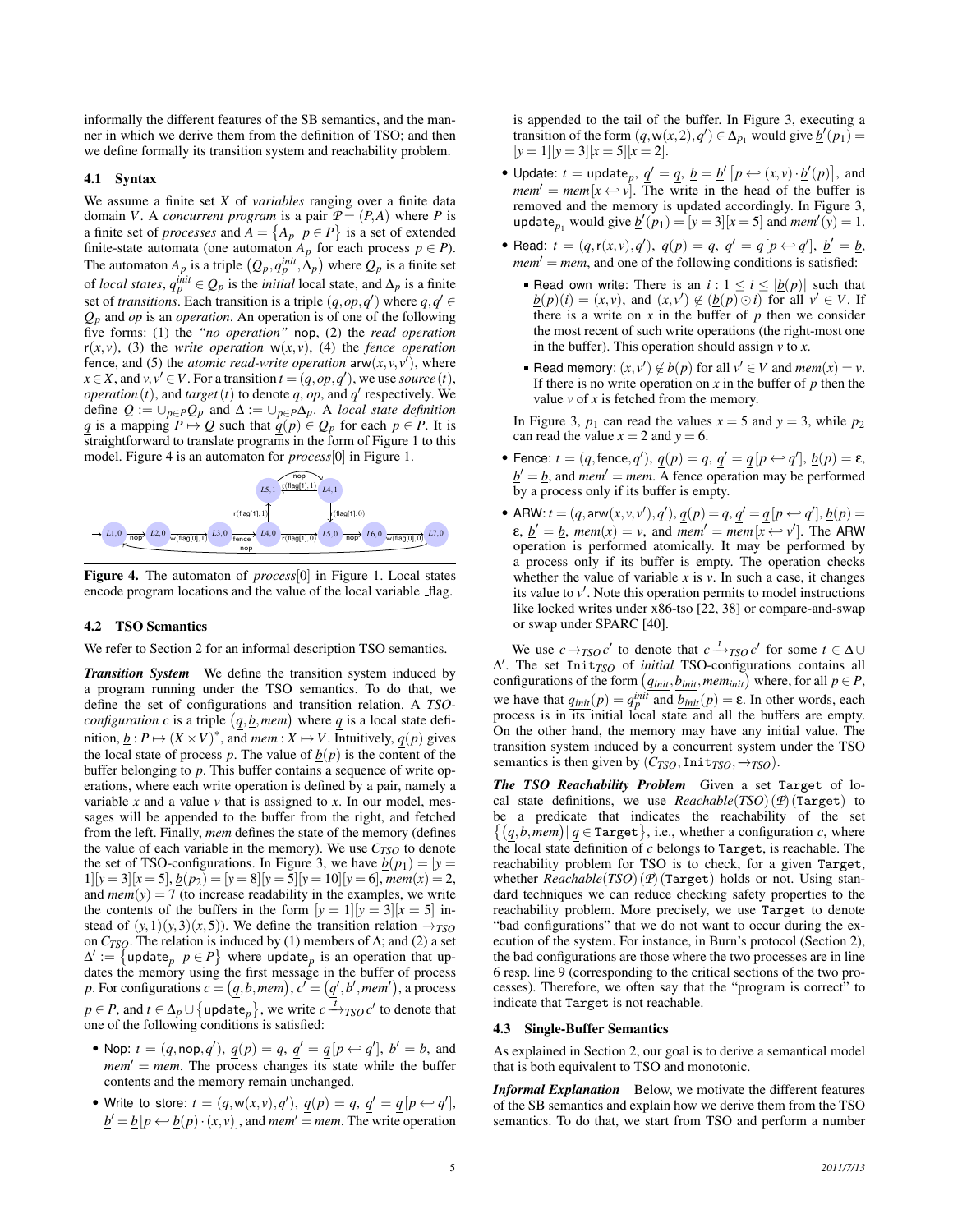informally the different features of the SB semantics, and the manner in which we derive them from the definition of TSO; and then we define formally its transition system and reachability problem.

### 4.1 Syntax

We assume a finite set $X$ of *variables* ranging over a finite data domain $V$. A *concurrent program* is a pair $\mathcal{P} = (P, A)$ where $P$ is a finite set of *processes* and $A = \{A_p \mid p \in P\}$ is a set of extended finite-state automata (one automaton $A_p$ for each process $p \in P$). The automaton $A_p$ is a triple $(Q_p, q_p^{init}, \Delta_p)$ where $Q_p$ is a finite set of *local states*, $q_p^{init} \in Q_p$ is the *initial* local state, and $\Delta_p$ is a finite set of *transitions*. Each transition is a triple $(q, op, q')$ where $q, q' \in Q_p$ and $op$ is an *operation*. An operation is of one of the following five forms: (1) the *"no operation"* nop, (2) the *read operation* $\mathsf{r}(x, v)$, (3) the *write operation* $\mathsf{w}(x, v)$, (4) the *fence operation* fence, and (5) the *atomic read-write operation* $\mathsf{arw}(x, v, v')$, where $x \in X$, and $v, v' \in V$. For a transition $t = (q, op, q')$, we use *source*$(t)$, *operation*$(t)$, and *target*$(t)$ to denote $q$, $op$, and $q'$ respectively. We define $Q := \cup_{p \in P} Q_p$ and $\Delta := \cup_{p \in P} \Delta_p$. A *local state definition* $\underline{q}$ is a mapping $P \mapsto Q$ such that $\underline{q}(p) \in Q_p$ for each $p \in P$. It is straightforward to translate programs in the form of Figure 1 to this model. Figure 4 is an automaton for *process*[0] in Figure 1.

**Figure 4.** The automaton of *process*[0] in Figure 1. Local states encode program locations and the value of the local variable _flag.

### 4.2 TSO Semantics

We refer to Section 2 for an informal description TSO semantics.

***Transition System*** We define the transition system induced by a program running under the TSO semantics. To do that, we define the set of configurations and transition relation. A *TSO-configuration* $c$ is a triple $(\underline{q}, \underline{b}, mem)$ where $\underline{q}$ is a local state definition, $\underline{b} : P \mapsto (X \times V)^*$, and $mem : X \mapsto V$. Intuitively, $\underline{q}(p)$ gives the local state of process $p$. The value of $\underline{b}(p)$ is the content of the buffer belonging to $p$. This buffer contains a sequence of write operations, where each write operation is defined by a pair, namely a variable $x$ and a value $v$ that is assigned to $x$. In our model, messages will be appended to the buffer from the right, and fetched from the left. Finally, $mem$ defines the state of the memory (defines the value of each variable in the memory). We use $C_{TSO}$ to denote the set of TSO-configurations. In Figure 3, we have $\underline{b}(p_1) = [y = 1][y = 3][x = 5]$, $\underline{b}(p_2) = [y = 8][y = 5][y = 10][y = 6]$, $mem(x) = 2$, and $mem(y) = 7$ (to increase readability in the examples, we write the contents of the buffers in the form $[y = 1][y = 3][x = 5]$ instead of $(y, 1)(y, 3)(x, 5)$). We define the transition relation $\rightarrow_{TSO}$ on $C_{TSO}$. The relation is induced by (1) members of $\Delta$; and (2) a set $\Delta' := \{\mathsf{update}_p \mid p \in P\}$ where $\mathsf{update}_p$ is an operation that updates the memory using the first message in the buffer of process $p$. For configurations $c = (\underline{q}, \underline{b}, mem)$, $c' = (\underline{q}', \underline{b}', mem')$, a process $p \in P$, and $t \in \Delta_p \cup \{\mathsf{update}_p\}$, we write $c \xrightarrow{t}_{TSO} c'$ to denote that one of the following conditions is satisfied:

- Nop: $t = (q, \mathsf{nop}, q')$, $\underline{q}(p) = q$, $\underline{q}' = \underline{q}[p \hookleftarrow q']$, $\underline{b}' = \underline{b}$, and $mem' = mem$. The process changes its state while the buffer contents and the memory remain unchanged.
- Write to store: $t = (q, \mathsf{w}(x, v), q')$, $\underline{q}(p) = q$, $\underline{q}' = \underline{q}[p \hookleftarrow q']$, $\underline{b}' = \underline{b}[p \hookleftarrow \underline{b}(p) \cdot (x, v)]$, and $mem' = mem$. The write operation is appended to the tail of the buffer. In Figure 3, executing a transition of the form $(q, \mathsf{w}(x, 2), q') \in \Delta_{p_1}$ would give $\underline{b}'(p_1) = [y = 1][y = 3][x = 5][x = 2]$.
- Update: $t = \mathsf{update}_p$, $\underline{q}' = \underline{q}$, $\underline{b} = \underline{b}'[p \hookleftarrow (x, v) \cdot \underline{b}'(p)]$, and $mem' = mem[x \hookleftarrow v]$. The write in the head of the buffer is removed and the memory is updated accordingly. In Figure 3, $\mathsf{update}_{p_1}$ would give $\underline{b}'(p_1) = [y = 3][x = 5]$ and $mem'(y) = 1$.
- Read: $t = (q, \mathsf{r}(x, v), q')$, $\underline{q}(p) = q$, $\underline{q}' = \underline{q}[p \hookleftarrow q']$, $\underline{b}' = \underline{b}$, $mem' = mem$, and one of the following conditions is satisfied:
  - Read own write: There is an $i : 1 \leq i \leq |\underline{b}(p)|$ such that $\underline{b}(p)(i) = (x, v)$, and $(x, v') \notin (\underline{b}(p) \odot i)$ for all $v' \in V$. If there is a write on $x$ in the buffer of $p$ then we consider the most recent of such write operations (the right-most one in the buffer). This operation should assign $v$ to $x$.
  - Read memory: $(x, v') \notin \underline{b}(p)$ for all $v' \in V$ and $mem(x) = v$. If there is no write operation on $x$ in the buffer of $p$ then the value $v$ of $x$ is fetched from the memory.

  In Figure 3, $p_1$ can read the values $x = 5$ and $y = 3$, while $p_2$ can read the value $x = 2$ and $y = 6$.
- Fence: $t = (q, \mathsf{fence}, q')$, $\underline{q}(p) = q$, $\underline{q}' = \underline{q}[p \hookleftarrow q']$, $\underline{b}(p) = \varepsilon$, $\underline{b}' = \underline{b}$, and $mem' = mem$. A fence operation may be performed by a process only if its buffer is empty.
- ARW: $t = (q, \mathsf{arw}(x, v, v'), q')$, $\underline{q}(p) = q$, $\underline{q}' = \underline{q}[p \hookleftarrow q']$, $\underline{b}(p) = \varepsilon$, $\underline{b}' = \underline{b}$, $mem(x) = v$, and $mem' = mem[x \hookleftarrow v']$. The ARW operation is performed atomically. It may be performed by a process only if its buffer is empty. The operation checks whether the value of variable $x$ is $v$. In such a case, it changes its value to $v'$. Note this operation permits to model instructions like locked writes under x86-tso [22, 38] or compare-and-swap or swap under SPARC [40].

We use $c \rightarrow_{TSO} c'$ to denote that $c \xrightarrow{t}_{TSO} c'$ for some $t \in \Delta \cup \Delta'$. The set $\mathtt{Init}_{TSO}$ of *initial* TSO-configurations contains all configurations of the form $(\underline{q_{init}}, \underline{b_{init}}, mem_{init})$ where, for all $p \in P$, we have that $\underline{q_{init}}(p) = q_p^{init}$ and $\underline{b_{init}}(p) = \varepsilon$. In other words, each process is in its initial local state and all the buffers are empty. On the other hand, the memory may have any initial value. The transition system induced by a concurrent system under the TSO semantics is then given by $(C_{TSO}, \mathtt{Init}_{TSO}, \rightarrow_{TSO})$.

***The TSO Reachability Problem*** Given a set $\mathtt{Target}$ of local state definitions, we use *Reachable*$(TSO)(\mathcal{P})(\mathtt{Target})$ to be a predicate that indicates the reachability of the set $\{(\underline{q}, \underline{b}, mem) \mid \underline{q} \in \mathtt{Target}\}$, i.e., whether a configuration $c$, where the local state definition of $c$ belongs to $\mathtt{Target}$, is reachable. The reachability problem for TSO is to check, for a given $\mathtt{Target}$, whether *Reachable*$(TSO)(\mathcal{P})(\mathtt{Target})$ holds or not. Using standard techniques we can reduce checking safety properties to the reachability problem. More precisely, we use $\mathtt{Target}$ to denote "bad configurations" that we do not want to occur during the execution of the system. For instance, in Burn's protocol (Section 2), the bad configurations are those where the two processes are in line 6 resp. line 9 (corresponding to the critical sections of the two processes). Therefore, we often say that the "program is correct" to indicate that $\mathtt{Target}$ is not reachable.

### 4.3 Single-Buffer Semantics

As explained in Section 2, our goal is to derive a semantical model that is both equivalent to TSO and monotonic.

***Informal Explanation*** Below, we motivate the different features of the SB semantics and explain how we derive them from the TSO semantics. To do that, we start from TSO and perform a number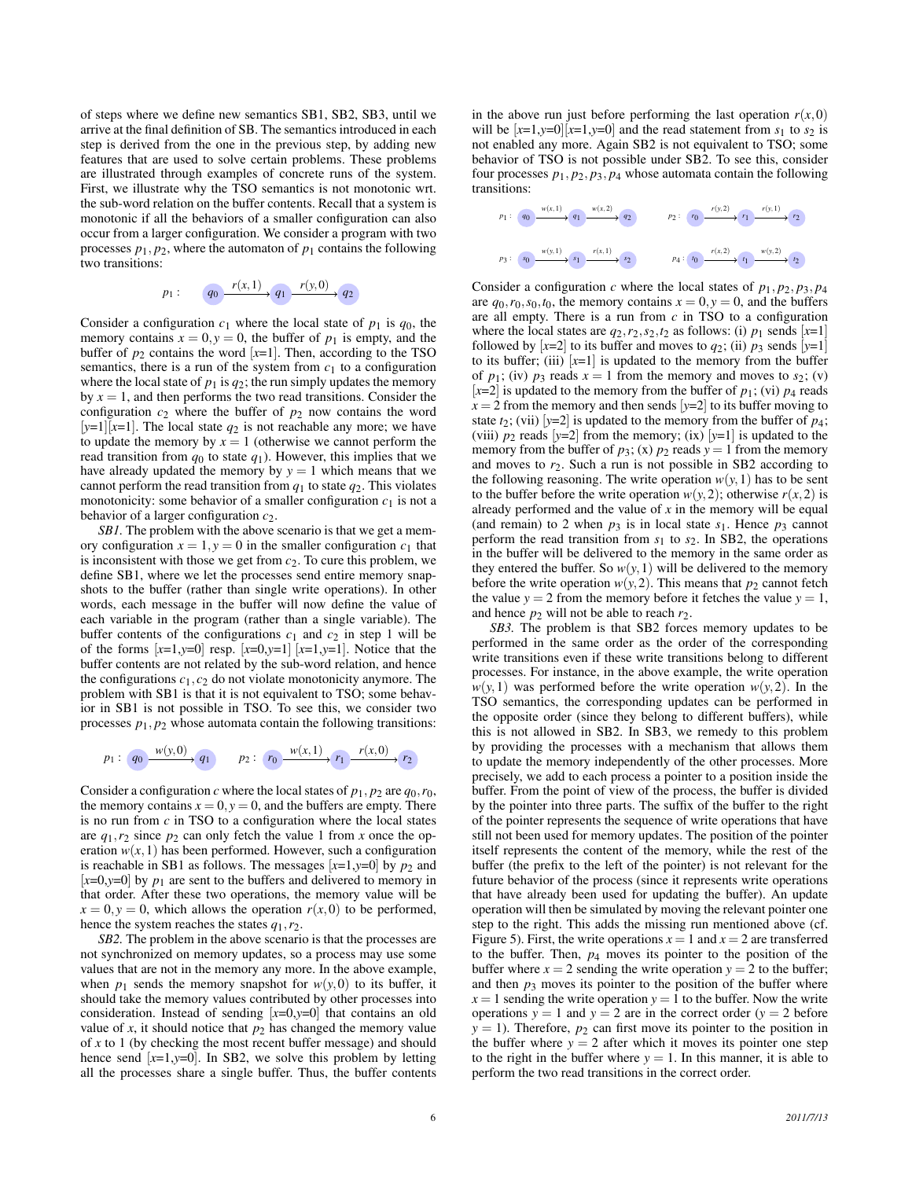of steps where we define new semantics SB1, SB2, SB3, until we arrive at the final definition of SB. The semantics introduced in each step is derived from the one in the previous step, by adding new features that are used to solve certain problems. These problems are illustrated through examples of concrete runs of the system. First, we illustrate why the TSO semantics is not monotonic wrt. the sub-word relation on the buffer contents. Recall that a system is monotonic if all the behaviors of a smaller configuration can also occur from a larger configuration. We consider a program with two processes $p_1, p_2$, where the automaton of $p_1$ contains the following two transitions:

$$p_1: \quad q_0 \xrightarrow{r(x,1)} q_1 \xrightarrow{r(y,0)} q_2$$

Consider a configuration $c_1$ where the local state of $p_1$ is $q_0$, the memory contains $x = 0, y = 0$, the buffer of $p_1$ is empty, and the buffer of $p_2$ contains the word [$x$=1]. Then, according to the TSO semantics, there is a run of the system from $c_1$ to a configuration where the local state of $p_1$ is $q_2$; the run simply updates the memory by $x = 1$, and then performs the two read transitions. Consider the configuration $c_2$ where the buffer of $p_2$ now contains the word [$y$=1][$x$=1]. The local state $q_2$ is not reachable any more; we have to update the memory by $x = 1$ (otherwise we cannot perform the read transition from $q_0$ to state $q_1$). However, this implies that we have already updated the memory by $y = 1$ which means that we cannot perform the read transition from $q_1$ to state $q_2$. This violates monotonicity: some behavior of a smaller configuration $c_1$ is not a behavior of a larger configuration $c_2$.

*SB1.* The problem with the above scenario is that we get a memory configuration $x = 1, y = 0$ in the smaller configuration $c_1$ that is inconsistent with those we get from $c_2$. To cure this problem, we define SB1, where we let the processes send entire memory snapshots to the buffer (rather than single write operations). In other words, each message in the buffer will now define the value of each variable in the program (rather than a single variable). The buffer contents of the configurations $c_1$ and $c_2$ in step 1 will be of the forms [$x$=1,$y$=0] resp. [$x$=0,$y$=1] [$x$=1,$y$=1]. Notice that the buffer contents are not related by the sub-word relation, and hence the configurations $c_1, c_2$ do not violate monotonicity anymore. The problem with SB1 is that it is not equivalent to TSO; some behavior in SB1 is not possible in TSO. To see this, we consider two processes $p_1, p_2$ whose automata contain the following transitions:

$$p_1: \quad q_0 \xrightarrow{w(y,0)} q_1 \qquad p_2: \quad r_0 \xrightarrow{w(x,1)} r_1 \xrightarrow{r(x,0)} r_2$$

Consider a configuration $c$ where the local states of $p_1, p_2$ are $q_0, r_0$, the memory contains $x = 0, y = 0$, and the buffers are empty. There is no run from $c$ in TSO to a configuration where the local states are $q_1, r_2$ since $p_2$ can only fetch the value 1 from $x$ once the operation $w(x,1)$ has been performed. However, such a configuration is reachable in SB1 as follows. The messages [$x$=1,$y$=0] by $p_2$ and [$x$=0,$y$=0] by $p_1$ are sent to the buffers and delivered to memory in that order. After these two operations, the memory value will be $x = 0, y = 0$, which allows the operation $r(x,0)$ to be performed, hence the system reaches the states $q_1, r_2$.

*SB2.* The problem in the above scenario is that the processes are not synchronized on memory updates, so a process may use some values that are not in the memory any more. In the above example, when $p_1$ sends the memory snapshot for $w(y,0)$ to its buffer, it should take the memory values contributed by other processes into consideration. Instead of sending [$x$=0,$y$=0] that contains an old value of $x$, it should notice that $p_2$ has changed the memory value of $x$ to 1 (by checking the most recent buffer message) and should hence send [$x$=1,$y$=0]. In SB2, we solve this problem by letting all the processes share a single buffer. Thus, the buffer contents in the above run just before performing the last operation $r(x,0)$ will be [$x$=1,$y$=0][$x$=1,$y$=0] and the read statement from $s_1$ to $s_2$ is not enabled any more. Again SB2 is not equivalent to TSO; some behavior of TSO is not possible under SB2. To see this, consider four processes $p_1, p_2, p_3, p_4$ whose automata contain the following transitions:

$$p_1: \quad q_0 \xrightarrow{w(x,1)} q_1 \xrightarrow{w(x,2)} q_2 \qquad p_2: \quad r_0 \xrightarrow{r(y,2)} r_1 \xrightarrow{r(y,1)} r_2$$

$$p_3: \quad s_0 \xrightarrow{w(y,1)} s_1 \xrightarrow{r(x,1)} s_2 \qquad p_4: \quad t_0 \xrightarrow{r(x,2)} t_1 \xrightarrow{w(y,2)} t_2$$

Consider a configuration $c$ where the local states of $p_1, p_2, p_3, p_4$ are $q_0, r_0, s_0, t_0$, the memory contains $x = 0, y = 0$, and the buffers are all empty. There is a run from $c$ in TSO to a configuration where the local states are $q_2, r_2, s_2, t_2$ as follows: (i) $p_1$ sends [$x$=1] followed by [$x$=2] to its buffer and moves to $q_2$; (ii) $p_3$ sends [$y$=1] to its buffer; (iii) [$x$=1] is updated to the memory from the buffer of $p_1$; (iv) $p_3$ reads $x = 1$ from the memory and moves to $s_2$; (v) [$x$=2] is updated to the memory from the buffer of $p_1$; (vi) $p_4$ reads $x = 2$ from the memory and then sends [$y$=2] to its buffer moving to state $t_2$; (vii) [$y$=2] is updated to the memory from the buffer of $p_4$; (viii) $p_2$ reads [$y$=2] from the memory; (ix) [$y$=1] is updated to the memory from the buffer of $p_3$; (x) $p_2$ reads $y = 1$ from the memory and moves to $r_2$. Such a run is not possible in SB2 according to the following reasoning. The write operation $w(y,1)$ has to be sent to the buffer before the write operation $w(y,2)$; otherwise $r(x,2)$ is already performed and the value of $x$ in the memory will be equal (and remain) to 2 when $p_3$ is in local state $s_1$. Hence $p_3$ cannot perform the read transition from $s_1$ to $s_2$. In SB2, the operations in the buffer will be delivered to the memory in the same order as they entered the buffer. So $w(y,1)$ will be delivered to the memory before the write operation $w(y,2)$. This means that $p_2$ cannot fetch the value $y = 2$ from the memory before it fetches the value $y = 1$, and hence $p_2$ will not be able to reach $r_2$.

*SB3.* The problem is that SB2 forces memory updates to be performed in the same order as the order of the corresponding write transitions even if these write transitions belong to different processes. For instance, in the above example, the write operation $w(y,1)$ was performed before the write operation $w(y,2)$. In the TSO semantics, the corresponding updates can be performed in the opposite order (since they belong to different buffers), while this is not allowed in SB2. In SB3, we remedy to this problem by providing the processes with a mechanism that allows them to update the memory independently of the other processes. More precisely, we add to each process a pointer to a position inside the buffer. From the point of view of the process, the buffer is divided by the pointer into three parts. The suffix of the buffer to the right of the pointer represents the sequence of write operations that have still not been used for memory updates. The position of the pointer itself represents the content of the memory, while the rest of the buffer (the prefix to the left of the pointer) is not relevant for the future behavior of the process (since it represents write operations that have already been used for updating the buffer). An update operation will then be simulated by moving the relevant pointer one step to the right. This adds the missing run mentioned above (cf. Figure 5). First, the write operations $x = 1$ and $x = 2$ are transferred to the buffer. Then, $p_4$ moves its pointer to the position of the buffer where $x = 2$ sending the write operation $y = 2$ to the buffer; and then $p_3$ moves its pointer to the position of the buffer where $x = 1$ sending the write operation $y = 1$ to the buffer. Now the write operations $y = 1$ and $y = 2$ are in the correct order ($y = 2$ before $y = 1$). Therefore, $p_2$ can first move its pointer to the position in the buffer where $y = 2$ after which it moves its pointer one step to the right in the buffer where $y = 1$. In this manner, it is able to perform the two read transitions in the correct order.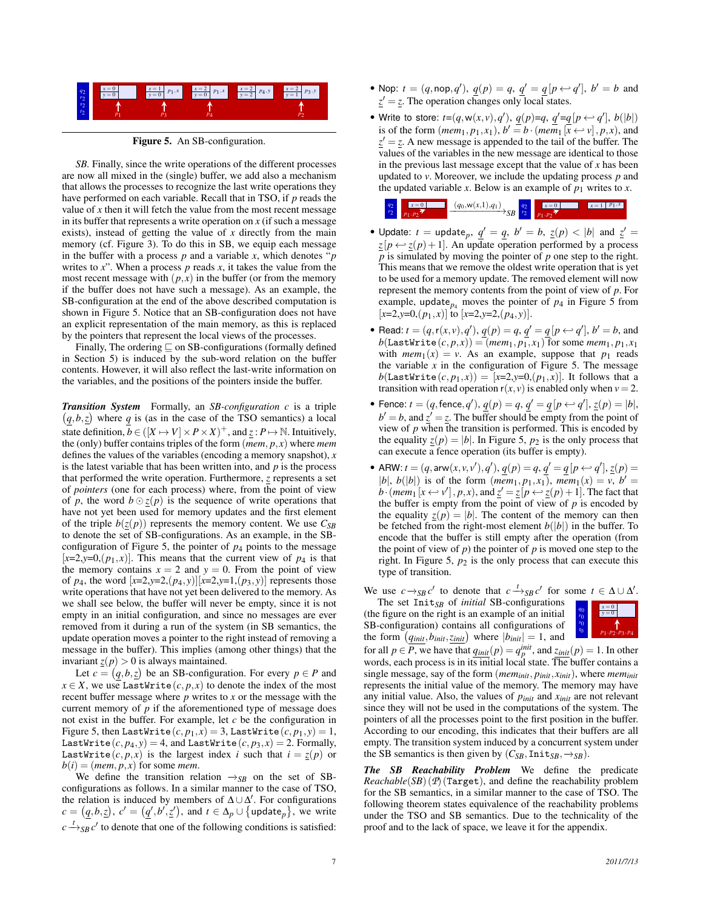Figure 5. An SB-configuration.

*SB.* Finally, since the write operations of the different processes are now all mixed in the (single) buffer, we add also a mechanism that allows the processes to recognize the last write operations they have performed on each variable. Recall that in TSO, if $p$ reads the value of $x$ then it will fetch the value from the most recent message in its buffer that represents a write operation on $x$ (if such a message exists), instead of getting the value of $x$ directly from the main memory (cf. Figure 3). To do this in SB, we equip each message in the buffer with a process $p$ and a variable $x$, which denotes "$p$ writes to $x$". When a process $p$ reads $x$, it takes the value from the most recent message with $(p,x)$ in the buffer (or from the memory if the buffer does not have such a message). As an example, the SB-configuration at the end of the above described computation is shown in Figure 5. Notice that an SB-configuration does not have an explicit representation of the main memory, as this is replaced by the pointers that represent the local views of the processes.

Finally, The ordering $\sqsubseteq$ on SB-configurations (formally defined in Section 5) is induced by the sub-word relation on the buffer contents. However, it will also reflect the last-write information on the variables, and the positions of the pointers inside the buffer.

***Transition System*** Formally, an *SB-configuration* $c$ is a triple $(\underline{q}, b, \underline{z})$ where $\underline{q}$ is (as in the case of the TSO semantics) a local state definition, $b \in ([X \mapsto V] \times P \times X)^+$, and $\underline{z} : P \mapsto \mathbb{N}$. Intuitively, the (only) buffer contains triples of the form $(mem, p, x)$ where $mem$ defines the values of the variables (encoding a memory snapshot), $x$ is the latest variable that has been written into, and $p$ is the process that performed the write operation. Furthermore, $\underline{z}$ represents a set of *pointers* (one for each process) where, from the point of view of $p$, the word $b \odot \underline{z}(p)$ is the sequence of write operations that have not yet been used for memory updates and the first element of the triple $b(\underline{z}(p))$ represents the memory content. We use $C_{SB}$ to denote the set of SB-configurations. As an example, in the SB-configuration of Figure 5, the pointer of $p_4$ points to the message [$x$=2,$y$=0,$(p_1,x)$]. This means that the current view of $p_4$ is that the memory contains $x = 2$ and $y = 0$. From the point of view of $p_4$, the word [$x$=2,$y$=2,$(p_4,y)$][$x$=2,$y$=1,$(p_3,y)$] represents those write operations that have not yet been delivered to the memory. As we shall see below, the buffer will never be empty, since it is not empty in an initial configuration, and since no messages are ever removed from it during a run of the system (in SB semantics, the update operation moves a pointer to the right instead of removing a message in the buffer). This implies (among other things) that the invariant $\underline{z}(p) > 0$ is always maintained.

Let $c = (\underline{q}, b, \underline{z})$ be an SB-configuration. For every $p \in P$ and $x \in X$, we use $\texttt{LastWrite}(c, p, x)$ to denote the index of the most recent buffer message where $p$ writes to $x$ or the message with the current memory of $p$ if the aforementioned type of message does not exist in the buffer. For example, let $c$ be the configuration in Figure 5, then $\texttt{LastWrite}(c, p_1, x) = 3$, $\texttt{LastWrite}(c, p_1, y) = 1$, $\texttt{LastWrite}(c, p_4, y) = 4$, and $\texttt{LastWrite}(c, p_3, x) = 2$. Formally, $\texttt{LastWrite}(c, p, x)$ is the largest index $i$ such that $i = \underline{z}(p)$ or $b(i) = (mem, p, x)$ for some $mem$.

We define the transition relation $\rightarrow_{SB}$ on the set of SB-configurations as follows. In a similar manner to the case of TSO, the relation is induced by members of $\Delta \cup \Delta'$. For configurations $c = (\underline{q}, b, \underline{z})$, $c' = (\underline{q}', b', \underline{z}')$, and $t \in \Delta_p \cup \{\mathsf{update}_p\}$, we write $c \xrightarrow{t}_{SB} c'$ to denote that one of the following conditions is satisfied:

- Nop: $t = (q, \mathsf{nop}, q')$, $\underline{q}(p) = q$, $\underline{q}' = \underline{q}[p \hookleftarrow q']$, $b' = b$ and $\underline{z}' = \underline{z}$. The operation changes only local states.
- Write to store: $t$=$(q, \mathsf{w}(x,v), q')$, $\underline{q}(p)$=$q$, $\underline{q}'$=$\underline{q}[p \hookleftarrow q']$, $b(|b|)$ is of the form $(mem_1, p_1, x_1)$, $b' = b \cdot (mem_1[x \hookleftarrow v], p, x)$, and $\underline{z}' = \underline{z}$. A new message is appended to the tail of the buffer. The values of the variables in the new message are identical to those in the previous last message except that the value of $x$ has been updated to $v$. Moreover, we include the updating process $p$ and the updated variable $x$. Below is an example of $p_1$ writes to $x$.
- Update: $t = \mathsf{update}_p$, $\underline{q}' = \underline{q}$, $b' = b$, $\underline{z}(p) < |b|$ and $\underline{z}' = \underline{z}[p \hookleftarrow \underline{z}(p) + 1]$. An update operation performed by a process $p$ is simulated by moving the pointer of $p$ one step to the right. This means that we remove the oldest write operation that is yet to be used for a memory update. The removed element will now represent the memory contents from the point of view of $p$. For example, $\mathsf{update}_{p_4}$ moves the pointer of $p_4$ in Figure 5 from [$x$=2,$y$=0,$(p_1,x)$] to [$x$=2,$y$=2,$(p_4,y)$].
- Read: $t = (q, \mathsf{r}(x,v), q')$, $\underline{q}(p) = q$, $\underline{q}' = \underline{q}[p \hookleftarrow q']$, $b' = b$, and $b(\texttt{LastWrite}(c, p, x)) = (mem_1, p_1, x_1)$ for some $mem_1, p_1, x_1$ with $mem_1(x) = v$. As an example, suppose that $p_1$ reads the variable $x$ in the configuration of Figure 5. The message $b(\texttt{LastWrite}(c, p_1, x)) = $ [$x$=2,$y$=0,$(p_1,x)$]. It follows that a transition with read operation $\mathsf{r}(x,v)$ is enabled only when $v = 2$.
- Fence: $t = (q, \mathsf{fence}, q')$, $\underline{q}(p) = q$, $\underline{q}' = \underline{q}[p \hookleftarrow q']$, $\underline{z}(p) = |b|$, $b' = b$, and $\underline{z}' = \underline{z}$. The buffer should be empty from the point of view of $p$ when the transition is performed. This is encoded by the equality $\underline{z}(p) = |b|$. In Figure 5, $p_2$ is the only process that can execute a fence operation (its buffer is empty).
- ARW: $t = (q, \mathsf{arw}(x,v,v'), q')$, $\underline{q}(p) = q$, $\underline{q}' = \underline{q}[p \hookleftarrow q']$, $\underline{z}(p) = |b|$, $b(|b|)$ is of the form $(mem_1, p_1, x_1)$, $mem_1(x) = v$, $b' = b \cdot (mem_1[x \hookleftarrow v'], p, x)$, and $\underline{z}' = \underline{z}[p \hookleftarrow \underline{z}(p) + 1]$. The fact that the buffer is empty from the point of view of $p$ is encoded by the equality $\underline{z}(p) = |b|$. The content of the memory can then be fetched from the right-most element $b(|b|)$ in the buffer. To encode that the buffer is still empty after the operation (from the point of view of $p$) the pointer of $p$ is moved one step to the right. In Figure 5, $p_2$ is the only process that can execute this type of transition.

We use $c \rightarrow_{SB} c'$ to denote that $c \xrightarrow{t}_{SB} c'$ for some $t \in \Delta \cup \Delta'$.

The set $\texttt{Init}_{SB}$ of *initial* SB-configurations (the figure on the right is an example of an initial SB-configuration) contains all configurations of the form $(\underline{q_{init}}, b_{init}, \underline{z_{init}})$ where $|b_{init}| = 1$, and for all $p \in P$, we have that $\underline{q_{init}}(p) = q_p^{init}$, and $\underline{z_{init}}(p) = 1$. In other words, each process is in its initial local state. The buffer contains a single message, say of the form $(mem_{init}, p_{init}, x_{init})$, where $mem_{init}$ represents the initial value of the memory. The memory may have any initial value. Also, the values of $p_{init}$ and $x_{init}$ are not relevant since they will not be used in the computations of the system. The pointers of all the processes point to the first position in the buffer. According to our encoding, this indicates that their buffers are all empty. The transition system induced by a concurrent system under the SB semantics is then given by $(C_{SB}, \texttt{Init}_{SB}, \rightarrow_{SB})$.

***The SB Reachability Problem*** We define the predicate $Reachable(SB)(\mathcal{P})(\texttt{Target})$, and define the reachability problem for the SB semantics, in a similar manner to the case of TSO. The following theorem states equivalence of the reachability problems under the TSO and SB semantics. Due to the technicality of the proof and to the lack of space, we leave it for the appendix.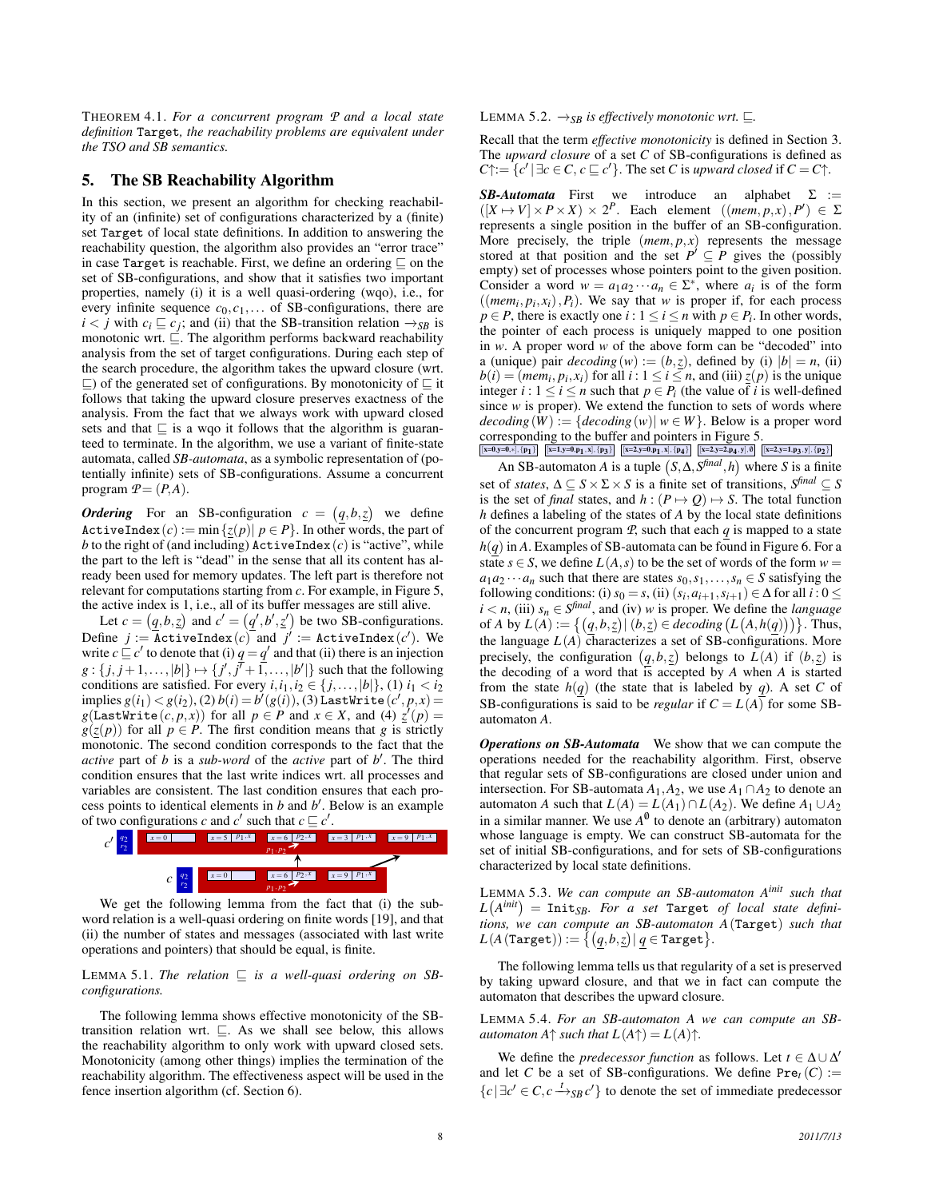THEOREM 4.1. *For a concurrent program $\mathcal{P}$ and a local state definition* Target*, the reachability problems are equivalent under the TSO and SB semantics.*

## 5. The SB Reachability Algorithm

In this section, we present an algorithm for checking reachability of an (infinite) set of configurations characterized by a (finite) set Target of local state definitions. In addition to answering the reachability question, the algorithm also provides an "error trace" in case Target is reachable. First, we define an ordering $\sqsubseteq$ on the set of SB-configurations, and show that it satisfies two important properties, namely (i) it is a well quasi-ordering (wqo), i.e., for every infinite sequence $c_0, c_1, \ldots$ of SB-configurations, there are $i < j$ with $c_i \sqsubseteq c_j$; and (ii) that the SB-transition relation $\rightarrow_{SB}$ is monotonic wrt. $\sqsubseteq$. The algorithm performs backward reachability analysis from the set of target configurations. During each step of the search procedure, the algorithm takes the upward closure (wrt. $\sqsubseteq$) of the generated set of configurations. By monotonicity of $\sqsubseteq$ it follows that taking the upward closure preserves exactness of the analysis. From the fact that we always work with upward closed sets and that $\sqsubseteq$ is a wqo it follows that the algorithm is guaranteed to terminate. In the algorithm, we use a variant of finite-state automata, called *SB-automata*, as a symbolic representation of (potentially infinite) sets of SB-configurations. Assume a concurrent program $\mathcal{P} = (P, A)$.

***Ordering*** For an SB-configuration $c = (\underline{q}, b, \underline{z})$ we define $\texttt{ActiveIndex}(c) := \min\{\underline{z}(p) \mid p \in P\}$. In other words, the part of $b$ to the right of (and including) $\texttt{ActiveIndex}(c)$ is "active", while the part to the left is "dead" in the sense that all its content has already been used for memory updates. The left part is therefore not relevant for computations starting from $c$. For example, in Figure 5, the active index is 1, i.e., all of its buffer messages are still alive.

Let $c = (\underline{q}, b, \underline{z})$ and $c' = (\underline{q}', b', \underline{z}')$ be two SB-configurations. Define $j := \texttt{ActiveIndex}(c)$ and $j' := \texttt{ActiveIndex}(c')$. We write $c \sqsubseteq c'$ to denote that (i) $\underline{q} = \underline{q}'$ and that (ii) there is an injection $g : \{j, j+1, \ldots, |b|\} \mapsto \{j', j'+1, \ldots, |b'|\}$ such that the following conditions are satisfied. For every $i, i_1, i_2 \in \{j, \ldots, |b|\}$, (1) $i_1 < i_2$ implies $g(i_1) < g(i_2)$, (2) $b(i) = b'(g(i))$, (3) $\texttt{LastWrite}(c', p, x) = g(\texttt{LastWrite}(c, p, x))$ for all $p \in P$ and $x \in X$, and (4) $\underline{z}'(p) = g(\underline{z}(p))$ for all $p \in P$. The first condition means that $g$ is strictly monotonic. The second condition corresponds to the fact that the *active* part of $b$ is a *sub-word* of the *active* part of $b'$. The third condition ensures that the last write indices wrt. all processes and variables are consistent. The last condition ensures that each process points to identical elements in $b$ and $b'$. Below is an example of two configurations $c$ and $c'$ such that $c \sqsubseteq c'$.

We get the following lemma from the fact that (i) the subword relation is a well-quasi ordering on finite words [19], and that (ii) the number of states and messages (associated with last write operations and pointers) that should be equal, is finite.

LEMMA 5.1. *The relation $\sqsubseteq$ is a well-quasi ordering on SB-configurations.*

The following lemma shows effective monotonicity of the SB-transition relation wrt. $\sqsubseteq$. As we shall see below, this allows the reachability algorithm to only work with upward closed sets. Monotonicity (among other things) implies the termination of the reachability algorithm. The effectiveness aspect will be used in the fence insertion algorithm (cf. Section 6).

LEMMA 5.2. *$\rightarrow_{SB}$ is effectively monotonic wrt. $\sqsubseteq$.*

Recall that the term *effective monotonicity* is defined in Section 3. The *upward closure* of a set $C$ of SB-configurations is defined as $C\!\uparrow := \{c' \mid \exists c \in C, c \sqsubseteq c'\}$. The set $C$ is *upward closed* if $C = C\!\uparrow$.

***SB-Automata*** First we introduce an alphabet $\Sigma := ([X \mapsto V] \times P \times X) \times 2^P$. Each element $((mem, p, x), P') \in \Sigma$ represents a single position in the buffer of an SB-configuration. More precisely, the triple $(mem, p, x)$ represents the message stored at that position and the set $P' \subseteq P$ gives the (possibly empty) set of processes whose pointers point to the given position. Consider a word $w = a_1 a_2 \cdots a_n \in \Sigma^*$, where $a_i$ is of the form $((mem_i, p_i, x_i), P_i)$. We say that $w$ is proper if, for each process $p \in P$, there is exactly one $i : 1 \leq i \leq n$ with $p \in P_i$. In other words, the pointer of each process is uniquely mapped to one position in $w$. A proper word $w$ of the above form can be "decoded" into a (unique) pair $decoding(w) := (b, \underline{z})$, defined by (i) $|b| = n$, (ii) $b(i) = (mem_i, p_i, x_i)$ for all $i : 1 \leq i \leq n$, and (iii) $\underline{z}(p)$ is the unique integer $i : 1 \leq i \leq n$ such that $p \in P_i$ (the value of $i$ is well-defined since $w$ is proper). We extend the function to sets of words where $decoding(W) := \{decoding(w) \mid w \in W\}$. Below is a proper word corresponding to the buffer and pointers in Figure 5.

An SB-automaton $A$ is a tuple $(S, \Delta, S^{final}, h)$ where $S$ is a finite set of *states*, $\Delta \subseteq S \times \Sigma \times S$ is a finite set of transitions, $S^{final} \subseteq S$ is the set of *final* states, and $h : (P \mapsto Q) \mapsto S$. The total function $h$ defines a labeling of the states of $A$ by the local state definitions of the concurrent program $\mathcal{P}$, such that each $\underline{q}$ is mapped to a state $h(\underline{q})$ in $A$. Examples of SB-automata can be found in Figure 6. For a state $s \in S$, we define $L(A, s)$ to be the set of words of the form $w = a_1 a_2 \cdots a_n$ such that there are states $s_0, s_1, \ldots, s_n \in S$ satisfying the following conditions: (i) $s_0 = s$, (ii) $(s_i, a_{i+1}, s_{i+1}) \in \Delta$ for all $i : 0 \leq i < n$, (iii) $s_n \in S^{final}$, and (iv) $w$ is proper. We define the *language* of $A$ by $L(A) := \{(\underline{q}, b, \underline{z}) \mid (b, \underline{z}) \in decoding(L(A, h(\underline{q})))\}$. Thus, the language $L(A)$ characterizes a set of SB-configurations. More precisely, the configuration $(\underline{q}, b, \underline{z})$ belongs to $L(A)$ if $(b, \underline{z})$ is the decoding of a word that is accepted by $A$ when $A$ is started from the state $h(\underline{q})$ (the state that is labeled by $\underline{q}$). A set $C$ of SB-configurations is said to be *regular* if $C = L(A)$ for some SB-automaton $A$.

***Operations on SB-Automata*** We show that we can compute the operations needed for the reachability algorithm. First, observe that regular sets of SB-configurations are closed under union and intersection. For SB-automata $A_1, A_2$, we use $A_1 \cap A_2$ to denote an automaton $A$ such that $L(A) = L(A_1) \cap L(A_2)$. We define $A_1 \cup A_2$ in a similar manner. We use $A^{\emptyset}$ to denote an (arbitrary) automaton whose language is empty. We can construct SB-automata for the set of initial SB-configurations, and for sets of SB-configurations characterized by local state definitions.

LEMMA 5.3. *We can compute an SB-automaton $A^{init}$ such that $L(A^{init}) = \texttt{Init}_{SB}$. For a set* Target *of local state definitions, we can compute an SB-automaton $A(\texttt{Target})$ such that $L(A(\texttt{Target})) := \{(\underline{q}, b, \underline{z}) \mid \underline{q} \in \texttt{Target}\}$.*

The following lemma tells us that regularity of a set is preserved by taking upward closure, and that we in fact can compute the automaton that describes the upward closure.

LEMMA 5.4. *For an SB-automaton $A$ we can compute an SB-automaton $A\!\uparrow$ such that $L(A\!\uparrow) = L(A)\!\uparrow$.*

We define the *predecessor function* as follows. Let $t \in \Delta \cup \Delta'$ and let $C$ be a set of SB-configurations. We define $\texttt{Pre}_t(C) := \{c \mid \exists c' \in C, c \xrightarrow{t}_{SB} c'\}$ to denote the set of immediate predecessor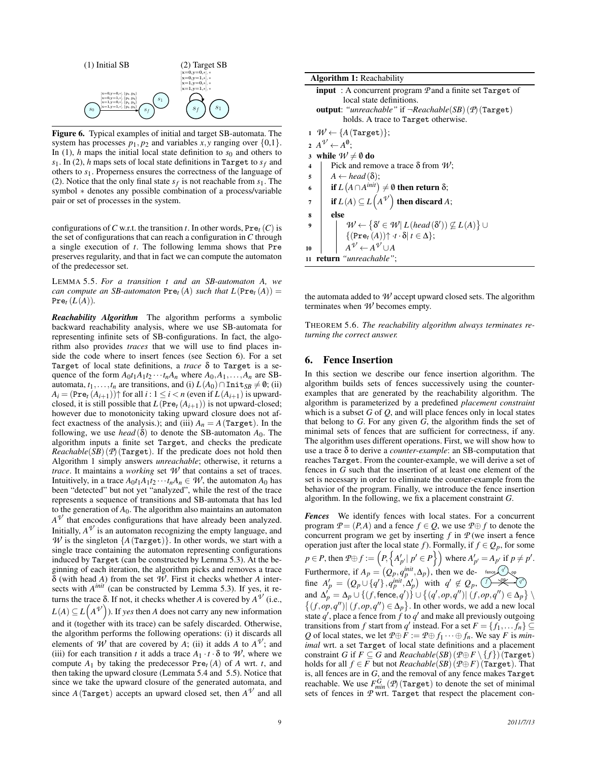(1) Initial SB (2) Target SB

**Figure 6.** Typical examples of initial and target SB-automata. The system has processes $p_1, p_2$ and variables $x, y$ ranging over {0,1}. In (1), $h$ maps the initial local state definition to $s_0$ and others to $s_1$. In (2), $h$ maps sets of local state definitions in Target to $s_f$ and others to $s_1$. Properness ensures the correctness of the language of (2). Notice that the only final state $s_f$ is not reachable from $s_1$. The symbol $*$ denotes any possible combination of a process/variable pair or set of processes in the system.

configurations of $C$ w.r.t. the transition $t$. In other words, $\text{Pre}_t(C)$ is the set of configurations that can reach a configuration in $C$ through a single execution of $t$. The following lemma shows that Pre preserves regularity, and that in fact we can compute the automaton of the predecessor set.

LEMMA 5.5. *For a transition $t$ and an SB-automaton $A$, we can compute an SB-automaton $\text{Pre}_t(A)$ such that $L(\text{Pre}_t(A)) = \text{Pre}_t(L(A))$.*

***Reachability Algorithm*** The algorithm performs a symbolic backward reachability analysis, where we use SB-automata for representing infinite sets of SB-configurations. In fact, the algorithm also provides *traces* that we will use to find places inside the code where to insert fences (see Section 6). For a set Target of local state definitions, a *trace* $\delta$ to Target is a sequence of the form $A_0 t_1 A_1 t_2 \cdots t_n A_n$ where $A_0, A_1, \ldots, A_n$ are SB-automata, $t_1, \ldots, t_n$ are transitions, and (i) $L(A_0) \cap \text{Init}_{SB} \neq \emptyset$; (ii) $A_i = (\text{Pre}_t(A_{i+1}))\uparrow$ for all $i : 1 \leq i < n$ (even if $L(A_{i+1})$ is upward-closed, it is still possible that $L(\text{Pre}_t(A_{i+1}))$ is not upward-closed; however due to monotonicity taking upward closure does not affect exactness of the analysis.); and (iii) $A_n = A(\text{Target})$. In the following, we use $head(\delta)$ to denote the SB-automaton $A_0$. The algorithm inputs a finite set Target, and checks the predicate $Reachable(SB)(\mathcal{P})(\text{Target})$. If the predicate does not hold then Algorithm 1 simply answers *unreachable*; otherwise, it returns a *trace*. It maintains a *working* set $\mathcal{W}$ that contains a set of traces. Intuitively, in a trace $A_0 t_1 A_1 t_2 \cdots t_n A_n \in \mathcal{W}$, the automaton $A_0$ has been "detected" but not yet "analyzed", while the rest of the trace represents a sequence of transitions and SB-automata that has led to the generation of $A_0$. The algorithm also maintains an automaton $A^{\mathcal{V}}$ that encodes configurations that have already been analyzed. Initially, $A^{\mathcal{V}}$ is an automaton recognizing the empty language, and $\mathcal{W}$ is the singleton $\{A(\text{Target})\}$. In other words, we start with a single trace containing the automaton representing configurations induced by Target (can be constructed by Lemma 5.3). At the beginning of each iteration, the algorithm picks and removes a trace $\delta$ (with head $A$) from the set $\mathcal{W}$. First it checks whether $A$ intersects with $A^{init}$ (can be constructed by Lemma 5.3). If yes, it returns the trace $\delta$. If not, it checks whether $A$ is covered by $A^{\mathcal{V}}$ (i.e., $L(A) \subseteq L\left(A^{\mathcal{V}}\right)$). If *yes* then $A$ does not carry any new information and it (together with its trace) can be safely discarded. Otherwise, the algorithm performs the following operations: (i) it discards all elements of $\mathcal{W}$ that are covered by $A$; (ii) it adds $A$ to $A^{\mathcal{V}}$; and (iii) for each transition $t$ it adds a trace $A_1 \cdot t \cdot \delta$ to $\mathcal{W}$, where we compute $A_1$ by taking the predecessor $\text{Pre}_t(A)$ of $A$ wrt. $t$, and then taking the upward closure (Lemmata 5.4 and 5.5). Notice that since we take the upward closure of the generated automata, and since $A(\text{Target})$ accepts an upward closed set, then $A^{\mathcal{V}}$ and all the automata added to $\mathcal{W}$ accept upward closed sets. The algorithm terminates when $\mathcal{W}$ becomes empty.

**Algorithm 1:** Reachability

**input** : A concurrent program $\mathcal{P}$ and a finite set Target of local state definitions.
**output**: *"unreachable"* if $\neg Reachable(SB)(\mathcal{P})(\text{Target})$ holds. A trace to Target otherwise.

```
1  W ← {A(Target)};
2  A^V ← A^∅;
3  while W ≠ ∅ do
4      Pick and remove a trace δ from W;
5      A ← head(δ);
6      if L(A ∩ A^init) ≠ ∅ then return δ;
7      if L(A) ⊆ L(A^V) then discard A;
8      else
9          W ← {δ' ∈ W | L(head(δ')) ⊈ L(A)} ∪
               {(Pre_t(A))↑ · t · δ | t ∈ Δ};
10         A^V ← A^V ∪ A
11 return "unreachable";
```

THEOREM 5.6. *The reachability algorithm always terminates returning the correct answer.*

## 6. Fence Insertion

In this section we describe our fence insertion algorithm. The algorithm builds sets of fences successively using the counter-examples that are generated by the reachability algorithm. The algorithm is parameterized by a predefined *placement constraint* which is a subset $G$ of $Q$, and will place fences only in local states that belong to $G$. For any given $G$, the algorithm finds the set of minimal sets of fences that are sufficient for correctness, if any. The algorithm uses different operations. First, we will show how to use a trace $\delta$ to derive a *counter-example*: an SB-computation that reaches Target. From the counter-example, we will derive a set of fences in $G$ such that the insertion of at least one element of the set is necessary in order to eliminate the counter-example from the behavior of the program. Finally, we introduce the fence insertion algorithm. In the following, we fix a placement constraint $G$.

***Fences*** We identify fences with local states. For a concurrent program $\mathcal{P} = (P, A)$ and a fence $f \in Q$, we use $\mathcal{P} \oplus f$ to denote the concurrent program we get by inserting $f$ in $\mathcal{P}$ (we insert a fence operation just after the local state $f$). Formally, if $f \in Q_p$, for some $p \in P$, then $\mathcal{P} \oplus f := \left(P, \left\{A'_{p'} \mid p' \in P\right\}\right)$ where $A'_{p'} = A_{p'}$ if $p \neq p'$. Furthermore, if $A_p = \left(Q_p, q_p^{init}, \Delta_p\right)$, then we define $A'_p = \left(Q_p \cup \{q'\}, q_p^{init}, \Delta'_p\right)$ with $q' \notin Q_p$, and $\Delta'_p = \Delta_p \cup \{(f, \text{fence}, q')\} \cup \{(q', op, q'') \mid (f, op, q'') \in \Delta_p\} \setminus \{(f, op, q'') \mid (f, op, q'') \in \Delta_p\}$. In other words, we add a new local state $q'$, place a fence from $f$ to $q'$ and make all previously outgoing transitions from $f$ start from $q'$ instead. For a set $F = \{f_1, \ldots f_n\} \subseteq Q$ of local states, we let $\mathcal{P} \oplus F := \mathcal{P} \oplus f_1 \cdots \oplus f_n$. We say $F$ is *minimal* wrt. a set Target of local state definitions and a placement constraint $G$ if $F \subseteq G$ and $Reachable(SB)(\mathcal{P} \oplus F \setminus \{f\})(\text{Target})$ holds for all $f \in F$ but not $Reachable(SB)(\mathcal{P} \oplus F)(\text{Target})$. That is, all fences are in $G$, and the removal of any fence makes Target reachable. We use $F^G_{min}(\mathcal{P})(\text{Target})$ to denote the set of minimal sets of fences in $\mathcal{P}$ wrt. Target that respect the placement con-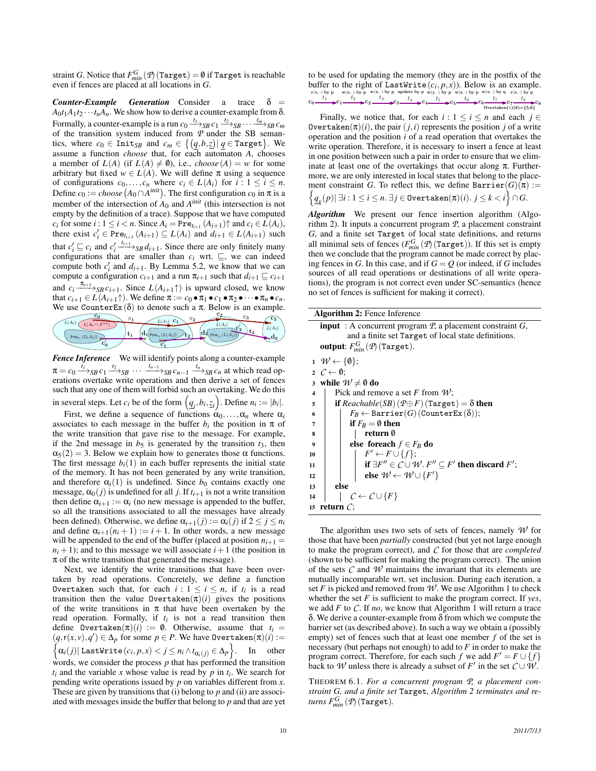straint $G$. Notice that $F^G_{min}(\mathcal{P})(\texttt{Target}) = \emptyset$ if Target is reachable even if fences are placed at all locations in $G$.

***Counter-Example Generation*** Consider a trace $\delta = A_0 t_1 A_1 t_2 \cdots t_n A_n$. We show how to derive a counter-example from $\delta$. Formally, a counter-example is a run $c_0 \xrightarrow{t_1}_{SB} c_1 \xrightarrow{t_2}_{SB} \cdots \xrightarrow{t_m}_{SB} c_m$ of the transition system induced from $\mathcal{P}$ under the SB semantics, where $c_0 \in \texttt{Init}_{SB}$ and $c_m \in \{(\underline{q}, b, \underline{z}) \mid \underline{q} \in \texttt{Target}\}$. We assume a function *choose* that, for each automaton $A$, chooses a member of $L(A)$ (if $L(A) \neq \emptyset$), i.e., $choose(A) = w$ for some arbitrary but fixed $w \in L(A)$. We will define $\pi$ using a sequence of configurations $c_0, \ldots, c_n$ where $c_i \in L(A_i)$ for $i : 1 \leq i \leq n$. Define $c_0 := choose(A_0 \cap A^{init})$. The first configuration $c_0$ in $\pi$ is a member of the intersection of $A_0$ and $A^{init}$ (this intersection is not empty by the definition of a trace). Suppose that we have computed $c_i$ for some $i : 1 \leq i < n$. Since $A_i = \texttt{Pre}_{t_{i+1}}(A_{i+1})\!\uparrow$ and $c_i \in L(A_i)$, there exist $c'_i \in \texttt{Pre}_{t_{i+1}}(A_{i+1}) \subseteq L(A_i)$ and $d_{i+1} \in L(A_{i+1})$ such that $c'_i \sqsubseteq c_i$ and $c'_i \xrightarrow{t_{i+1}}_{SB} d_{i+1}$. Since there are only finitely many configurations that are smaller than $c_i$ wrt. $\sqsubseteq$, we can indeed compute both $c'_i$ and $d_{i+1}$. By Lemma 5.2, we know that we can compute a configuration $c_{i+1}$ and a run $\pi_{i+1}$ such that $d_{i+1} \sqsubseteq c_{i+1}$ and $c_i \xrightarrow{\pi_{i+1}}_{SB} c_{i+1}$. Since $L(A_{i+1}\!\uparrow)$ is upward closed, we know that $c_{i+1} \in L(A_{i+1}\!\uparrow)$. We define $\pi := c_0 \bullet \pi_1 \bullet c_1 \bullet \pi_2 \bullet \cdots \bullet \pi_n \bullet c_n$. We use $\texttt{CounterEx}(\delta)$ to denote such a $\pi$. Below is an example.

***Fence Inference*** We will identify points along a counter-example $\pi = c_0 \xrightarrow{t_1}_{SB} c_1 \xrightarrow{t_2}_{SB} \cdots \xrightarrow{t_{n-1}}_{SB} c_{n-1} \xrightarrow{t_n}_{SB} c_n$ at which read operations overtake write operations and then derive a set of fences such that any one of them will forbid such an overtaking. We do this in several steps. Let $c_i$ be of the form $(\underline{q}_i, b_i, \underline{z}_i)$. Define $n_i := |b_i|$.

First, we define a sequence of functions $\alpha_0, \ldots, \alpha_n$ where $\alpha_i$ associates to each message in the buffer $b_i$ the position in $\pi$ of the write transition that gave rise to the message. For example, if the 2nd message in $b_5$ is generated by the transition $t_3$, then $\alpha_5(2) = 3$. Below we explain how to generates those $\alpha$ functions. The first message $b_i(1)$ in each buffer represents the initial state of the memory. It has not been generated by any write transition, and therefore $\alpha_i(1)$ is undefined. Since $b_0$ contains exactly one message, $\alpha_0(j)$ is undefined for all $j$. If $t_{i+1}$ is not a write transition then define $\alpha_{i+1} := \alpha_i$ (no new message is appended to the buffer, so all the transitions associated to all the messages have already been defined). Otherwise, we define $\alpha_{i+1}(j) := \alpha_i(j)$ if $2 \leq j \leq n_i$ and define $\alpha_{i+1}(n_i + 1) := i + 1$. In other words, a new message will be appended to the end of the buffer (placed at position $n_{i+1} = n_i + 1$); and to this message we will associate $i + 1$ (the position in $\pi$ of the write transition that generated the message).

Next, we identify the write transitions that have been overtaken by read operations. Concretely, we define a function Overtaken such that, for each $i : 1 \leq i \leq n$, if $t_i$ is a read transition then the value $\texttt{Overtaken}(\pi)(i)$ gives the positions of the write transitions in $\pi$ that have been overtaken by the read operation. Formally, if $t_i$ is not a read transition then define $\texttt{Overtaken}(\pi)(i) := \emptyset$. Otherwise, assume that $t_i = (q, \texttt{r}(x, v), q') \in \Delta_p$ for some $p \in P$. We have $\texttt{Overtaken}(\pi)(i) := \{\alpha_i(j) \mid \texttt{LastWrite}(c_i, p, x) < j \leq n_i \wedge t_{\alpha_i(j)} \in \Delta_p\}$. In other words, we consider the process $p$ that has performed the transition $t_i$ and the variable $x$ whose value is read by $p$ in $t_i$. We search for pending write operations issued by $p$ on variables different from $x$. These are given by transitions that (i) belong to $p$ and (ii) are associated with messages inside the buffer that belong to $p$ and that are yet to be used for updating the memory (they are in the postfix of the buffer to the right of $\texttt{LastWrite}(c_i, p, x)$). Below is an example.

Finally, we notice that, for each $i : 1 \leq i \leq n$ and each $j \in \texttt{Overtaken}(\pi)(i)$, the pair $(j, i)$ represents the position $j$ of a write operation and the position $i$ of a read operation that overtakes the write operation. Therefore, it is necessary to insert a fence at least in one position between such a pair in order to ensure that we eliminate at least one of the overtakings that occur along $\pi$. Furthermore, we are only interested in local states that belong to the placement constraint $G$. To reflect this, we define $\texttt{Barrier}(G)(\pi) := \{\underline{q}_k(p) \mid \exists i : 1 \leq i \leq n.\ \exists j \in \texttt{Overtaken}(\pi)(i).\ j \leq k < i\} \cap G$.

***Algorithm*** We present our fence insertion algorithm (Algorithm 2). It inputs a concurrent program $\mathcal{P}$, a placement constraint $G$, and a finite set Target of local state definitions, and returns all minimal sets of fences ($F^G_{min}(\mathcal{P})(\texttt{Target})$). If this set is empty then we conclude that the program cannot be made correct by placing fences in $G$. In this case, and if $G = Q$ (or indeed, if $G$ includes sources of all read operations or destinations of all write operations), the program is not correct even under SC-semantics (hence no set of fences is sufficient for making it correct).

**Algorithm 2:** Fence Inference

**input** : A concurrent program $\mathcal{P}$, a placement constraint $G$, and a finite set Target of local state definitions.
**output**: $F^G_{min}(\mathcal{P})(\texttt{Target})$.

```
1  W ← {∅};
2  C ← ∅;
3  while W ≠ ∅ do
4      Pick and remove a set F from W;
5      if Reachable(SB)(P ⊕ F)(Target) = δ then
6          F_B ← Barrier(G)(CounterEx(δ));
7          if F_B = ∅ then
8              return ∅
9          else foreach f ∈ F_B do
10             F' ← F ∪ {f};
11             if ∃F'' ∈ C ∪ W. F'' ⊆ F' then discard F';
12             else W ← W ∪ {F'}
13     else
14         C ← C ∪ {F}
15 return C;
```

The algorithm uses two sets of sets of fences, namely $\mathcal{W}$ for those that have been *partially* constructed (but yet not large enough to make the program correct), and $\mathcal{C}$ for those that are *completed* (shown to be sufficient for making the program correct). The union of the sets $\mathcal{C}$ and $\mathcal{W}$ maintains the invariant that its elements are mutually incomparable wrt. set inclusion. During each iteration, a set $F$ is picked and removed from $\mathcal{W}$. We use Algorithm 1 to check whether the set $F$ is sufficient to make the program correct. If *yes*, we add $F$ to $\mathcal{C}$. If *no*, we know that Algorithm 1 will return a trace $\delta$. We derive a counter-example from $\delta$ from which we compute the barrier set (as described above). In such a way we obtain a (possibly empty) set of fences such that at least one member $f$ of the set is necessary (but perhaps not enough) to add to $F$ in order to make the program correct. Therefore, for each such $f$ we add $F' = F \cup \{f\}$ back to $\mathcal{W}$ unless there is already a subset of $F'$ in the set $\mathcal{C} \cup \mathcal{W}$.

THEOREM 6.1. *For a concurrent program $\mathcal{P}$, a placement constraint $G$, and a finite set* Target*, Algorithm 2 terminates and returns $F^G_{min}(\mathcal{P})(\texttt{Target})$.*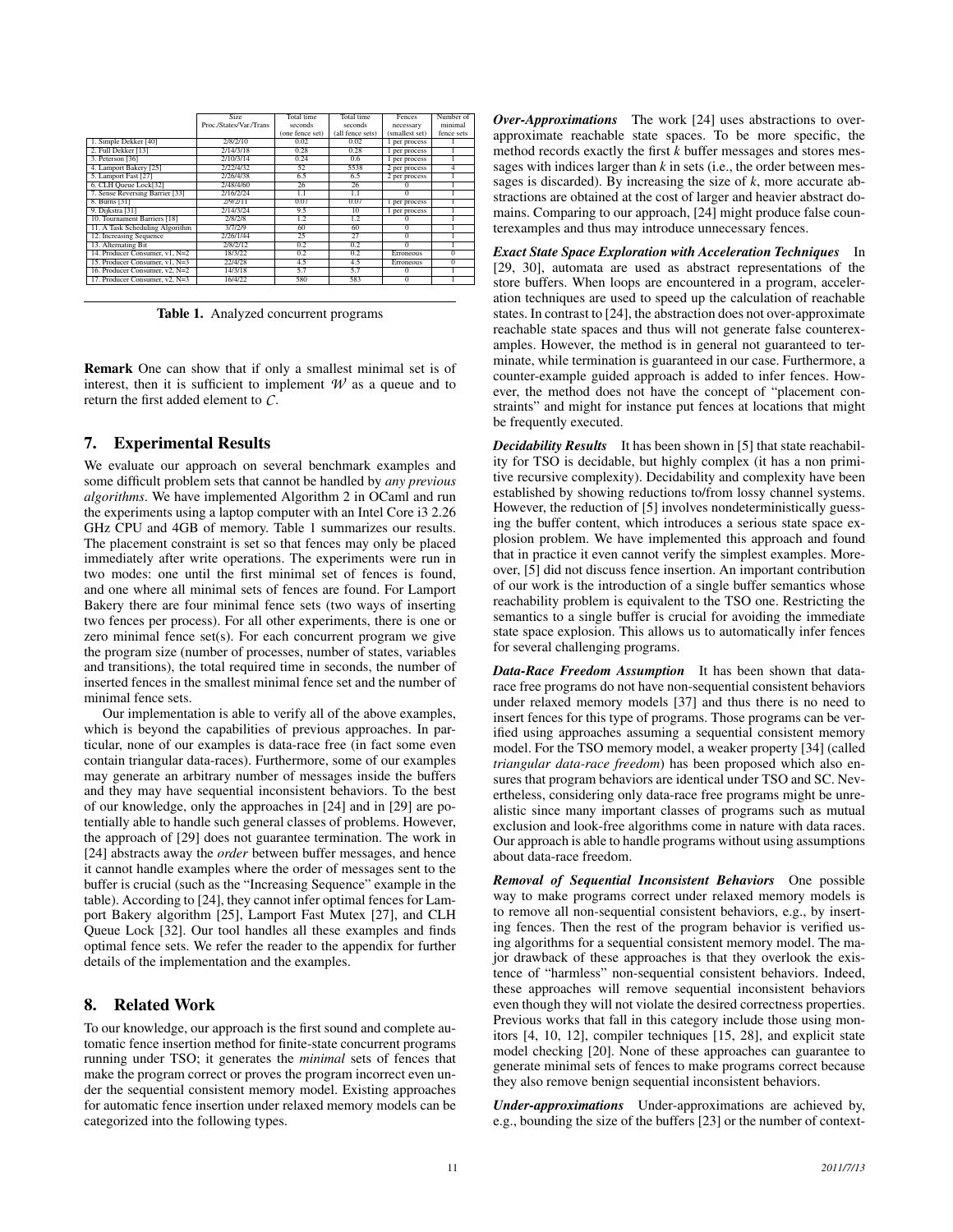| | Size Proc./States/Var./Trans | Total time seconds (one fence set) | Total time seconds (all fence sets) | Fences necessary (smallest set) | Number of minimal fence sets |
|---|---|---|---|---|---|
| 1. Simple Dekker [40] | 2/8/2/10 | 0.02 | 0.02 | 1 per process | 1 |
| 2. Full Dekker [13] | 2/14/3/18 | 0.28 | 0.28 | 1 per process | 1 |
| 3. Peterson [36] | 2/10/3/14 | 0.24 | 0.6 | 1 per process | 1 |
| 4. Lamport Bakery [25] | 2/22/4/32 | 52 | 5538 | 2 per process | 4 |
| 5. Lamport Fast [27] | 2/26/4/38 | 6.5 | 6.5 | 2 per process | 1 |
| 6. CLH Queue Lock[32] | 2/48/4/60 | 26 | 26 | 0 | 1 |
| 7. Sense Reversing Barrier [33] | 2/16/2/24 | 1.1 | 1.1 | 0 | 1 |
| 8. Burns [31] | 2/9/2/11 | 0.07 | 0.07 | 1 per process | 1 |
| 9. Dijkstra [31] | 2/14/3/24 | 9.5 | 10 | 1 per process | 1 |
| 10. Tournament Barriers [18] | 2/8/2/8 | 1.2 | 1.2 | 0 | 1 |
| 11. A Task Scheduling Algorithm | 3/7/2/9 | 60 | 60 | 0 | 1 |
| 12. Increasing Sequence | 2/26/1/44 | 25 | 27 | 0 | 1 |
| 13. Alternating Bit | 2/8/2/12 | 0.2 | 0.2 | 0 | 1 |
| 14. Producer Consumer, v1, N=2 | 18/3/22 | 0.2 | 0.2 | Erroneous | 0 |
| 15. Producer Consumer, v1, N=3 | 22/4/28 | 4.5 | 4.5 | Erroneous | 0 |
| 16. Producer Consumer, v2, N=2 | 14/3/18 | 5.7 | 5.7 | 0 | 1 |
| 17. Producer Consumer, v2, N=3 | 16/4/22 | 580 | 583 | 0 | 1 |

**Table 1.** Analyzed concurrent programs

**Remark** One can show that if only a smallest minimal set is of interest, then it is sufficient to implement $\mathcal{W}$ as a queue and to return the first added element to $\mathcal{C}$.

## 7. Experimental Results

We evaluate our approach on several benchmark examples and some difficult problem sets that cannot be handled by *any previous algorithms*. We have implemented Algorithm 2 in OCaml and run the experiments using a laptop computer with an Intel Core i3 2.26 GHz CPU and 4GB of memory. Table 1 summarizes our results. The placement constraint is set so that fences may only be placed immediately after write operations. The experiments were run in two modes: one until the first minimal set of fences is found, and one where all minimal sets of fences are found. For Lamport Bakery there are four minimal fence sets (two ways of inserting two fences per process). For all other experiments, there is one or zero minimal fence set(s). For each concurrent program we give the program size (number of processes, number of states, variables and transitions), the total required time in seconds, the number of inserted fences in the smallest minimal fence set and the number of minimal fence sets.

Our implementation is able to verify all of the above examples, which is beyond the capabilities of previous approaches. In particular, none of our examples is data-race free (in fact some even contain triangular data-races). Furthermore, some of our examples may generate an arbitrary number of messages inside the buffers and they may have sequential inconsistent behaviors. To the best of our knowledge, only the approaches in [24] and in [29] are potentially able to handle such general classes of problems. However, the approach of [29] does not guarantee termination. The work in [24] abstracts away the *order* between buffer messages, and hence it cannot handle examples where the order of messages sent to the buffer is crucial (such as the "Increasing Sequence" example in the table). According to [24], they cannot infer optimal fences for Lamport Bakery algorithm [25], Lamport Fast Mutex [27], and CLH Queue Lock [32]. Our tool handles all these examples and finds optimal fence sets. We refer the reader to the appendix for further details of the implementation and the examples.

## 8. Related Work

To our knowledge, our approach is the first sound and complete automatic fence insertion method for finite-state concurrent programs running under TSO; it generates the *minimal* sets of fences that make the program correct or proves the program incorrect even under the sequential consistent memory model. Existing approaches for automatic fence insertion under relaxed memory models can be categorized into the following types.

***Over-Approximations*** The work [24] uses abstractions to over-approximate reachable state spaces. To be more specific, the method records exactly the first $k$ buffer messages and stores messages with indices larger than $k$ in sets (i.e., the order between messages is discarded). By increasing the size of $k$, more accurate abstractions are obtained at the cost of larger and heavier abstract domains. Comparing to our approach, [24] might produce false counterexamples and thus may introduce unnecessary fences.

***Exact State Space Exploration with Acceleration Techniques*** In [29, 30], automata are used as abstract representations of the store buffers. When loops are encountered in a program, acceleration techniques are used to speed up the calculation of reachable states. In contrast to [24], the abstraction does not over-approximate reachable state spaces and thus will not generate false counterexamples. However, the method is in general not guaranteed to terminate, while termination is guaranteed in our case. Furthermore, a counter-example guided approach is added to infer fences. However, the method does not have the concept of "placement constraints" and might for instance put fences at locations that might be frequently executed.

***Decidability Results*** It has been shown in [5] that state reachability for TSO is decidable, but highly complex (it has a non primitive recursive complexity). Decidability and complexity have been established by showing reductions to/from lossy channel systems. However, the reduction of [5] involves nondeterministically guessing the buffer content, which introduces a serious state space explosion problem. We have implemented this approach and found that in practice it even cannot verify the simplest examples. Moreover, [5] did not discuss fence insertion. An important contribution of our work is the introduction of a single buffer semantics whose reachability problem is equivalent to the TSO one. Restricting the semantics to a single buffer is crucial for avoiding the immediate state space explosion. This allows us to automatically infer fences for several challenging programs.

***Data-Race Freedom Assumption*** It has been shown that data-race free programs do not have non-sequential consistent behaviors under relaxed memory models [37] and thus there is no need to insert fences for this type of programs. Those programs can be verified using approaches assuming a sequential consistent memory model. For the TSO memory model, a weaker property [34] (called *triangular data-race freedom*) has been proposed which also ensures that program behaviors are identical under TSO and SC. Nevertheless, considering only data-race free programs might be unrealistic since many important classes of programs such as mutual exclusion and look-free algorithms come in nature with data races. Our approach is able to handle programs without using assumptions about data-race freedom.

***Removal of Sequential Inconsistent Behaviors*** One possible way to make programs correct under relaxed memory models is to remove all non-sequential consistent behaviors, e.g., by inserting fences. Then the rest of the program behavior is verified using algorithms for a sequential consistent memory model. The major drawback of these approaches is that they overlook the existence of "harmless" non-sequential consistent behaviors. Indeed, these approaches will remove sequential inconsistent behaviors even though they will not violate the desired correctness properties. Previous works that fall in this category include those using monitors [4, 10, 12], compiler techniques [15, 28], and explicit state model checking [20]. None of these approaches can guarantee to generate minimal sets of fences to make programs correct because they also remove benign sequential inconsistent behaviors.

***Under-approximations*** Under-approximations are achieved by, e.g., bounding the size of the buffers [23] or the number of context-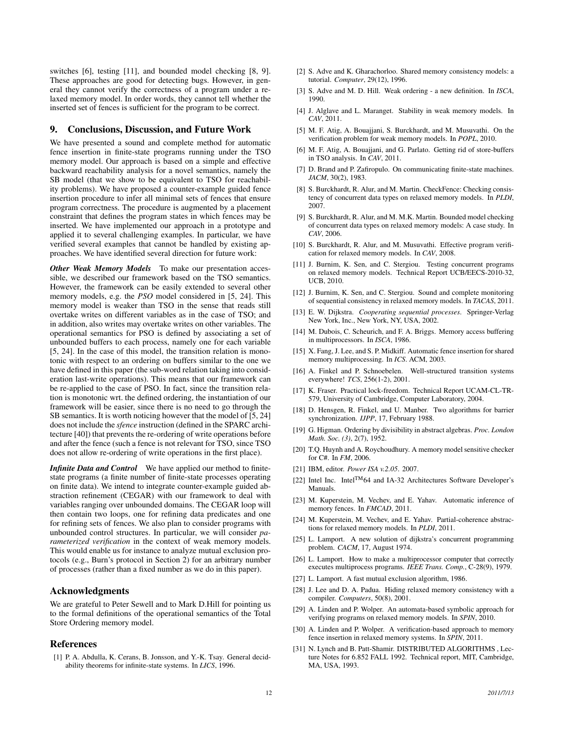switches [6], testing [11], and bounded model checking [8, 9]. These approaches are good for detecting bugs. However, in general they cannot verify the correctness of a program under a relaxed memory model. In order words, they cannot tell whether the inserted set of fences is sufficient for the program to be correct.

## 9. Conclusions, Discussion, and Future Work

We have presented a sound and complete method for automatic fence insertion in finite-state programs running under the TSO memory model. Our approach is based on a simple and effective backward reachability analysis for a novel semantics, namely the SB model (that we show to be equivalent to TSO for reachability problems). We have proposed a counter-example guided fence insertion procedure to infer all minimal sets of fences that ensure program correctness. The procedure is augmented by a placement constraint that defines the program states in which fences may be inserted. We have implemented our approach in a prototype and applied it to several challenging examples. In particular, we have verified several examples that cannot be handled by existing approaches. We have identified several direction for future work:

***Other Weak Memory Models*** To make our presentation accessible, we described our framework based on the TSO semantics. However, the framework can be easily extended to several other memory models, e.g. the *PSO* model considered in [5, 24]. This memory model is weaker than TSO in the sense that reads still overtake writes on different variables as in the case of TSO; and in addition, also writes may overtake writes on other variables. The operational semantics for PSO is defined by associating a set of unbounded buffers to each process, namely one for each variable [5, 24]. In the case of this model, the transition relation is monotonic with respect to an ordering on buffers similar to the one we have defined in this paper (the sub-word relation taking into consideration last-write operations). This means that our framework can be re-applied to the case of PSO. In fact, since the transition relation is monotonic wrt. the defined ordering, the instantiation of our framework will be easier, since there is no need to go through the SB semantics. It is worth noticing however that the model of [5, 24] does not include the *sfence* instruction (defined in the SPARC architecture [40]) that prevents the re-ordering of write operations before and after the fence (such a fence is not relevant for TSO, since TSO does not allow re-ordering of write operations in the first place).

***Infinite Data and Control*** We have applied our method to finite-state programs (a finite number of finite-state processes operating on finite data). We intend to integrate counter-example guided abstraction refinement (CEGAR) with our framework to deal with variables ranging over unbounded domains. The CEGAR loop will then contain two loops, one for refining data predicates and one for refining sets of fences. We also plan to consider programs with unbounded control structures. In particular, we will consider *parameterized verification* in the context of weak memory models. This would enable us for instance to analyze mutual exclusion protocols (e.g., Burn's protocol in Section 2) for an arbitrary number of processes (rather than a fixed number as we do in this paper).

## Acknowledgments

We are grateful to Peter Sewell and to Mark D.Hill for pointing us to the formal definitions of the operational semantics of the Total Store Ordering memory model.

## References

[1] P. A. Abdulla, K. Cerans, B. Jonsson, and Y.-K. Tsay. General decidability theorems for infinite-state systems. In *LICS*, 1996.

[2] S. Adve and K. Gharachorloo. Shared memory consistency models: a tutorial. *Computer*, 29(12), 1996.

[3] S. Adve and M. D. Hill. Weak ordering - a new definition. In *ISCA*, 1990.

[4] J. Alglave and L. Maranget. Stability in weak memory models. In *CAV*, 2011.

[5] M. F. Atig, A. Bouajjani, S. Burckhardt, and M. Musuvathi. On the verification problem for weak memory models. In *POPL*, 2010.

[6] M. F. Atig, A. Bouajjani, and G. Parlato. Getting rid of store-buffers in TSO analysis. In *CAV*, 2011.

[7] D. Brand and P. Zafiropulo. On communicating finite-state machines. *JACM*, 30(2), 1983.

[8] S. Burckhardt, R. Alur, and M. Martin. CheckFence: Checking consistency of concurrent data types on relaxed memory models. In *PLDI*, 2007.

[9] S. Burckhardt, R. Alur, and M. M.K. Martin. Bounded model checking of concurrent data types on relaxed memory models: A case study. In *CAV*, 2006.

[10] S. Burckhardt, R. Alur, and M. Musuvathi. Effective program verification for relaxed memory models. In *CAV*, 2008.

[11] J. Burnim, K. Sen, and C. Stergiou. Testing concurrent programs on relaxed memory models. Technical Report UCB/EECS-2010-32, UCB, 2010.

[12] J. Burnim, K. Sen, and C. Stergiou. Sound and complete monitoring of sequential consistency in relaxed memory models. In *TACAS*, 2011.

[13] E. W. Dijkstra. *Cooperating sequential processes*. Springer-Verlag New York, Inc., New York, NY, USA, 2002.

[14] M. Dubois, C. Scheurich, and F. A. Briggs. Memory access buffering in multiprocessors. In *ISCA*, 1986.

[15] X. Fang, J. Lee, and S. P. Midkiff. Automatic fence insertion for shared memory multiprocessing. In *ICS*. ACM, 2003.

[16] A. Finkel and P. Schnoebelen. Well-structured transition systems everywhere! *TCS*, 256(1-2), 2001.

[17] K. Fraser. Practical lock-freedom. Technical Report UCAM-CL-TR-579, University of Cambridge, Computer Laboratory, 2004.

[18] D. Hensgen, R. Finkel, and U. Manber. Two algorithms for barrier synchronization. *IJPP*, 17, February 1988.

[19] G. Higman. Ordering by divisibility in abstract algebras. *Proc. London Math. Soc. (3)*, 2(7), 1952.

[20] T.Q. Huynh and A. Roychoudhury. A memory model sensitive checker for C#. In *FM*, 2006.

[21] IBM, editor. *Power ISA v.2.05*. 2007.

[22] Intel Inc. Intel$^{\text{TM}}$64 and IA-32 Architectures Software Developer's Manuals.

[23] M. Kuperstein, M. Vechev, and E. Yahav. Automatic inference of memory fences. In *FMCAD*, 2011.

[24] M. Kuperstein, M. Vechev, and E. Yahav. Partial-coherence abstractions for relaxed memory models. In *PLDI*, 2011.

[25] L. Lamport. A new solution of dijkstra's concurrent programming problem. *CACM*, 17, August 1974.

[26] L. Lamport. How to make a multiprocessor computer that correctly executes multiprocess programs. *IEEE Trans. Comp.*, C-28(9), 1979.

[27] L. Lamport. A fast mutual exclusion algorithm, 1986.

[28] J. Lee and D. A. Padua. Hiding relaxed memory consistency with a compiler. *Computers*, 50(8), 2001.

[29] A. Linden and P. Wolper. An automata-based symbolic approach for verifying programs on relaxed memory models. In *SPIN*, 2010.

[30] A. Linden and P. Wolper. A verification-based approach to memory fence insertion in relaxed memory systems. In *SPIN*, 2011.

[31] N. Lynch and B. Patt-Shamir. DISTRIBUTED ALGORITHMS , Lecture Notes for 6.852 FALL 1992. Technical report, MIT, Cambridge, MA, USA, 1993.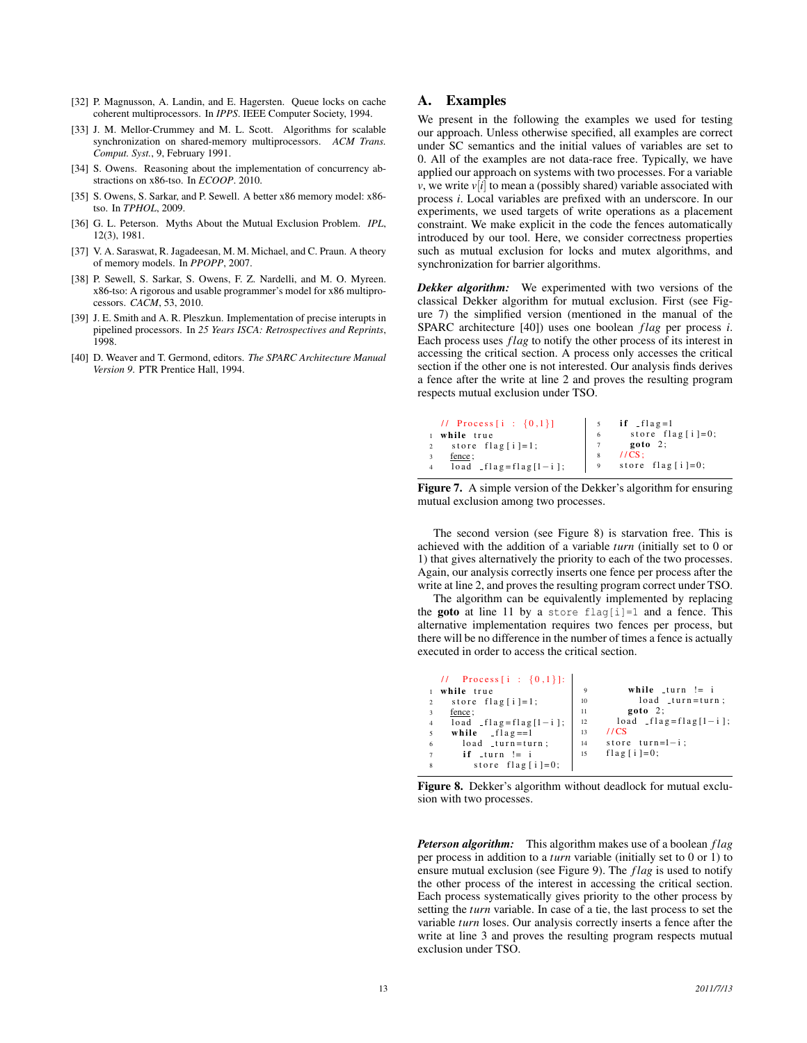[32] P. Magnusson, A. Landin, and E. Hagersten. Queue locks on cache coherent multiprocessors. In *IPPS*. IEEE Computer Society, 1994.

[33] J. M. Mellor-Crummey and M. L. Scott. Algorithms for scalable synchronization on shared-memory multiprocessors. *ACM Trans. Comput. Syst.*, 9, February 1991.

[34] S. Owens. Reasoning about the implementation of concurrency abstractions on x86-tso. In *ECOOP*. 2010.

[35] S. Owens, S. Sarkar, and P. Sewell. A better x86 memory model: x86-tso. In *TPHOL*, 2009.

[36] G. L. Peterson. Myths About the Mutual Exclusion Problem. *IPL*, 12(3), 1981.

[37] V. A. Saraswat, R. Jagadeesan, M. M. Michael, and C. Praun. A theory of memory models. In *PPOPP*, 2007.

[38] P. Sewell, S. Sarkar, S. Owens, F. Z. Nardelli, and M. O. Myreen. x86-tso: A rigorous and usable programmer's model for x86 multiprocessors. *CACM*, 53, 2010.

[39] J. E. Smith and A. R. Pleszkun. Implementation of precise interupts in pipelined processors. In *25 Years ISCA: Retrospectives and Reprints*, 1998.

[40] D. Weaver and T. Germond, editors. *The SPARC Architecture Manual Version 9*. PTR Prentice Hall, 1994.

# A. Examples

We present in the following the examples we used for testing our approach. Unless otherwise specified, all examples are correct under SC semantics and the initial values of variables are set to 0. All of the examples are not data-race free. Typically, we have applied our approach on systems with two processes. For a variable $v$, we write $v[i]$ to mean a (possibly shared) variable associated with process $i$. Local variables are prefixed with an underscore. In our experiments, we used targets of write operations as a placement constraint. We make explicit in the code the fences automatically introduced by our tool. Here, we consider correctness properties such as mutual exclusion for locks and mutex algorithms, and synchronization for barrier algorithms.

***Dekker algorithm:*** We experimented with two versions of the classical Dekker algorithm for mutual exclusion. First (see Figure 7) the simplified version (mentioned in the manual of the SPARC architecture [40]) uses one boolean $flag$ per process $i$. Each process uses $flag$ to notify the other process of its interest in accessing the critical section. A process only accesses the critical section if the other one is not interested. Our analysis finds derives a fence after the write at line 2 and proves the resulting program respects mutual exclusion under TSO.

```
  // Process[i : {0,1}]
1 while true
2   store flag[i]=1;
3   fence;
4   load _flag=flag[1-i];
5   if _flag=1
6     store flag[i]=0;
7     goto 2;
8   //CS;
9   store flag[i]=0;
```

**Figure 7.** A simple version of the Dekker's algorithm for ensuring mutual exclusion among two processes.

The second version (see Figure 8) is starvation free. This is achieved with the addition of a variable $turn$ (initially set to 0 or 1) that gives alternatively the priority to each of the two processes. Again, our analysis correctly inserts one fence per process after the write at line 2, and proves the resulting program correct under TSO.

The algorithm can be equivalently implemented by replacing the **goto** at line 11 by a `store flag[i]=1` and a fence. This alternative implementation requires two fences per process, but there will be no difference in the number of times a fence is actually executed in order to access the critical section.

```
   // Process[i : {0,1}]:
1  while true
2    store flag[i]=1;
3    fence;
4    load _flag=flag[1-i];
5    while _flag==1
6      load _turn=turn;
7      if _turn != i
8        store flag[i]=0;
9        while _turn != i
10         load _turn=turn;
11       goto 2;
12     load _flag=flag[1-i];
13   //CS
14   store turn=1-i;
15   flag[i]=0;
```

**Figure 8.** Dekker's algorithm without deadlock for mutual exclusion with two processes.

***Peterson algorithm:*** This algorithm makes use of a boolean $flag$ per process in addition to a $turn$ variable (initially set to 0 or 1) to ensure mutual exclusion (see Figure 9). The $flag$ is used to notify the other process of the interest in accessing the critical section. Each process systematically gives priority to the other process by setting the $turn$ variable. In case of a tie, the last process to set the variable $turn$ loses. Our analysis correctly inserts a fence after the write at line 3 and proves the resulting program respects mutual exclusion under TSO.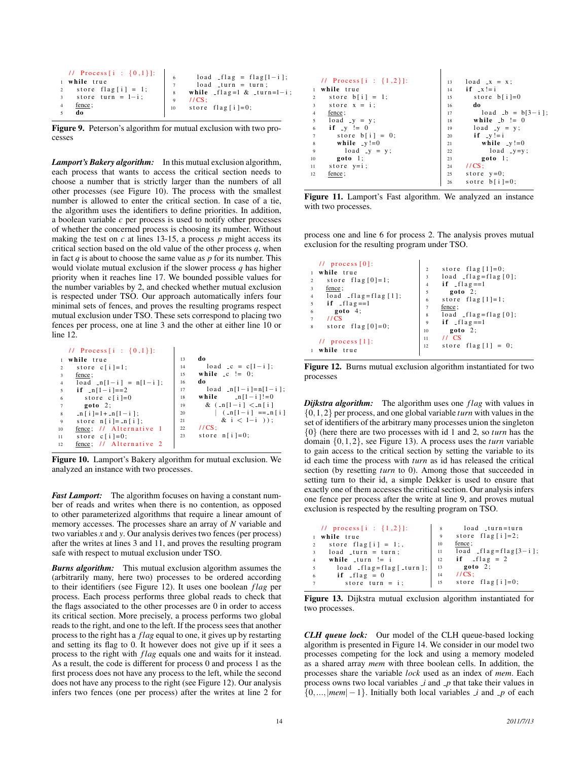```
  // Process[i : {0,1}]:
1 while true
2   store flag[i] = 1;
3   store turn = 1-i;
4   fence;
5   do
6     load _flag = flag[1-i];
7     load _turn = turn;
8   while _flag=1 & _turn=1-i;
9   //CS;
10  store flag[i]=0;
```

**Figure 9.** Peterson's algorithm for mutual exclusion with two processes

***Lamport's Bakery algorithm:*** In this mutual exclusion algorithm, each process that wants to access the critical section needs to choose a number that is strictly larger than the numbers of all other processes (see Figure 10). The process with the smallest number is allowed to enter the critical section. In case of a tie, the algorithm uses the identifiers to define priorities. In addition, a boolean variable $c$ per process is used to notify other processes of whether the concerned process is choosing its number. Without making the test on $c$ at lines 13-15, a process $p$ might access its critical section based on the old value of the other process $q$, when in fact $q$ is about to choose the same value as $p$ for its number. This would violate mutual exclusion if the slower process $q$ has higher priority when it reaches line 17. We bounded possible values for the number variables by 2, and checked whether mutual exclusion is respected under TSO. Our approach automatically infers four minimal sets of fences, and proves the resulting programs respect mutual exclusion under TSO. These sets correspond to placing two fences per process, one at line 3 and the other at either line 10 or line 12.

```
  // Process[i : {0,1}]:
1 while true
2   store c[i]=1;
3   fence;
4   load _n[1-i] = n[1-i];
5   if _n[1-i]==2
6     store c[i]=0
7     goto 2;
8   _n[i]=1+_n[1-i];
9   store n[i]=_n[i];
10  fence; // Alternative 1
11  store c[i]=0;
12  fence; // Alternative 2
13  do
14    load _c = c[1-i];
15  while _c != 0;
16  do
17    load _n[1-i]=n[1-i];
18  while  _n[1-i]!=0
19    & (_n[1-i] <_n[i]
20      | (_n[1-i] ==_n[i]
21        & i < 1-i ));
22  //CS;
23  store n[i]=0;
```

**Figure 10.** Lamport's Bakery algorithm for mutual exclusion. We analyzed an instance with two processes.

***Fast Lamport:*** The algorithm focuses on having a constant number of reads and writes when there is no contention, as opposed to other parameterized algorithms that require a linear amount of memory accesses. The processes share an array of $N$ variable and two variables $x$ and $y$. Our analysis derives two fences (per process) after the writes at lines 3 and 11, and proves the resulting program safe with respect to mutual exclusion under TSO.

***Burns algorithm:*** This mutual exclusion algorithm assumes the (arbitrarily many, here two) processes to be ordered according to their identifiers (see Figure 12). It uses one boolean $flag$ per process. Each process performs three global reads to check that the flags associated to the other processes are 0 in order to access its critical section. More precisely, a process performs two global reads to the right, and one to the left. If the process sees that another process to the right has a $flag$ equal to one, it gives up by restarting and setting its flag to 0. It however does not give up if it sees a process to the right with $flag$ equals one and waits for it instead. As a result, the code is different for process 0 and process 1 as the first process does not have any process to the left, while the second does not have any process to the right (see Figure 12). Our analysis infers two fences (one per process) after the writes at line 2 for process one and line 6 for process 2. The analysis proves mutual exclusion for the resulting program under TSO.

```
  // Process[i : {1,2}]:
1 while true
2   store b[i] = 1;
3   store x = i;
4   fence;
5   load _y = y;
6   if _y != 0
7     store b[i] = 0;
8     while _y!=0
9       load _y = y;
10    goto 1;
11  store y=i;
12  fence;
13  load _x = x;
14  if _x!=i
15    store b[i]=0
16    do
17      load _b = b[3-i];
18    while _b != 0
19    load _y = y;
20    if _y!=i
21      while _y!=0
22        load _y=y;
23      goto 1;
24  //CS;
25  store y=0;
26  sotre b[i]=0;
```

**Figure 11.** Lamport's Fast algorithm. We analyzed an instance with two processes.

```
  // process[0]:
1 while true
2   store flag[0]=1;
3   fence;
4   load _flag=flag[1];
5   if _flag==1
6     goto 4;
7   //CS
8   store flag[0]=0;

  // process[1]:
1 while true
2   store flag[1]=0;
3   load _flag=flag[0];
4   if _flag==1
5     goto 2;
6   store flag[1]=1;
7   fence;
8   load _flag=flag[0];
9   if _flag==1
10    goto 2;
11  // CS
12  store flag[1] = 0;
```

**Figure 12.** Burns mutual exclusion algorithm instantiated for two processes

***Dijkstra algorithm:*** The algorithm uses one $flag$ with values in $\{0,1,2\}$ per process, and one global variable $turn$ with values in the set of identifiers of the arbitrary many processes union the singleton $\{0\}$ (here there are two processes with id 1 and 2, so $turn$ has the domain $\{0,1,2\}$, see Figure 13). A process uses the $turn$ variable to gain access to the critical section by setting the variable to its id each time the process with $turn$ as id has released the critical section (by resetting $turn$ to 0). Among those that succeeded in setting turn to their id, a simple Dekker is used to ensure that exactly one of them accesses the critical section. Our analysis infers one fence per process after the write at line 9, and proves mutual exclusion is respected by the resulting program on TSO.

```
  // process[i : {1,2}]:
1 while true
2   store flag[i] = 1;,
3   load _turn = turn;
4   while _turn != i
5     load _flag=flag[_turn];
6     if _flag = 0
7       store turn = i;
8     load _turn=turn
9   store flag[i]=2;
10  fence;
11  load _flag=flag[3-i];
12  if _flag = 2
13    goto 2;
14  //CS;
15  store flag[i]=0;
```

**Figure 13.** Dijkstra mutual exclusion algorithm instantiated for two processes.

***CLH queue lock:*** Our model of the CLH queue-based locking algorithm is presented in Figure 14. We consider in our model two processes competing for the lock and using a memory modeled as a shared array $mem$ with three boolean cells. In addition, the processes share the variable $lock$ used as an index of $mem$. Each process owns two local variables $\_i$ and $\_p$ that take their values in $\{0,\ldots,|mem|-1\}$. Initially both local variables $\_i$ and $\_p$ of each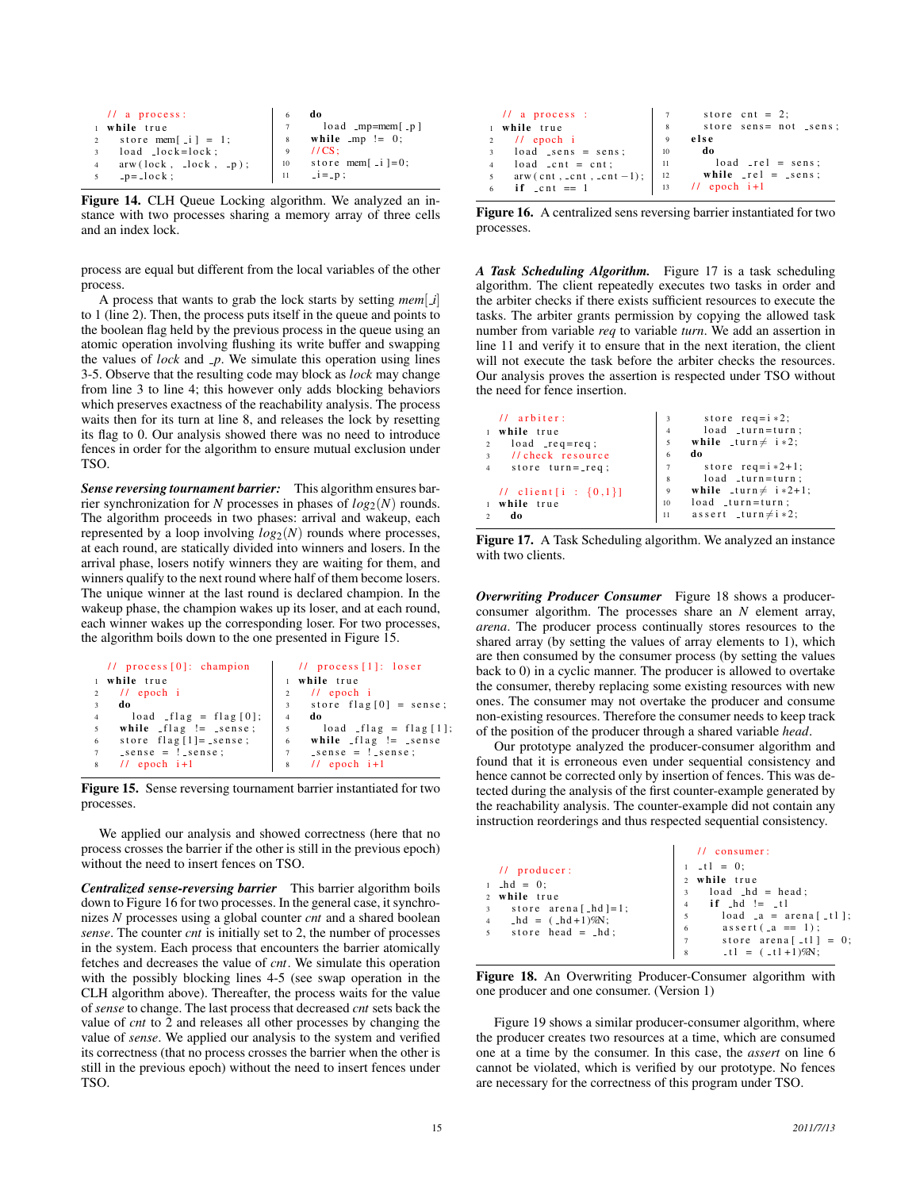```
   // a process:
1  while true
2    store mem[_i] = 1;
3    load _lock=lock;
4    arw(lock, _lock, _p);
5    _p=_lock;
6    do
7      load _mp=mem[_p]
8    while _mp != 0;
9    //CS;
10   store mem[_i]=0;
11   _i=_p;
```

**Figure 14.** CLH Queue Locking algorithm. We analyzed an instance with two processes sharing a memory array of three cells and an index lock.

process are equal but different from the local variables of the other process.

A process that wants to grab the lock starts by setting *mem*[*_i*] to 1 (line 2). Then, the process puts itself in the queue and points to the boolean flag held by the previous process in the queue using an atomic operation involving flushing its write buffer and swapping the values of *lock* and *_p*. We simulate this operation using lines 3-5. Observe that the resulting code may block as *lock* may change from line 3 to line 4; this however only adds blocking behaviors which preserves exactness of the reachability analysis. The process waits then for its turn at line 8, and releases the lock by resetting its flag to 0. Our analysis showed there was no need to introduce fences in order for the algorithm to ensure mutual exclusion under TSO.

***Sense reversing tournament barrier:*** This algorithm ensures barrier synchronization for *N* processes in phases of $log_2(N)$ rounds. The algorithm proceeds in two phases: arrival and wakeup, each represented by a loop involving $log_2(N)$ rounds where processes, at each round, are statically divided into winners and losers. In the arrival phase, losers notify winners they are waiting for them, and winners qualify to the next round where half of them become losers. The unique winner at the last round is declared champion. In the wakeup phase, the champion wakes up its loser, and at each round, each winner wakes up the corresponding loser. For two processes, the algorithm boils down to the one presented in Figure 15.

```
   // process[0]: champion
1  while true
2    // epoch i
3    do
4      load _flag = flag[0];
5    while _flag != _sense;
6    store flag[1]=_sense;
7    _sense = !_sense;
8    // epoch i+1

   // process[1]: loser
1  while true
2    // epoch i
3    store flag[0] = sense;
4    do
5      load _flag = flag[1];
6    while _flag != _sense
7    _sense = !_sense;
8    // epoch i+1
```

**Figure 15.** Sense reversing tournament barrier instantiated for two processes.

We applied our analysis and showed correctness (here that no process crosses the barrier if the other is still in the previous epoch) without the need to insert fences on TSO.

***Centralized sense-reversing barrier*** This barrier algorithm boils down to Figure 16 for two processes. In the general case, it synchronizes *N* processes using a global counter *cnt* and a shared boolean *sense*. The counter *cnt* is initially set to 2, the number of processes in the system. Each process that encounters the barrier atomically fetches and decreases the value of *cnt*. We simulate this operation with the possibly blocking lines 4-5 (see swap operation in the CLH algorithm above). Thereafter, the process waits for the value of *sense* to change. The last process that decreased *cnt* sets back the value of *cnt* to 2 and releases all other processes by changing the value of *sense*. We applied our analysis to the system and verified its correctness (that no process crosses the barrier when the other is still in the previous epoch) without the need to insert fences under TSO.

```
   // a process :
1  while true
2    // epoch i
3    load _sens = sens;
4    load _cnt = cnt;
5    arw(cnt,_cnt,_cnt-1);
6    if _cnt == 1
7      store cnt = 2;
8      store sens= not _sens;
9    else
10     do
11       load _rel = sens;
12     while _rel = _sens;
13   // epoch i+1
```

**Figure 16.** A centralized sens reversing barrier instantiated for two processes.

***A Task Scheduling Algorithm.*** Figure 17 is a task scheduling algorithm. The client repeatedly executes two tasks in order and the arbiter checks if there exists sufficient resources to execute the tasks. The arbiter grants permission by copying the allowed task number from variable *req* to variable *turn*. We add an assertion in line 11 and verify it to ensure that in the next iteration, the client will not execute the task before the arbiter checks the resources. Our analysis proves the assertion is respected under TSO without the need for fence insertion.

```
   // arbiter:
1  while true
2    load _req=req;
3    //check resource
4    store turn=_req;

   // client[i : {0,1}]
1  while true
2    do
3      store req=i*2;
4      load _turn=turn;
5    while _turn≠ i*2;
6    do
7      store req=i*2+1;
8      load _turn=turn;
9    while _turn≠ i*2+1;
10   load _turn=turn;
11   assert _turn≠i*2;
```

**Figure 17.** A Task Scheduling algorithm. We analyzed an instance with two clients.

***Overwriting Producer Consumer*** Figure 18 shows a producer-consumer algorithm. The processes share an *N* element array, *arena*. The producer process continually stores resources to the shared array (by setting the values of array elements to 1), which are then consumed by the consumer process (by setting the values back to 0) in a cyclic manner. The producer is allowed to overtake the consumer, thereby replacing some existing resources with new ones. The consumer may not overtake the producer and consume non-existing resources. Therefore the consumer needs to keep track of the position of the producer through a shared variable *head*.

Our prototype analyzed the producer-consumer algorithm and found that it is erroneous even under sequential consistency and hence cannot be corrected only by insertion of fences. This was detected during the analysis of the first counter-example generated by the reachability analysis. The counter-example did not contain any instruction reorderings and thus respected sequential consistency.

```
   // producer:
1  _hd = 0;
2  while true
3    store arena[_hd]=1;
4    _hd = (_hd+1)%N;
5    store head = _hd;

   // consumer:
1  _tl = 0;
2  while true
3    load _hd = head;
4    if _hd != _tl
5      load _a = arena[_tl];
6      assert(_a == 1);
7      store arena[_tl] = 0;
8      _tl = (_tl+1)%N;
```

**Figure 18.** An Overwriting Producer-Consumer algorithm with one producer and one consumer. (Version 1)

Figure 19 shows a similar producer-consumer algorithm, where the producer creates two resources at a time, which are consumed one at a time by the consumer. In this case, the *assert* on line 6 cannot be violated, which is verified by our prototype. No fences are necessary for the correctness of this program under TSO.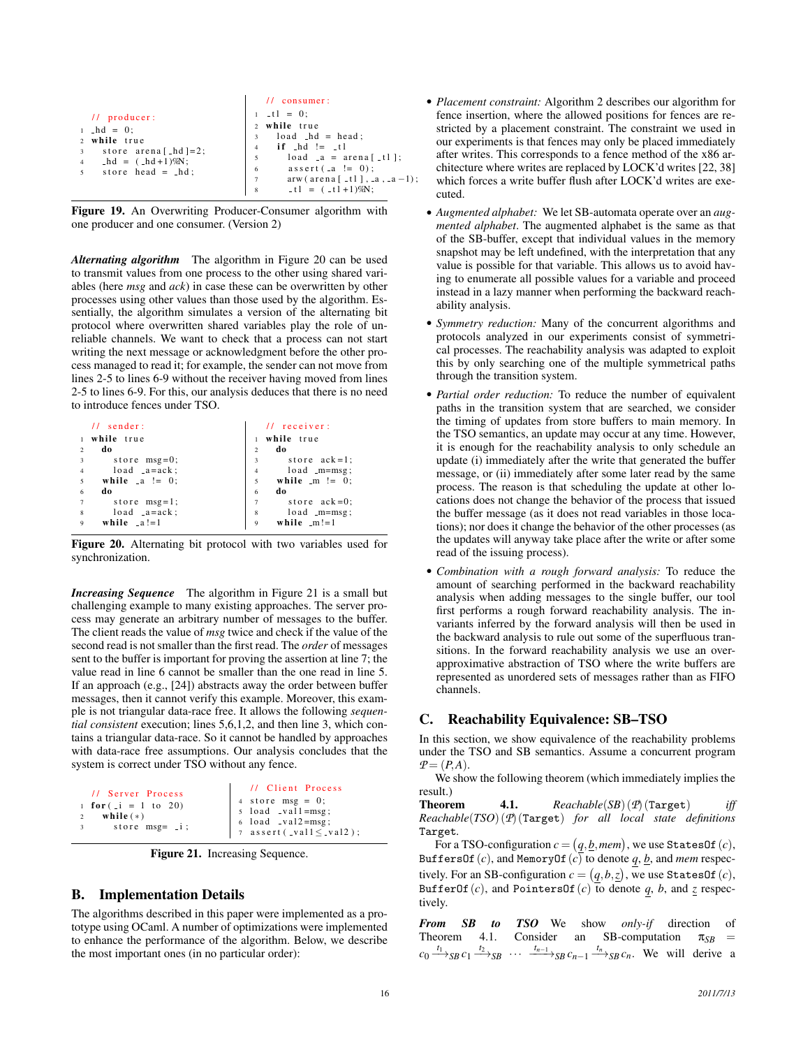```
// producer:
1 _hd = 0;
2 while true
3   store arena[_hd]=2;
4   _hd = (_hd+1)%N;
5   store head = _hd;
```

```
// consumer:
1 _tl = 0;
2 while true
3   load _hd = head;
4   if _hd != _tl
5     load _a = arena[_tl];
6     assert(_a != 0);
7     arw(arena[_tl], _a, _a-1);
8     _tl = (_tl+1)%N;
```

**Figure 19.** An Overwriting Producer-Consumer algorithm with one producer and one consumer. (Version 2)

***Alternating algorithm*** The algorithm in Figure 20 can be used to transmit values from one process to the other using shared variables (here *msg* and *ack*) in case these can be overwritten by other processes using other values than those used by the algorithm. Essentially, the algorithm simulates a version of the alternating bit protocol where overwritten shared variables play the role of unreliable channels. We want to check that a process can not start writing the next message or acknowledgment before the other process managed to read it; for example, the sender can not move from lines 2-5 to lines 6-9 without the receiver having moved from lines 2-5 to lines 6-9. For this, our analysis deduces that there is no need to introduce fences under TSO.

```
// sender:
1 while true
2   do
3     store msg=0;
4     load _a=ack;
5   while _a != 0;
6   do
7     store msg=1;
8     load _a=ack;
9   while _a!=1
```

```
// receiver:
1 while true
2   do
3     store ack=1;
4     load _m=msg;
5   while _m != 0;
6   do
7     store ack=0;
8     load _m=msg;
9   while _m!=1
```

**Figure 20.** Alternating bit protocol with two variables used for synchronization.

***Increasing Sequence*** The algorithm in Figure 21 is a small but challenging example to many existing approaches. The server process may generate an arbitrary number of messages to the buffer. The client reads the value of *msg* twice and check if the value of the second read is not smaller than the first read. The *order* of messages sent to the buffer is important for proving the assertion at line 7; the value read in line 6 cannot be smaller than the one read in line 5. If an approach (e.g., [24]) abstracts away the order between buffer messages, then it cannot verify this example. Moreover, this example is not triangular data-race free. It allows the following *sequential consistent* execution; lines 5,6,1,2, and then line 3, which contains a triangular data-race. So it cannot be handled by approaches with data-race free assumptions. Our analysis concludes that the system is correct under TSO without any fence.

```
// Server Process
1 for(_i = 1 to 20)
2   while(*)
3     store msg= _i;
```

```
// Client Process
4 store msg = 0;
5 load _val1=msg;
6 load _val2=msg;
7 assert(_val1≤_val2);
```

**Figure 21.** Increasing Sequence.

## B. Implementation Details

The algorithms described in this paper were implemented as a prototype using OCaml. A number of optimizations were implemented to enhance the performance of the algorithm. Below, we describe the most important ones (in no particular order):

- *Placement constraint:* Algorithm 2 describes our algorithm for fence insertion, where the allowed positions for fences are restricted by a placement constraint. The constraint we used in our experiments is that fences may only be placed immediately after writes. This corresponds to a fence method of the x86 architecture where writes are replaced by LOCK'd writes [22, 38] which forces a write buffer flush after LOCK'd writes are executed.
- *Augmented alphabet:* We let SB-automata operate over an *augmented alphabet*. The augmented alphabet is the same as that of the SB-buffer, except that individual values in the memory snapshot may be left undefined, with the interpretation that any value is possible for that variable. This allows us to avoid having to enumerate all possible values for a variable and proceed instead in a lazy manner when performing the backward reachability analysis.
- *Symmetry reduction:* Many of the concurrent algorithms and protocols analyzed in our experiments consist of symmetrical processes. The reachability analysis was adapted to exploit this by only searching one of the multiple symmetrical paths through the transition system.
- *Partial order reduction:* To reduce the number of equivalent paths in the transition system that are searched, we consider the timing of updates from store buffers to main memory. In the TSO semantics, an update may occur at any time. However, it is enough for the reachability analysis to only schedule an update (i) immediately after the write that generated the buffer message, or (ii) immediately after some later read by the same process. The reason is that scheduling the update at other locations does not change the behavior of the process that issued the buffer message (as it does not read variables in those locations); nor does it change the behavior of the other processes (as the updates will anyway take place after the write or after some read of the issuing process).
- *Combination with a rough forward analysis:* To reduce the amount of searching performed in the backward reachability analysis when adding messages to the single buffer, our tool first performs a rough forward reachability analysis. The invariants inferred by the forward analysis will then be used in the backward analysis to rule out some of the superfluous transitions. In the forward reachability analysis we use an over-approximative abstraction of TSO where the write buffers are represented as unordered sets of messages rather than as FIFO channels.

## C. Reachability Equivalence: SB–TSO

In this section, we show equivalence of the reachability problems under the TSO and SB semantics. Assume a concurrent program $\mathcal{P} = (P, A)$.

We show the following theorem (which immediately implies the result.)

**Theorem 4.1.** *Reachable*$(SB)(\mathcal{P})$(Target) *iff* *Reachable*$(TSO)(\mathcal{P})$(Target) *for all local state definitions* Target.

For a TSO-configuration $c = (\underline{q}, \underline{b}, mem)$, we use StatesOf $(c)$, BuffersOf $(c)$, and MemoryOf $(c)$ to denote $\underline{q}$, $\underline{b}$, and *mem* respectively. For an SB-configuration $c = (\underline{q}, b, \underline{z})$, we use StatesOf $(c)$, BufferOf $(c)$, and PointersOf $(c)$ to denote $\underline{q}$, $b$, and $\underline{z}$ respectively.

***From SB to TSO*** We show *only-if* direction of Theorem 4.1. Consider an SB-computation $\pi_{SB} = c_0 \xrightarrow{t_1}_{SB} c_1 \xrightarrow{t_2}_{SB} \cdots \xrightarrow{t_{n-1}}_{SB} c_{n-1} \xrightarrow{t_n}_{SB} c_n$. We will derive a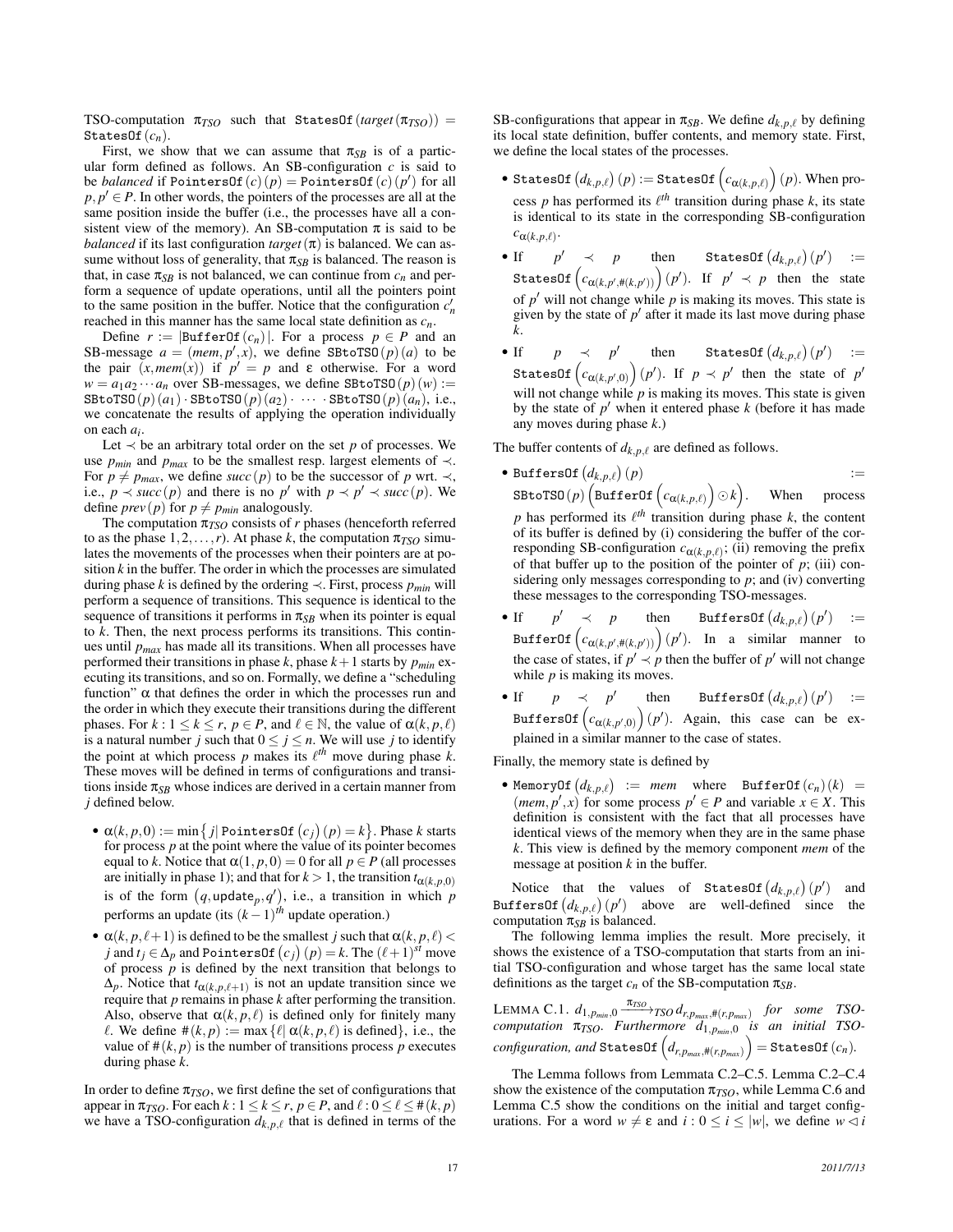TSO-computation $\pi_{TSO}$ such that $\texttt{StatesOf}(\mathit{target}(\pi_{TSO})) = \texttt{StatesOf}(c_n)$.

First, we show that we can assume that $\pi_{SB}$ is of a particular form defined as follows. An SB-configuration $c$ is said to be *balanced* if $\texttt{PointersOf}(c)(p) = \texttt{PointersOf}(c)(p')$ for all $p, p' \in P$. In other words, the pointers of the processes are all at the same position inside the buffer (i.e., the processes have all a consistent view of the memory). An SB-computation $\pi$ is said to be *balanced* if its last configuration $\mathit{target}(\pi)$ is balanced. We can assume without loss of generality, that $\pi_{SB}$ is balanced. The reason is that, in case $\pi_{SB}$ is not balanced, we can continue from $c_n$ and perform a sequence of update operations, until all the pointers point to the same position in the buffer. Notice that the configuration $c'_n$ reached in this manner has the same local state definition as $c_n$.

Define $r := |\texttt{BufferOf}(c_n)|$. For a process $p \in P$ and an SB-message $a = (\mathit{mem}, p', x)$, we define $\texttt{SBtoTSO}(p)(a)$ to be the pair $(x, \mathit{mem}(x))$ if $p' = p$ and $\varepsilon$ otherwise. For a word $w = a_1 a_2 \cdots a_n$ over SB-messages, we define $\texttt{SBtoTSO}(p)(w) := \texttt{SBtoTSO}(p)(a_1) \cdot \texttt{SBtoTSO}(p)(a_2) \cdot \cdots \cdot \texttt{SBtoTSO}(p)(a_n)$, i.e., we concatenate the results of applying the operation individually on each $a_i$.

Let $\prec$ be an arbitrary total order on the set $p$ of processes. We use $p_{min}$ and $p_{max}$ to be the smallest resp. largest elements of $\prec$. For $p \neq p_{max}$, we define $\mathit{succ}(p)$ to be the successor of $p$ wrt. $\prec$, i.e., $p \prec \mathit{succ}(p)$ and there is no $p'$ with $p \prec p' \prec \mathit{succ}(p)$. We define $\mathit{prev}(p)$ for $p \neq p_{min}$ analogously.

The computation $\pi_{TSO}$ consists of $r$ phases (henceforth referred to as the phase $1, 2, \ldots, r$). At phase $k$, the computation $\pi_{TSO}$ simulates the movements of the processes when their pointers are at position $k$ in the buffer. The order in which the processes are simulated during phase $k$ is defined by the ordering $\prec$. First, process $p_{min}$ will perform a sequence of transitions. This sequence is identical to the sequence of transitions it performs in $\pi_{SB}$ when its pointer is equal to $k$. Then, the next process performs its transitions. This continues until $p_{max}$ has made all its transitions. When all processes have performed their transitions in phase $k$, phase $k+1$ starts by $p_{min}$ executing its transitions, and so on. Formally, we define a "scheduling function" $\alpha$ that defines the order in which the processes run and the order in which they execute their transitions during the different phases. For $k : 1 \leq k \leq r$, $p \in P$, and $\ell \in \mathbb{N}$, the value of $\alpha(k, p, \ell)$ is a natural number $j$ such that $0 \leq j \leq n$. We will use $j$ to identify the point at which process $p$ makes its $\ell^{th}$ move during phase $k$. These moves will be defined in terms of configurations and transitions inside $\pi_{SB}$ whose indices are derived in a certain manner from $j$ defined below.

- $\alpha(k, p, 0) := \min\{ j | \texttt{PointersOf}(c_j)(p) = k \}$. Phase $k$ starts for process $p$ at the point where the value of its pointer becomes equal to $k$. Notice that $\alpha(1, p, 0) = 0$ for all $p \in P$ (all processes are initially in phase 1); and that for $k > 1$, the transition $t_{\alpha(k,p,0)}$ is of the form $(q, \texttt{update}_p, q')$, i.e., a transition in which $p$ performs an update (its $(k-1)^{th}$ update operation.)
- $\alpha(k, p, \ell+1)$ is defined to be the smallest $j$ such that $\alpha(k, p, \ell) < j$ and $t_j \in \Delta_p$ and $\texttt{PointersOf}(c_j)(p) = k$. The $(\ell+1)^{st}$ move of process $p$ is defined by the next transition that belongs to $\Delta_p$. Notice that $t_{\alpha(k,p,\ell+1)}$ is not an update transition since we require that $p$ remains in phase $k$ after performing the transition. Also, observe that $\alpha(k, p, \ell)$ is defined only for finitely many $\ell$. We define $\#(k, p) := \max\{\ell | \alpha(k, p, \ell) \text{ is defined}\}$, i.e., the value of $\#(k, p)$ is the number of transitions process $p$ executes during phase $k$.

In order to define $\pi_{TSO}$, we first define the set of configurations that appear in $\pi_{TSO}$. For each $k : 1 \leq k \leq r$, $p \in P$, and $\ell : 0 \leq \ell \leq \#(k, p)$ we have a TSO-configuration $d_{k,p,\ell}$ that is defined in terms of the SB-configurations that appear in $\pi_{SB}$. We define $d_{k,p,\ell}$ by defining its local state definition, buffer contents, and memory state. First, we define the local states of the processes.

- $\texttt{StatesOf}(d_{k,p,\ell})(p) := \texttt{StatesOf}(c_{\alpha(k,p,\ell)})(p)$. When process $p$ has performed its $\ell^{th}$ transition during phase $k$, its state is identical to its state in the corresponding SB-configuration $c_{\alpha(k,p,\ell)}$.
- If $p' \prec p$ then $\texttt{StatesOf}(d_{k,p,\ell})(p') := \texttt{StatesOf}(c_{\alpha(k,p',\#(k,p'))})(p')$. If $p' \prec p$ then the state of $p'$ will not change while $p$ is making its moves. This state is given by the state of $p'$ after it made its last move during phase $k$.
- If $p \prec p'$ then $\texttt{StatesOf}(d_{k,p,\ell})(p') := \texttt{StatesOf}(c_{\alpha(k,p',0)})(p')$. If $p \prec p'$ then the state of $p'$ will not change while $p$ is making its moves. This state is given by the state of $p'$ when it entered phase $k$ (before it has made any moves during phase $k$.)

The buffer contents of $d_{k,p,\ell}$ are defined as follows.

- $\texttt{BuffersOf}(d_{k,p,\ell})(p) := \texttt{SBtoTSO}(p)\left(\texttt{BufferOf}(c_{\alpha(k,p,\ell)}) \odot k\right)$. When process $p$ has performed its $\ell^{th}$ transition during phase $k$, the content of its buffer is defined by (i) considering the buffer of the corresponding SB-configuration $c_{\alpha(k,p,\ell)}$; (ii) removing the prefix of that buffer up to the position of the pointer of $p$; (iii) considering only messages corresponding to $p$; and (iv) converting these messages to the corresponding TSO-messages.
- If $p' \prec p$ then $\texttt{BuffersOf}(d_{k,p,\ell})(p') := \texttt{BufferOf}(c_{\alpha(k,p',\#(k,p'))})(p')$. In a similar manner to the case of states, if $p' \prec p$ then the buffer of $p'$ will not change while $p$ is making its moves.
- If $p \prec p'$ then $\texttt{BuffersOf}(d_{k,p,\ell})(p') := \texttt{BuffersOf}(c_{\alpha(k,p',0)})(p')$. Again, this case can be explained in a similar manner to the case of states.

Finally, the memory state is defined by

- $\texttt{MemoryOf}(d_{k,p,\ell}) := \mathit{mem}$ where $\texttt{BufferOf}(c_n)(k) = (\mathit{mem}, p', x)$ for some process $p' \in P$ and variable $x \in X$. This definition is consistent with the fact that all processes have identical views of the memory when they are in the same phase $k$. This view is defined by the memory component $\mathit{mem}$ of the message at position $k$ in the buffer.

Notice that the values of $\texttt{StatesOf}(d_{k,p,\ell})(p')$ and $\texttt{BuffersOf}(d_{k,p,\ell})(p')$ above are well-defined since the computation $\pi_{SB}$ is balanced.

The following lemma implies the result. More precisely, it shows the existence of a TSO-computation that starts from an initial TSO-configuration and whose target has the same local state definitions as the target $c_n$ of the SB-computation $\pi_{SB}$.

LEMMA C.1. $d_{1,p_{min},0} \xrightarrow{\pi_{TSO}}_{TSO} d_{r,p_{max},\#(r,p_{max})}$ *for some TSO-computation* $\pi_{TSO}$. *Furthermore* $d_{1,p_{min},0}$ *is an initial TSO-configuration, and* $\texttt{StatesOf}\left(d_{r,p_{max},\#(r,p_{max})}\right) = \texttt{StatesOf}(c_n)$.

The Lemma follows from Lemmata C.2–C.5. Lemma C.2–C.4 show the existence of the computation $\pi_{TSO}$, while Lemma C.6 and Lemma C.5 show the conditions on the initial and target configurations. For a word $w \neq \varepsilon$ and $i : 0 \leq i \leq |w|$, we define $w \lhd i$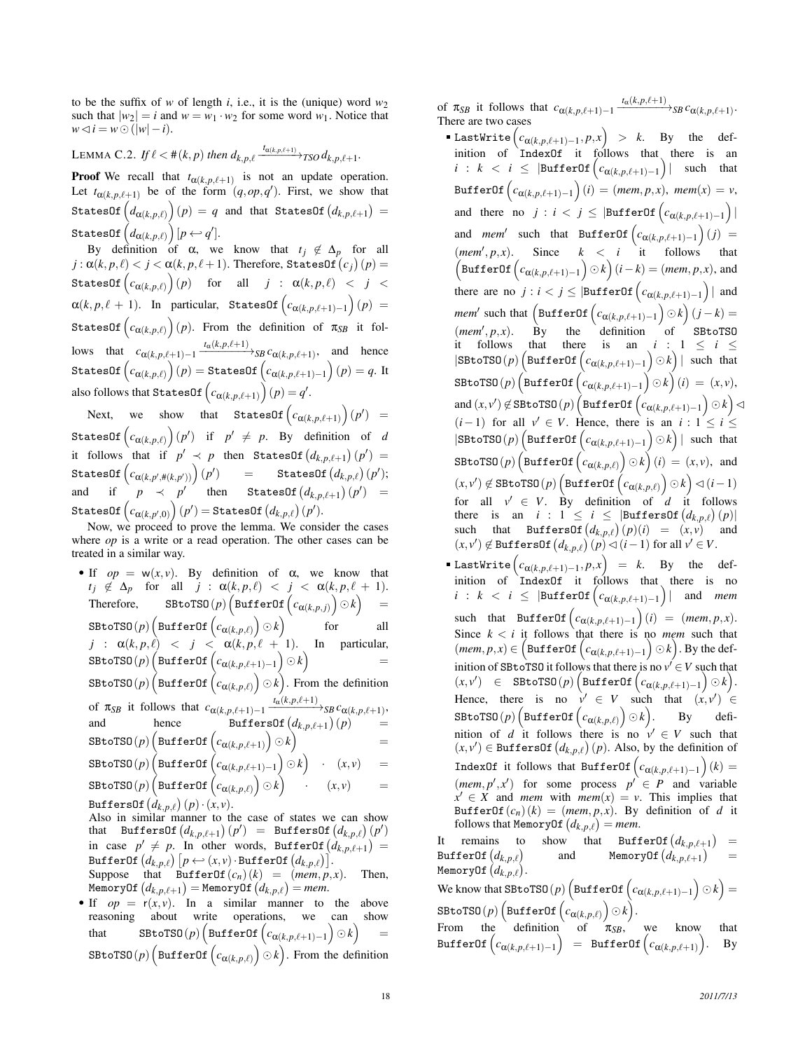to be the suffix of $w$ of length $i$, i.e., it is the (unique) word $w_2$ such that $|w_2| = i$ and $w = w_1 \cdot w_2$ for some word $w_1$. Notice that $w \lhd i = w \odot (|w| - i)$.

LEMMA C.2. *If $\ell < \#(k,p)$ then $d_{k,p,\ell} \xrightarrow{t_{\alpha(k,p,\ell+1)}}_{TSO} d_{k,p,\ell+1}$.*

**Proof** We recall that $t_{\alpha(k,p,\ell+1)}$ is not an update operation. Let $t_{\alpha(k,p,\ell+1)}$ be of the form $(q, op, q')$. First, we show that $\texttt{StatesOf}\left(d_{\alpha(k,p,\ell)}\right)(p) = q$ and that $\texttt{StatesOf}\left(d_{k,p,\ell+1}\right) = \texttt{StatesOf}\left(d_{\alpha(k,p,\ell)}\right)[p \hookleftarrow q']$.

By definition of $\alpha$, we know that $t_j \not\in \Delta_p$ for all $j : \alpha(k,p,\ell) < j < \alpha(k,p,\ell+1)$. Therefore, $\texttt{StatesOf}\left(c_j\right)(p) = \texttt{StatesOf}\left(c_{\alpha(k,p,\ell)}\right)(p)$ for all $j : \alpha(k,p,\ell) < j < \alpha(k,p,\ell+1)$. In particular, $\texttt{StatesOf}\left(c_{\alpha(k,p,\ell+1)-1}\right)(p) = \texttt{StatesOf}\left(c_{\alpha(k,p,\ell)}\right)(p)$. From the definition of $\pi_{SB}$ it follows that $c_{\alpha(k,p,\ell+1)-1} \xrightarrow{t_\alpha(k,p,\ell+1)}_{SB} c_{\alpha(k,p,\ell+1)}$, and hence $\texttt{StatesOf}\left(c_{\alpha(k,p,\ell)}\right)(p) = \texttt{StatesOf}\left(c_{\alpha(k,p,\ell+1)-1}\right)(p) = q$. It also follows that $\texttt{StatesOf}\left(c_{\alpha(k,p,\ell+1)}\right)(p) = q'$.

Next, we show that $\texttt{StatesOf}\left(c_{\alpha(k,p,\ell+1)}\right)(p') = \texttt{StatesOf}\left(c_{\alpha(k,p,\ell)}\right)(p')$ if $p' \neq p$. By definition of $d$ it follows that if $p' \prec p$ then $\texttt{StatesOf}\left(d_{k,p,\ell+1}\right)(p') = \texttt{StatesOf}\left(c_{\alpha(k,p',\#(k,p'))}\right)(p') = \texttt{StatesOf}\left(d_{k,p,\ell}\right)(p')$; and if $p \prec p'$ then $\texttt{StatesOf}\left(d_{k,p,\ell+1}\right)(p') = \texttt{StatesOf}\left(c_{\alpha(k,p',0)}\right)(p') = \texttt{StatesOf}\left(d_{k,p,\ell}\right)(p')$.

Now, we proceed to prove the lemma. We consider the cases where $op$ is a write or a read operation. The other cases can be treated in a similar way.

- If $op = \mathsf{w}(x,v)$. By definition of $\alpha$, we know that $t_j \not\in \Delta_p$ for all $j : \alpha(k,p,\ell) < j < \alpha(k,p,\ell+1)$. Therefore, $\texttt{SBtoTSO}(p)\left(\texttt{BufferOf}\left(c_{\alpha(k,p,j)}\right) \odot k\right) = \texttt{SBtoTSO}(p)\left(\texttt{BufferOf}\left(c_{\alpha(k,p,\ell)}\right) \odot k\right)$ for all $j : \alpha(k,p,\ell) < j < \alpha(k,p,\ell+1)$. In particular, $\texttt{SBtoTSO}(p)\left(\texttt{BufferOf}\left(c_{\alpha(k,p,\ell+1)-1}\right) \odot k\right) = \texttt{SBtoTSO}(p)\left(\texttt{BufferOf}\left(c_{\alpha(k,p,\ell)}\right) \odot k\right)$. From the definition of $\pi_{SB}$ it follows that $c_{\alpha(k,p,\ell+1)-1} \xrightarrow{t_\alpha(k,p,\ell+1)}_{SB} c_{\alpha(k,p,\ell+1)}$, and hence $\texttt{BuffersOf}\left(d_{k,p,\ell+1}\right)(p) = \texttt{SBtoTSO}(p)\left(\texttt{BufferOf}\left(c_{\alpha(k,p,\ell+1)}\right) \odot k\right) = \texttt{SBtoTSO}(p)\left(\texttt{BufferOf}\left(c_{\alpha(k,p,\ell+1)-1}\right) \odot k\right) \cdot (x,v) = \texttt{SBtoTSO}(p)\left(\texttt{BufferOf}\left(c_{\alpha(k,p,\ell)}\right) \odot k\right) \cdot (x,v) = \texttt{BuffersOf}\left(d_{k,p,\ell}\right)(p) \cdot (x,v)$.
  Also in similar manner to the case of states we can show that $\texttt{BuffersOf}\left(d_{k,p,\ell+1}\right)(p') = \texttt{BuffersOf}\left(d_{k,p,\ell}\right)(p')$ in case $p' \neq p$. In other words, $\texttt{BufferOf}\left(d_{k,p,\ell+1}\right) = \texttt{BufferOf}\left(d_{k,p,\ell}\right)\left[p \hookleftarrow (x,v) \cdot \texttt{BufferOf}\left(d_{k,p,\ell}\right)\right]$.
  Suppose that $\texttt{BufferOf}(c_n)(k) = (mem, p, x)$. Then, $\texttt{MemoryOf}\left(d_{k,p,\ell+1}\right) = \texttt{MemoryOf}\left(d_{k,p,\ell}\right) = mem$.
- If $op = \mathsf{r}(x,v)$. In a similar manner to the above reasoning about write operations, we can show that $\texttt{SBtoTSO}(p)\left(\texttt{BufferOf}\left(c_{\alpha(k,p,\ell+1)-1}\right) \odot k\right) = \texttt{SBtoTSO}(p)\left(\texttt{BufferOf}\left(c_{\alpha(k,p,\ell)}\right) \odot k\right)$. From the definition of $\pi_{SB}$ it follows that $c_{\alpha(k,p,\ell+1)-1} \xrightarrow{t_\alpha(k,p,\ell+1)}_{SB} c_{\alpha(k,p,\ell+1)}$. There are two cases
  - $\texttt{LastWrite}\left(c_{\alpha(k,p,\ell+1)-1}, p, x\right) > k$. By the definition of $\texttt{IndexOf}$ it follows that there is an $i : k < i \leq |\texttt{BufferOf}\left(c_{\alpha(k,p,\ell+1)-1}\right)|$ such that $\texttt{BufferOf}\left(c_{\alpha(k,p,\ell+1)-1}\right)(i) = (mem, p, x)$, $mem(x) = v$, and there no $j : i < j \leq |\texttt{BufferOf}\left(c_{\alpha(k,p,\ell+1)-1}\right)|$ and $mem'$ such that $\texttt{BufferOf}\left(c_{\alpha(k,p,\ell+1)-1}\right)(j) = (mem', p, x)$. Since $k < i$ it follows that $\left(\texttt{BufferOf}\left(c_{\alpha(k,p,\ell+1)-1}\right) \odot k\right)(i-k) = (mem, p, x)$, and there are no $j : i < j \leq |\texttt{BufferOf}\left(c_{\alpha(k,p,\ell+1)-1}\right)|$ and $mem'$ such that $\left(\texttt{BufferOf}\left(c_{\alpha(k,p,\ell+1)-1}\right) \odot k\right)(j-k) = (mem', p, x)$. By the definition of $\texttt{SBtoTSO}$ it follows that there is an $i : 1 \leq i \leq |\texttt{SBtoTSO}(p)\left(\texttt{BufferOf}\left(c_{\alpha(k,p,\ell+1)-1}\right) \odot k\right)|$ such that $\texttt{SBtoTSO}(p)\left(\texttt{BufferOf}\left(c_{\alpha(k,p,\ell+1)-1}\right) \odot k\right)(i) = (x,v)$, and $(x,v') \not\in \texttt{SBtoTSO}(p)\left(\texttt{BufferOf}\left(c_{\alpha(k,p,\ell+1)-1}\right) \odot k\right) \lhd (i-1)$ for all $v' \in V$. Hence, there is an $i : 1 \leq i \leq |\texttt{SBtoTSO}(p)\left(\texttt{BufferOf}\left(c_{\alpha(k,p,\ell+1)-1}\right) \odot k\right)|$ such that $\texttt{SBtoTSO}(p)\left(\texttt{BufferOf}\left(c_{\alpha(k,p,\ell)}\right) \odot k\right)(i) = (x,v)$, and $(x,v') \not\in \texttt{SBtoTSO}(p)\left(\texttt{BufferOf}\left(c_{\alpha(k,p,\ell)}\right) \odot k\right) \lhd (i-1)$ for all $v' \in V$. By definition of $d$ it follows there is an $i : 1 \leq i \leq |\texttt{BuffersOf}\left(d_{k,p,\ell}\right)(p)|$ such that $\texttt{BuffersOf}\left(d_{k,p,\ell}\right)(p)(i) = (x,v)$ and $(x,v') \not\in \texttt{BuffersOf}\left(d_{k,p,\ell}\right)(p) \lhd (i-1)$ for all $v' \in V$.
  - $\texttt{LastWrite}\left(c_{\alpha(k,p,\ell+1)-1}, p, x\right) = k$. By the definition of $\texttt{IndexOf}$ it follows that there is no $i : k < i \leq |\texttt{BufferOf}\left(c_{\alpha(k,p,\ell+1)-1}\right)|$ and $mem$ such that $\texttt{BufferOf}\left(c_{\alpha(k,p,\ell+1)-1}\right)(i) = (mem, p, x)$. Since $k < i$ it follows that there is no $mem$ such that $(mem, p, x) \in \left(\texttt{BufferOf}\left(c_{\alpha(k,p,\ell+1)-1}\right) \odot k\right)$. By the definition of $\texttt{SBtoTSO}$ it follows that there is no $v' \in V$ such that $(x,v') \in \texttt{SBtoTSO}(p)\left(\texttt{BufferOf}\left(c_{\alpha(k,p,\ell+1)-1}\right) \odot k\right)$. Hence, there is no $v' \in V$ such that $(x,v') \in \texttt{SBtoTSO}(p)\left(\texttt{BufferOf}\left(c_{\alpha(k,p,\ell)}\right) \odot k\right)$. By definition of $d$ it follows there is no $v' \in V$ such that $(x,v') \in \texttt{BuffersOf}\left(d_{k,p,\ell}\right)(p)$. Also, by the definition of $\texttt{IndexOf}$ it follows that $\texttt{BufferOf}\left(c_{\alpha(k,p,\ell+1)-1}\right)(k) = (mem, p', x')$ for some process $p' \in P$ and variable $x' \in X$ and $mem$ with $mem(x) = v$. This implies that $\texttt{BufferOf}(c_n)(k) = (mem, p, x)$. By definition of $d$ it follows that $\texttt{MemoryOf}\left(d_{k,p,\ell}\right) = mem$.

It remains to show that $\texttt{BufferOf}\left(d_{k,p,\ell+1}\right) = \texttt{BufferOf}\left(d_{k,p,\ell}\right)$ and $\texttt{MemoryOf}\left(d_{k,p,\ell+1}\right) = \texttt{MemoryOf}\left(d_{k,p,\ell}\right)$.

We know that $\texttt{SBtoTSO}(p)\left(\texttt{BufferOf}\left(c_{\alpha(k,p,\ell+1)-1}\right) \odot k\right) = \texttt{SBtoTSO}(p)\left(\texttt{BufferOf}\left(c_{\alpha(k,p,\ell)}\right) \odot k\right)$.

From the definition of $\pi_{SB}$, we know that $\texttt{BufferOf}\left(c_{\alpha(k,p,\ell+1)-1}\right) = \texttt{BufferOf}\left(c_{\alpha(k,p,\ell+1)}\right)$. By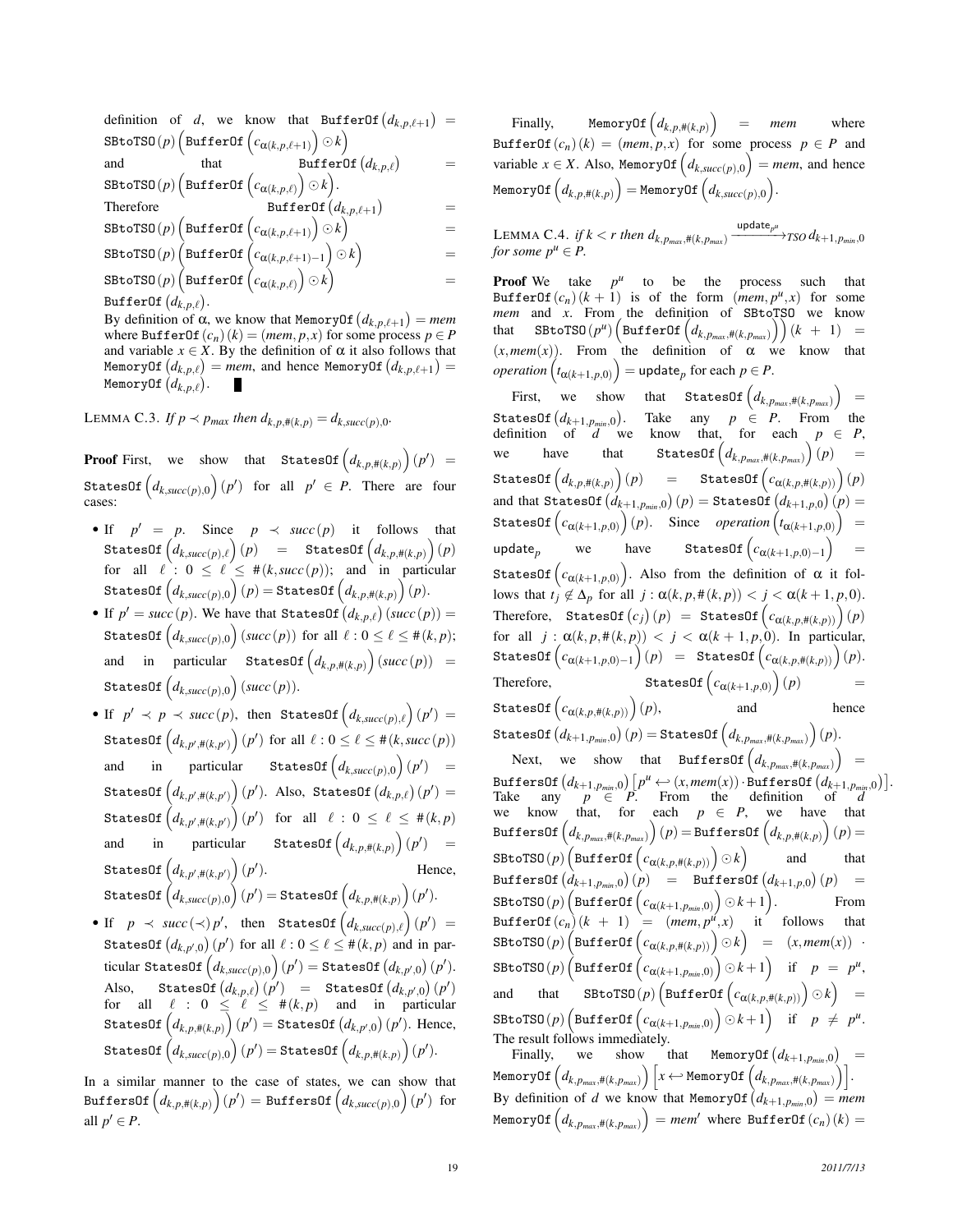definition of $d$, we know that $\texttt{BufferOf}\left(d_{k,p,\ell+1}\right) = \texttt{SBtoTSO}(p)\left(\texttt{BufferOf}\left(c_{\alpha(k,p,\ell+1)}\right)\odot k\right)$ and that $\texttt{BufferOf}\left(d_{k,p,\ell}\right) = \texttt{SBtoTSO}(p)\left(\texttt{BufferOf}\left(c_{\alpha(k,p,\ell)}\right)\odot k\right)$. Therefore $\texttt{BufferOf}\left(d_{k,p,\ell+1}\right) = \texttt{SBtoTSO}(p)\left(\texttt{BufferOf}\left(c_{\alpha(k,p,\ell+1)}\right)\odot k\right) = \texttt{SBtoTSO}(p)\left(\texttt{BufferOf}\left(c_{\alpha(k,p,\ell+1)-1}\right)\odot k\right) = \texttt{SBtoTSO}(p)\left(\texttt{BufferOf}\left(c_{\alpha(k,p,\ell)}\right)\odot k\right) = \texttt{BufferOf}\left(d_{k,p,\ell}\right)$.

By definition of $\alpha$, we know that $\texttt{MemoryOf}\left(d_{k,p,\ell+1}\right) = mem$ where $\texttt{BufferOf}\left(c_n\right)(k) = (mem,p,x)$ for some process $p \in P$ and variable $x \in X$. By the definition of $\alpha$ it also follows that $\texttt{MemoryOf}\left(d_{k,p,\ell}\right) = mem$, and hence $\texttt{MemoryOf}\left(d_{k,p,\ell+1}\right) = \texttt{MemoryOf}\left(d_{k,p,\ell}\right)$. ∎

LEMMA C.3. *If $p \prec p_{max}$ then $d_{k,p,\#(k,p)} = d_{k,succ(p),0}$.*

**Proof** First, we show that $\texttt{StatesOf}\left(d_{k,p,\#(k,p)}\right)(p') = \texttt{StatesOf}\left(d_{k,succ(p),0}\right)(p')$ for all $p' \in P$. There are four cases:

- If $p' = p$. Since $p \prec succ(p)$ it follows that $\texttt{StatesOf}\left(d_{k,succ(p),\ell}\right)(p) = \texttt{StatesOf}\left(d_{k,p,\#(k,p)}\right)(p)$ for all $\ell : 0 \le \ell \le \#(k,succ(p))$; and in particular $\texttt{StatesOf}\left(d_{k,succ(p),0}\right)(p) = \texttt{StatesOf}\left(d_{k,p,\#(k,p)}\right)(p)$.
- If $p' = succ(p)$. We have that $\texttt{StatesOf}\left(d_{k,p,\ell}\right)(succ(p)) = \texttt{StatesOf}\left(d_{k,succ(p),0}\right)(succ(p))$ for all $\ell : 0 \le \ell \le \#(k,p)$; and in particular $\texttt{StatesOf}\left(d_{k,p,\#(k,p)}\right)(succ(p)) = \texttt{StatesOf}\left(d_{k,succ(p),0}\right)(succ(p))$.
- If $p' \prec p \prec succ(p)$, then $\texttt{StatesOf}\left(d_{k,succ(p),\ell}\right)(p') = \texttt{StatesOf}\left(d_{k,p',\#(k,p')}\right)(p')$ for all $\ell : 0 \le \ell \le \#(k,succ(p))$ and in particular $\texttt{StatesOf}\left(d_{k,succ(p),0}\right)(p') = \texttt{StatesOf}\left(d_{k,p',\#(k,p')}\right)(p')$. Also, $\texttt{StatesOf}\left(d_{k,p,\ell}\right)(p') = \texttt{StatesOf}\left(d_{k,p',\#(k,p')}\right)(p')$ for all $\ell : 0 \le \ell \le \#(k,p)$ and in particular $\texttt{StatesOf}\left(d_{k,p,\#(k,p)}\right)(p') = \texttt{StatesOf}\left(d_{k,p',\#(k,p')}\right)(p')$. Hence, $\texttt{StatesOf}\left(d_{k,succ(p),0}\right)(p') = \texttt{StatesOf}\left(d_{k,p,\#(k,p)}\right)(p')$.
- If $p \prec succ(\prec)p'$, then $\texttt{StatesOf}\left(d_{k,succ(p),\ell}\right)(p') = \texttt{StatesOf}\left(d_{k,p',0}\right)(p')$ for all $\ell : 0 \le \ell \le \#(k,p)$ and in particular $\texttt{StatesOf}\left(d_{k,succ(p),0}\right)(p') = \texttt{StatesOf}\left(d_{k,p',0}\right)(p')$. Also, $\texttt{StatesOf}\left(d_{k,p,\ell}\right)(p') = \texttt{StatesOf}\left(d_{k,p',0}\right)(p')$ for all $\ell : 0 \le \ell \le \#(k,p)$ and in particular $\texttt{StatesOf}\left(d_{k,p,\#(k,p)}\right)(p') = \texttt{StatesOf}\left(d_{k,p',0}\right)(p')$. Hence, $\texttt{StatesOf}\left(d_{k,succ(p),0}\right)(p') = \texttt{StatesOf}\left(d_{k,p,\#(k,p)}\right)(p')$.

In a similar manner to the case of states, we can show that $\texttt{BuffersOf}\left(d_{k,p,\#(k,p)}\right)(p') = \texttt{BuffersOf}\left(d_{k,succ(p),0}\right)(p')$ for all $p' \in P$.

Finally, $\texttt{MemoryOf}\left(d_{k,p,\#(k,p)}\right) = mem$ where $\texttt{BufferOf}\left(c_n\right)(k) = (mem,p,x)$ for some process $p \in P$ and variable $x \in X$. Also, $\texttt{MemoryOf}\left(d_{k,succ(p),0}\right) = mem$, and hence $\texttt{MemoryOf}\left(d_{k,p,\#(k,p)}\right) = \texttt{MemoryOf}\left(d_{k,succ(p),0}\right)$.

LEMMA C.4. *if $k < r$ then $d_{k,p_{max},\#(k,p_{max})} \xrightarrow{\mathsf{update}_{p^u}}_{TSO} d_{k+1,p_{min},0}$ for some $p^u \in P$.*

**Proof** We take $p^u$ to be the process such that $\texttt{BufferOf}\left(c_n\right)(k+1)$ is of the form $(mem,p^u,x)$ for some $mem$ and $x$. From the definition of $\texttt{SBtoTSO}$ we know that $\texttt{SBtoTSO}(p^u)\left(\texttt{BufferOf}\left(d_{k,p_{max},\#(k,p_{max})}\right)\right)(k+1) = (x,mem(x))$. From the definition of $\alpha$ we know that $operation\left(t_{\alpha(k+1,p,0)}\right) = \mathsf{update}_p$ for each $p \in P$.

First, we show that $\texttt{StatesOf}\left(d_{k,p_{max},\#(k,p_{max})}\right) = \texttt{StatesOf}\left(d_{k+1,p_{min},0}\right)$. Take any $p \in P$. From the definition of $d$ we know that, for each $p \in P$, we have that $\texttt{StatesOf}\left(d_{k,p_{max},\#(k,p_{max})}\right)(p) = \texttt{StatesOf}\left(d_{k,p,\#(k,p)}\right)(p) = \texttt{StatesOf}\left(c_{\alpha(k,p,\#(k,p))}\right)(p)$ and that $\texttt{StatesOf}\left(d_{k+1,p_{min},0}\right)(p) = \texttt{StatesOf}\left(d_{k+1,p,0}\right)(p) = \texttt{StatesOf}\left(c_{\alpha(k+1,p,0)}\right)(p)$. Since $operation\left(t_{\alpha(k+1,p,0)}\right) = \mathsf{update}_p$ we have $\texttt{StatesOf}\left(c_{\alpha(k+1,p,0)-1}\right) = \texttt{StatesOf}\left(c_{\alpha(k+1,p,0)}\right)$. Also from the definition of $\alpha$ it follows that $t_j \notin \Delta_p$ for all $j : \alpha(k,p,\#(k,p)) < j < \alpha(k+1,p,0)$. Therefore, $\texttt{StatesOf}\left(c_j\right)(p) = \texttt{StatesOf}\left(c_{\alpha(k,p,\#(k,p))}\right)(p)$ for all $j : \alpha(k,p,\#(k,p)) < j < \alpha(k+1,p,0)$. In particular, $\texttt{StatesOf}\left(c_{\alpha(k+1,p,0)-1}\right)(p) = \texttt{StatesOf}\left(c_{\alpha(k,p,\#(k,p))}\right)(p)$. Therefore, $\texttt{StatesOf}\left(c_{\alpha(k+1,p,0)}\right)(p) = \texttt{StatesOf}\left(c_{\alpha(k,p,\#(k,p))}\right)(p)$, and hence $\texttt{StatesOf}\left(d_{k+1,p_{min},0}\right)(p) = \texttt{StatesOf}\left(d_{k,p_{max},\#(k,p_{max})}\right)(p)$.

Next, we show that $\texttt{BuffersOf}\left(d_{k,p_{max},\#(k,p_{max})}\right) = \texttt{BuffersOf}\left(d_{k+1,p_{min},0}\right)\left[p^u \hookleftarrow (x,mem(x)) \cdot \texttt{BuffersOf}\left(d_{k+1,p_{min},0}\right)\right]$. Take any $p \in P$. From the definition of $d$ we know that, for each $p \in P$, we have that $\texttt{BuffersOf}\left(d_{k,p_{max},\#(k,p_{max})}\right)(p) = \texttt{BuffersOf}\left(d_{k,p,\#(k,p)}\right)(p) = \texttt{SBtoTSO}(p)\left(\texttt{BufferOf}\left(c_{\alpha(k,p,\#(k,p))}\right)\odot k\right)$ and that $\texttt{BuffersOf}\left(d_{k+1,p_{min},0}\right)(p) = \texttt{BuffersOf}\left(d_{k+1,p,0}\right)(p) = \texttt{SBtoTSO}(p)\left(\texttt{BufferOf}\left(c_{\alpha(k+1,p_{min},0)}\right)\odot k+1\right)$. From $\texttt{BufferOf}\left(c_n\right)(k+1) = (mem,p^u,x)$ it follows that $\texttt{SBtoTSO}(p)\left(\texttt{BufferOf}\left(c_{\alpha(k,p,\#(k,p))}\right)\odot k\right) = (x,mem(x)) \cdot \texttt{SBtoTSO}(p)\left(\texttt{BufferOf}\left(c_{\alpha(k+1,p_{min},0)}\right)\odot k+1\right)$ if $p = p^u$, and that $\texttt{SBtoTSO}(p)\left(\texttt{BufferOf}\left(c_{\alpha(k,p,\#(k,p))}\right)\odot k\right) = \texttt{SBtoTSO}(p)\left(\texttt{BufferOf}\left(c_{\alpha(k+1,p_{min},0)}\right)\odot k+1\right)$ if $p \neq p^u$. The result follows immediately.

Finally, we show that $\texttt{MemoryOf}\left(d_{k+1,p_{min},0}\right) = \texttt{MemoryOf}\left(d_{k,p_{max},\#(k,p_{max})}\right)\left[x \hookleftarrow \texttt{MemoryOf}\left(d_{k,p_{max},\#(k,p_{max})}\right)\right]$. By definition of $d$ we know that $\texttt{MemoryOf}\left(d_{k+1,p_{min},0}\right) = mem$ $\texttt{MemoryOf}\left(d_{k,p_{max},\#(k,p_{max})}\right) = mem'$ where $\texttt{BufferOf}\left(c_n\right)(k) =$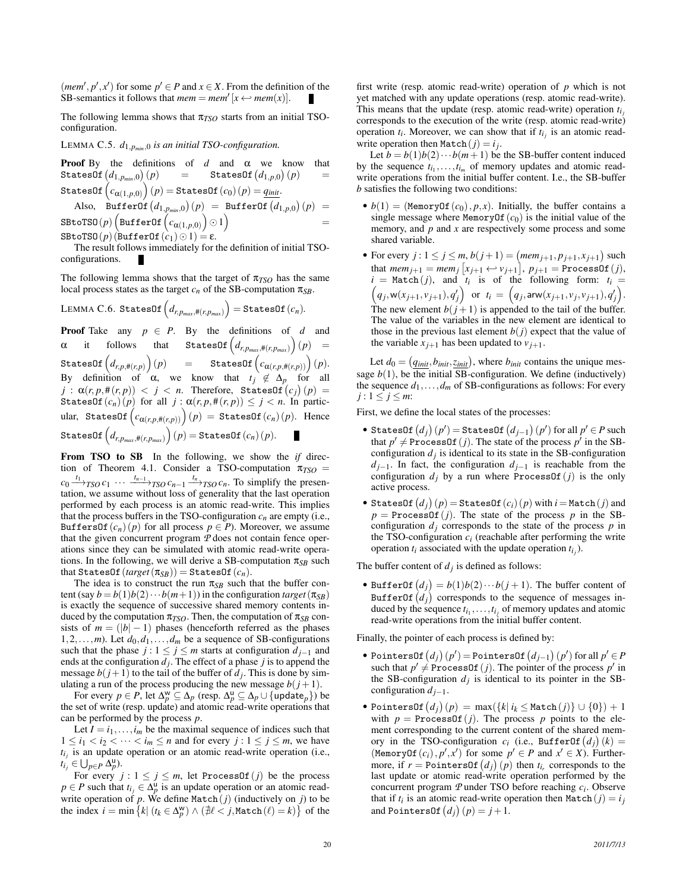$(mem', p', x')$ for some $p' \in P$ and $x \in X$. From the definition of the SB-semantics it follows that $mem = mem'[x \hookleftarrow mem(x)]$. ∎

The following lemma shows that $\pi_{TSO}$ starts from an initial TSO-configuration.

LEMMA C.5. *$d_{1,p_{min},0}$ is an initial TSO-configuration.*

**Proof** By the definitions of $d$ and $\alpha$ we know that $\texttt{StatesOf}\left(d_{1,p_{min},0}\right)(p) = \texttt{StatesOf}\left(d_{1,p,0}\right)(p) = \texttt{StatesOf}\left(c_{\alpha(1,p,0)}\right)(p) = \texttt{StatesOf}\left(c_0\right)(p) = \underline{q_{init}}$.

Also, $\texttt{BufferOf}\left(d_{1,p_{min},0}\right)(p) = \texttt{BufferOf}\left(d_{1,p,0}\right)(p) = \texttt{SBtoTSO}(p)\left(\texttt{BufferOf}\left(c_{\alpha(1,p,0)}\right) \odot 1\right) = \texttt{SBtoTSO}(p)\left(\texttt{BufferOf}\left(c_1\right) \odot 1\right) = \varepsilon$.

The result follows immediately for the definition of initial TSO-configurations. ∎

The following lemma shows that the target of $\pi_{TSO}$ has the same local process states as the target $c_n$ of the SB-computation $\pi_{SB}$.

LEMMA C.6. $\texttt{StatesOf}\left(d_{r,p_{max},\#(r,p_{max})}\right) = \texttt{StatesOf}\left(c_n\right)$.

**Proof** Take any $p \in P$. By the definitions of $d$ and $\alpha$ it follows that $\texttt{StatesOf}\left(d_{r,p_{max},\#(r,p_{max})}\right)(p) = \texttt{StatesOf}\left(d_{r,p,\#(r,p)}\right)(p) = \texttt{StatesOf}\left(c_{\alpha(r,p,\#(r,p))}\right)(p)$. By definition of $\alpha$, we know that $t_j \notin \Delta_p$ for all $j : \alpha(r,p,\#(r,p)) < j < n$. Therefore, $\texttt{StatesOf}\left(c_j\right)(p) = \texttt{StatesOf}\left(c_n\right)(p)$ for all $j : \alpha(r,p,\#(r,p)) \leq j < n$. In particular, $\texttt{StatesOf}\left(c_{\alpha(r,p,\#(r,p))}\right)(p) = \texttt{StatesOf}\left(c_n\right)(p)$. Hence $\texttt{StatesOf}\left(d_{r,p_{max},\#(r,p_{max})}\right)(p) = \texttt{StatesOf}\left(c_n\right)(p)$. ∎

**From TSO to SB** In the following, we show the *if* direction of Theorem 4.1. Consider a TSO-computation $\pi_{TSO} = c_0 \xrightarrow{t_1}_{TSO} c_1 \cdots \xrightarrow{t_{n-1}}_{TSO} c_{n-1} \xrightarrow{t_n}_{TSO} c_n$. To simplify the presentation, we assume without loss of generality that the last operation performed by each process is an atomic read-write. This implies that the process buffers in the TSO-configuration $c_n$ are empty (i.e., $\texttt{BuffersOf}\left(c_n\right)(p)$ for all process $p \in P$). Moreover, we assume that the given concurrent program $\mathcal{P}$ does not contain fence operations since they can be simulated with atomic read-write operations. In the following, we will derive a SB-computation $\pi_{SB}$ such that $\texttt{StatesOf}\left(target\left(\pi_{SB}\right)\right) = \texttt{StatesOf}\left(c_n\right)$.

The idea is to construct the run $\pi_{SB}$ such that the buffer content (say $b = b(1)b(2)\cdots b(m+1)$) in the configuration $target(\pi_{SB})$ is exactly the sequence of successive shared memory contents induced by the computation $\pi_{TSO}$. Then, the computation of $\pi_{SB}$ consists of $m = (|b|-1)$ phases (henceforth referred as the phases $1,2,\ldots,m$). Let $d_0, d_1, \ldots, d_m$ be a sequence of SB-configurations such that the phase $j : 1 \leq j \leq m$ starts at configuration $d_{j-1}$ and ends at the configuration $d_j$. The effect of a phase $j$ is to append the message $b(j+1)$ to the tail of the buffer of $d_j$. This is done by simulating a run of the process providing the new message $b(j+1)$.

For every $p \in P$, let $\Delta_p^{\mathtt{w}} \subseteq \Delta_p$ (resp. $\Delta_p^{\mathtt{u}} \subseteq \Delta_p \cup \{\mathtt{update}_p\}$) be the set of write (resp. update) and atomic read-write operations that can be performed by the process $p$.

Let $I = i_1, \ldots, i_m$ be the maximal sequence of indices such that $1 \leq i_1 < i_2 < \cdots < i_m \leq n$ and for every $j : 1 \leq j \leq m$, we have $t_{i_j}$ is an update operation or an atomic read-write operation (i.e., $t_{i_j} \in \bigcup_{p \in P} \Delta_p^{\mathtt{u}}$).

For every $j : 1 \leq j \leq m$, let $\texttt{ProcessOf}(j)$ be the process $p \in P$ such that $t_{i_j} \in \Delta_p^{\mathtt{u}}$ is an update operation or an atomic read-write operation of $p$. We define $\texttt{Match}(j)$ (inductively on $j$) to be the index $i = \min\left\{k \mid \left(t_k \in \Delta_p^{\mathtt{w}}\right) \wedge \left(\nexists \ell < j, \texttt{Match}(\ell) = k\right)\right\}$ of the first write (resp. atomic read-write) operation of $p$ which is not yet matched with any update operations (resp. atomic read-write). This means that the update (resp. atomic read-write) operation $t_{i_j}$ corresponds to the execution of the write (resp. atomic read-write) operation $t_i$. Moreover, we can show that if $t_{i_j}$ is an atomic read-write operation then $\texttt{Match}(j) = i_j$.

Let $b = b(1)b(2)\cdots b(m+1)$ be the SB-buffer content induced by the sequence $t_{i_1}, \ldots, t_{i_m}$ of memory updates and atomic read-write operations from the initial buffer content. I.e., the SB-buffer $b$ satisfies the following two conditions:

- $b(1) = \left(\texttt{MemoryOf}\left(c_0\right), p, x\right)$. Initially, the buffer contains a single message where $\texttt{MemoryOf}\left(c_0\right)$ is the initial value of the memory, and $p$ and $x$ are respectively some process and some shared variable.
- For every $j : 1 \leq j \leq m$, $b(j+1) = \left(mem_{j+1}, p_{j+1}, x_{j+1}\right)$ such that $mem_{j+1} = mem_j\left[x_{j+1} \hookleftarrow v_{j+1}\right]$, $p_{j+1} = \texttt{ProcessOf}(j)$, $i = \texttt{Match}(j)$, and $t_i$ is of the following form: $t_i = \left(q_j, \mathtt{w}(x_{j+1}, v_{j+1}), q_j'\right)$ or $t_i = \left(q_j, \mathtt{arw}(x_{j+1}, v_j, v_{j+1}), q_j'\right)$. The new element $b(j+1)$ is appended to the tail of the buffer. The value of the variables in the new element are identical to those in the previous last element $b(j)$ expect that the value of the variable $x_{j+1}$ has been updated to $v_{j+1}$.

Let $d_0 = \left(\underline{q_{init}}, b_{init}, \underline{z_{init}}\right)$, where $b_{init}$ contains the unique message $b(1)$, be the initial SB-configuration. We define (inductively) the sequence $d_1, \ldots, d_m$ of SB-configurations as follows: For every $j : 1 \leq j \leq m$:

First, we define the local states of the processes:

- $\texttt{StatesOf}\left(d_j\right)(p') = \texttt{StatesOf}\left(d_{j-1}\right)(p')$ for all $p' \in P$ such that $p' \neq \texttt{ProcessOf}(j)$. The state of the process $p'$ in the SB-configuration $d_j$ is identical to its state in the SB-configuration $d_{j-1}$. In fact, the configuration $d_{j-1}$ is reachable from the configuration $d_j$ by a run where $\texttt{ProcessOf}(j)$ is the only active process.
- $\texttt{StatesOf}\left(d_j\right)(p) = \texttt{StatesOf}\left(c_i\right)(p)$ with $i = \texttt{Match}(j)$ and $p = \texttt{ProcessOf}(j)$. The state of the process $p$ in the SB-configuration $d_j$ corresponds to the state of the process $p$ in the TSO-configuration $c_i$ (reachable after performing the write operation $t_i$ associated with the update operation $t_{i_j}$).

The buffer content of $d_j$ is defined as follows:

- $\texttt{BufferOf}\left(d_j\right) = b(1)b(2)\cdots b(j+1)$. The buffer content of $\texttt{BufferOf}\left(d_j\right)$ corresponds to the sequence of messages induced by the sequence $t_{i_1}, \ldots, t_{i_j}$ of memory updates and atomic read-write operations from the initial buffer content.

Finally, the pointer of each process is defined by:

- $\texttt{PointersOf}\left(d_j\right)(p') = \texttt{PointersOf}\left(d_{j-1}\right)(p')$ for all $p' \in P$ such that $p' \neq \texttt{ProcessOf}(j)$. The pointer of the process $p'$ in the SB-configuration $d_j$ is identical to its pointer in the SB-configuration $d_{j-1}$.
- $\texttt{PointersOf}\left(d_j\right)(p) = \max\left(\{k \mid i_k \leq \texttt{Match}(j)\} \cup \{0\}\right) + 1$ with $p = \texttt{ProcessOf}(j)$. The process $p$ points to the element corresponding to the current content of the shared memory in the TSO-configuration $c_i$ (i.e., $\texttt{BufferOf}\left(d_j\right)(k) = \left(\texttt{MemoryOf}\left(c_i\right), p', x'\right)$ for some $p' \in P$ and $x' \in X$). Furthermore, if $r = \texttt{PointersOf}\left(d_j\right)(p)$ then $t_{i_r}$ corresponds to the last update or atomic read-write operation performed by the concurrent program $\mathcal{P}$ under TSO before reaching $c_i$. Observe that if $t_i$ is an atomic read-write operation then $\texttt{Match}(j) = i_j$ and $\texttt{PointersOf}\left(d_j\right)(p) = j+1$.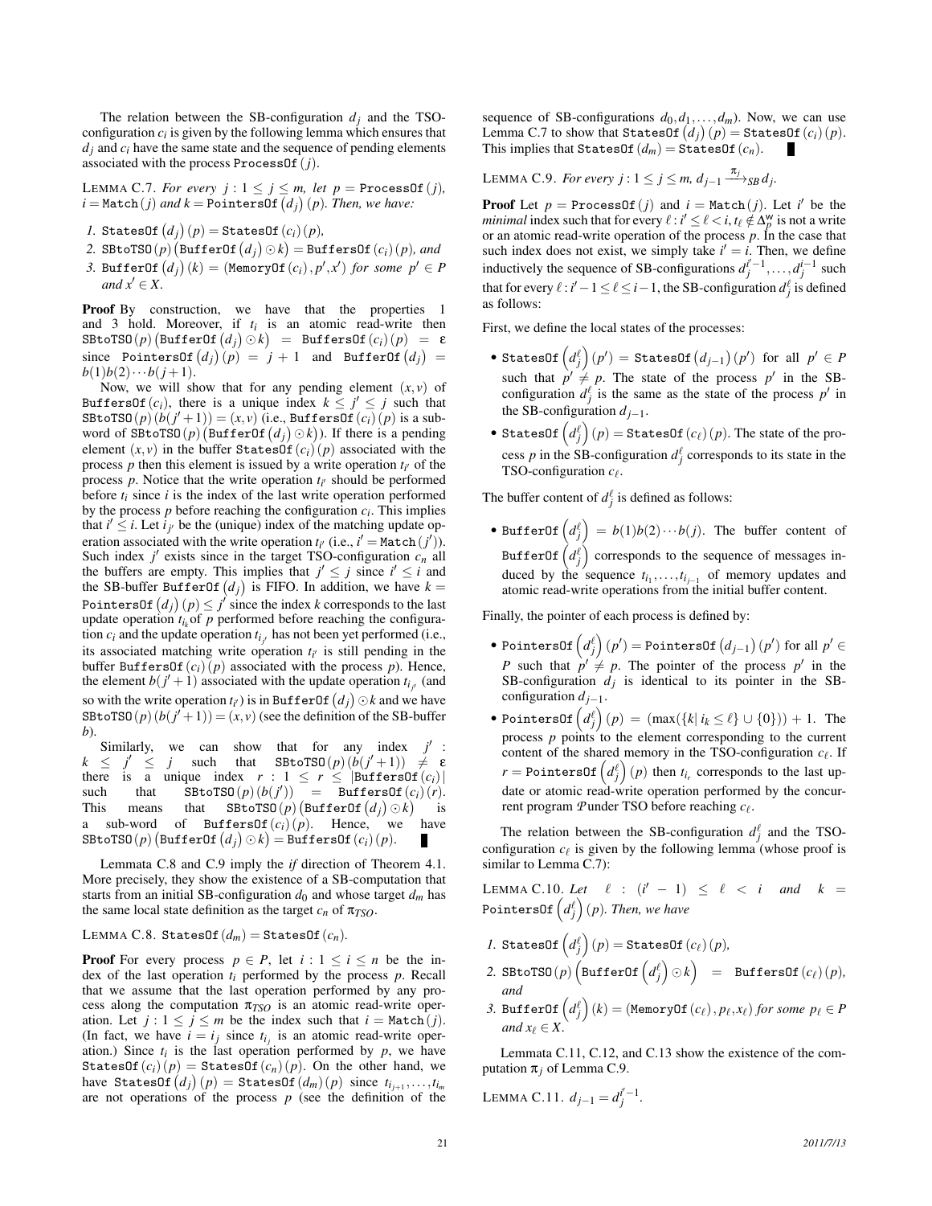The relation between the SB-configuration $d_j$ and the TSO-configuration $c_i$ is given by the following lemma which ensures that $d_j$ and $c_i$ have the same state and the sequence of pending elements associated with the process $\texttt{ProcessOf}(j)$.

LEMMA C.7. *For every $j : 1 \leq j \leq m$, let $p = \texttt{ProcessOf}(j)$, $i = \texttt{Match}(j)$ and $k = \texttt{PointersOf}(d_j)(p)$. Then, we have:*

1. $\texttt{StatesOf}(d_j)(p) = \texttt{StatesOf}(c_i)(p)$,
2. $\texttt{SBtoTSO}(p)(\texttt{BufferOf}(d_j) \odot k) = \texttt{BuffersOf}(c_i)(p)$, *and*
3. $\texttt{BufferOf}(d_j)(k) = (\texttt{MemoryOf}(c_i), p', x')$ *for some $p' \in P$ and $x' \in X$.*

**Proof** By construction, we have that the properties 1 and 3 hold. Moreover, if $t_i$ is an atomic read-write then $\texttt{SBtoTSO}(p)(\texttt{BufferOf}(d_j) \odot k) = \texttt{BuffersOf}(c_i)(p) = \varepsilon$ since $\texttt{PointersOf}(d_j)(p) = j+1$ and $\texttt{BufferOf}(d_j) = b(1)b(2)\cdots b(j+1)$.

Now, we will show that for any pending element $(x, v)$ of $\texttt{BuffersOf}(c_i)$, there is a unique index $k \leq j' \leq j$ such that $\texttt{SBtoTSO}(p)(b(j'+1)) = (x, v)$ (i.e., $\texttt{BuffersOf}(c_i)(p)$ is a sub-word of $\texttt{SBtoTSO}(p)(\texttt{BufferOf}(d_j) \odot k)$). If there is a pending element $(x, v)$ in the buffer $\texttt{StatesOf}(c_i)(p)$ associated with the process $p$ then this element is issued by a write operation $t_{i'}$ of the process $p$. Notice that the write operation $t_{i'}$ should be performed before $t_i$ since $i$ is the index of the last write operation performed by the process $p$ before reaching the configuration $c_i$. This implies that $i' \leq i$. Let $i_{j'}$ be the (unique) index of the matching update operation associated with the write operation $t_{i'}$ (i.e., $i' = \texttt{Match}(j')$). Such index $j'$ exists since in the target TSO-configuration $c_n$ all the buffers are empty. This implies that $j' \leq j$ since $i' \leq i$ and the SB-buffer $\texttt{BufferOf}(d_j)$ is FIFO. In addition, we have $k = \texttt{PointersOf}(d_j)(p) \leq j'$ since the index $k$ corresponds to the last update operation $t_{i_k}$ of $p$ performed before reaching the configuration $c_i$ and the update operation $t_{i_{j'}}$ has not been yet performed (i.e., its associated matching write operation $t_{i'}$ is still pending in the buffer $\texttt{BuffersOf}(c_i)(p)$ associated with the process $p$). Hence, the element $b(j'+1)$ associated with the update operation $t_{i_{j'}}$ (and so with the write operation $t_{i'}$) is in $\texttt{BufferOf}(d_j) \odot k$ and we have $\texttt{SBtoTSO}(p)(b(j'+1)) = (x, v)$ (see the definition of the SB-buffer $b$).

Similarly, we can show that for any index $j' : k \leq j' \leq j$ such that $\texttt{SBtoTSO}(p)(b(j'+1)) \neq \varepsilon$ there is a unique index $r : 1 \leq r \leq |\texttt{BuffersOf}(c_i)|$ such that $\texttt{SBtoTSO}(p)(b(j')) = \texttt{BuffersOf}(c_i)(r)$. This means that $\texttt{SBtoTSO}(p)(\texttt{BufferOf}(d_j) \odot k)$ is a sub-word of $\texttt{BuffersOf}(c_i)(p)$. Hence, we have $\texttt{SBtoTSO}(p)(\texttt{BufferOf}(d_j) \odot k) = \texttt{BuffersOf}(c_i)(p)$. ∎

Lemmata C.8 and C.9 imply the *if* direction of Theorem 4.1. More precisely, they show the existence of a SB-computation that starts from an initial SB-configuration $d_0$ and whose target $d_m$ has the same local state definition as the target $c_n$ of $\pi_{TSO}$.

LEMMA C.8. $\texttt{StatesOf}(d_m) = \texttt{StatesOf}(c_n)$.

**Proof** For every process $p \in P$, let $i : 1 \leq i \leq n$ be the index of the last operation $t_i$ performed by the process $p$. Recall that we assume that the last operation performed by any process along the computation $\pi_{TSO}$ is an atomic read-write operation. Let $j : 1 \leq j \leq m$ be the index such that $i = \texttt{Match}(j)$. (In fact, we have $i = i_j$ since $t_{i_j}$ is an atomic read-write operation.) Since $t_i$ is the last operation performed by $p$, we have $\texttt{StatesOf}(c_i)(p) = \texttt{StatesOf}(c_n)(p)$. On the other hand, we have $\texttt{StatesOf}(d_j)(p) = \texttt{StatesOf}(d_m)(p)$ since $t_{i_{j+1}}, \ldots, t_{i_m}$ are not operations of the process $p$ (see the definition of the sequence of SB-configurations $d_0, d_1, \ldots, d_m$). Now, we can use Lemma C.7 to show that $\texttt{StatesOf}(d_j)(p) = \texttt{StatesOf}(c_i)(p)$. This implies that $\texttt{StatesOf}(d_m) = \texttt{StatesOf}(c_n)$. ∎

LEMMA C.9. *For every $j : 1 \leq j \leq m$, $d_{j-1} \xrightarrow{\pi_j}_{SB} d_j$.*

**Proof** Let $p = \texttt{ProcessOf}(j)$ and $i = \texttt{Match}(j)$. Let $i'$ be the *minimal* index such that for every $\ell : i' \leq \ell < i$, $t_\ell \notin \Delta_p^{\mathtt{w}}$ is not a write or an atomic read-write operation of the process $p$. In the case that such index does not exist, we simply take $i' = i$. Then, we define inductively the sequence of SB-configurations $d_j^{i'-1}, \ldots, d_j^{i-1}$ such that for every $\ell : i'-1 \leq \ell \leq i-1$, the SB-configuration $d_j^\ell$ is defined as follows:

First, we define the local states of the processes:

- $\texttt{StatesOf}(d_j^\ell)(p') = \texttt{StatesOf}(d_{j-1})(p')$ for all $p' \in P$ such that $p' \neq p$. The state of the process $p'$ in the SB-configuration $d_j^\ell$ is the same as the state of the process $p'$ in the SB-configuration $d_{j-1}$.
- $\texttt{StatesOf}(d_j^\ell)(p) = \texttt{StatesOf}(c_\ell)(p)$. The state of the process $p$ in the SB-configuration $d_j^\ell$ corresponds to its state in the TSO-configuration $c_\ell$.

The buffer content of $d_j^\ell$ is defined as follows:

- $\texttt{BufferOf}(d_j^\ell) = b(1)b(2)\cdots b(j)$. The buffer content of $\texttt{BufferOf}(d_j^\ell)$ corresponds to the sequence of messages induced by the sequence $t_{i_1}, \ldots, t_{i_{j-1}}$ of memory updates and atomic read-write operations from the initial buffer content.

Finally, the pointer of each process is defined by:

- $\texttt{PointersOf}(d_j^\ell)(p') = \texttt{PointersOf}(d_{j-1})(p')$ for all $p' \in P$ such that $p' \neq p$. The pointer of the process $p'$ in the SB-configuration $d_j$ is identical to its pointer in the SB-configuration $d_{j-1}$.
- $\texttt{PointersOf}(d_j^\ell)(p) = (\max(\{k |\, i_k \leq \ell\} \cup \{0\})) + 1$. The process $p$ points to the element corresponding to the current content of the shared memory in the TSO-configuration $c_\ell$. If $r = \texttt{PointersOf}(d_j^\ell)(p)$ then $t_{i_r}$ corresponds to the last update or atomic read-write operation performed by the concurrent program $\mathcal{P}$ under TSO before reaching $c_\ell$.

The relation between the SB-configuration $d_j^\ell$ and the TSO-configuration $c_\ell$ is given by the following lemma (whose proof is similar to Lemma C.7):

LEMMA C.10. *Let $\ell : (i'-1) \leq \ell < i$ and $k = \texttt{PointersOf}(d_j^\ell)(p)$. Then, we have*

1. $\texttt{StatesOf}(d_j^\ell)(p) = \texttt{StatesOf}(c_\ell)(p)$,
2. $\texttt{SBtoTSO}(p)(\texttt{BufferOf}(d_j^\ell) \odot k) = \texttt{BuffersOf}(c_\ell)(p)$, *and*
3. $\texttt{BufferOf}(d_j^\ell)(k) = (\texttt{MemoryOf}(c_\ell), p_\ell, x_\ell)$ *for some $p_\ell \in P$ and $x_\ell \in X$.*

Lemmata C.11, C.12, and C.13 show the existence of the computation $\pi_j$ of Lemma C.9.

LEMMA C.11. $d_{j-1} = d_j^{i'-1}$.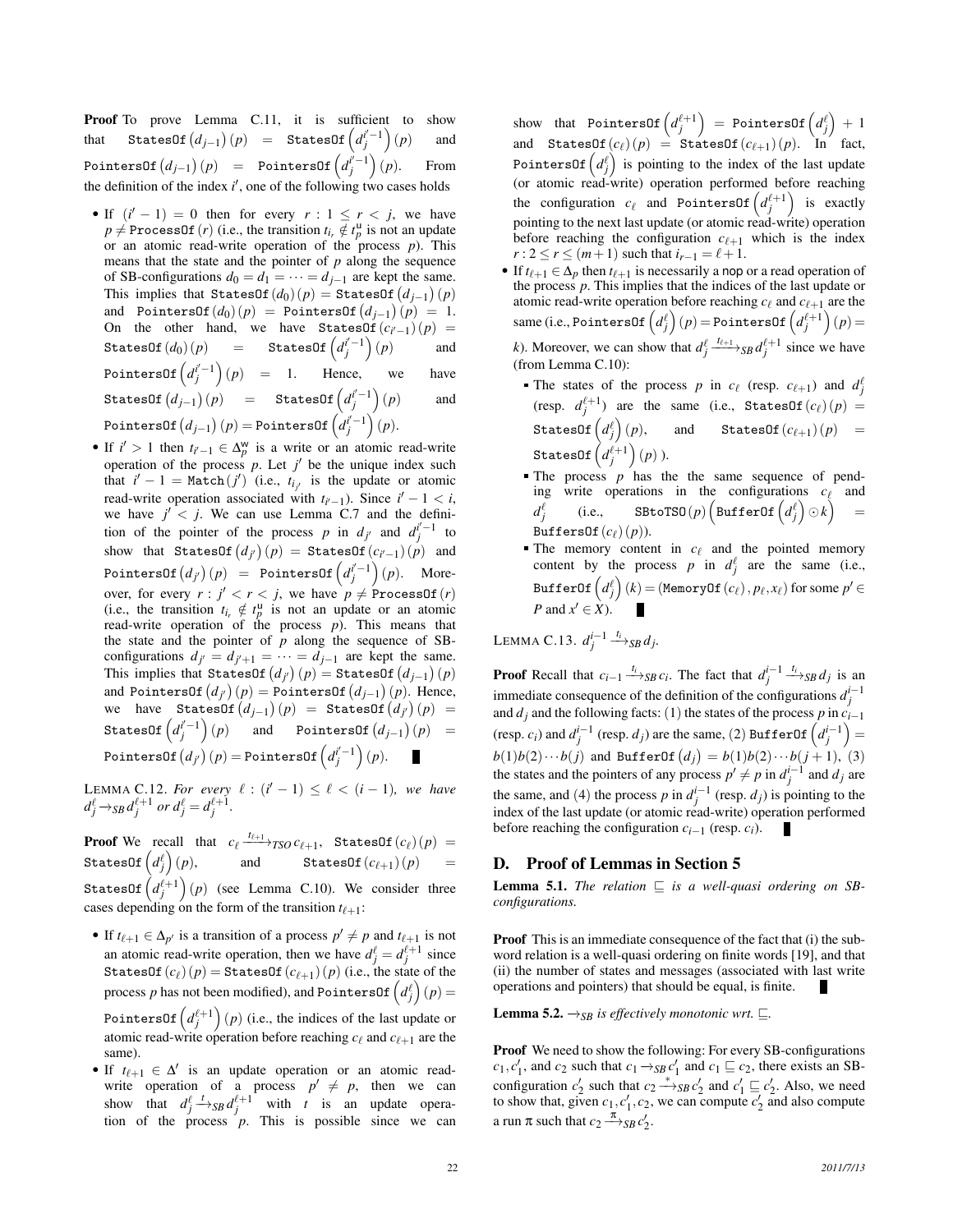**Proof** To prove Lemma C.11, it is sufficient to show that $\texttt{StatesOf}(d_{j-1})(p) = \texttt{StatesOf}\left(d_j^{i'-1}\right)(p)$ and $\texttt{PointersOf}(d_{j-1})(p) = \texttt{PointersOf}\left(d_j^{i'-1}\right)(p)$. From the definition of the index $i'$, one of the following two cases holds

- If $(i'-1) = 0$ then for every $r : 1 \leq r < j$, we have $p \neq \texttt{ProcessOf}(r)$ (i.e., the transition $t_{i_r} \notin t_p^{\texttt{u}}$ is not an update or an atomic read-write operation of the process $p$). This means that the state and the pointer of $p$ along the sequence of SB-configurations $d_0 = d_1 = \cdots = d_{j-1}$ are kept the same. This implies that $\texttt{StatesOf}(d_0)(p) = \texttt{StatesOf}(d_{j-1})(p)$ and $\texttt{PointersOf}(d_0)(p) = \texttt{PointersOf}(d_{j-1})(p) = 1$. On the other hand, we have $\texttt{StatesOf}(c_{i'-1})(p) = \texttt{StatesOf}(d_0)(p) = \texttt{StatesOf}\left(d_j^{i'-1}\right)(p)$ and $\texttt{PointersOf}\left(d_j^{i'-1}\right)(p) = 1$. Hence, we have $\texttt{StatesOf}(d_{j-1})(p) = \texttt{StatesOf}\left(d_j^{i'-1}\right)(p)$ and $\texttt{PointersOf}(d_{j-1})(p) = \texttt{PointersOf}\left(d_j^{i'-1}\right)(p)$.
- If $i' > 1$ then $t_{i'-1} \in \Delta_p^{\texttt{w}}$ is a write or an atomic read-write operation of the process $p$. Let $j'$ be the unique index such that $i'-1 = \texttt{Match}(j')$ (i.e., $t_{i_{j'}}$ is the update or atomic read-write operation associated with $t_{i'-1}$). Since $i'-1 < i$, we have $j' < j$. We can use Lemma C.7 and the definition of the pointer of the process $p$ in $d_{j'}$ and $d_j^{i'-1}$ to show that $\texttt{StatesOf}(d_{j'})(p) = \texttt{StatesOf}(c_{i'-1})(p)$ and $\texttt{PointersOf}(d_{j'})(p) = \texttt{PointersOf}\left(d_j^{i'-1}\right)(p)$. Moreover, for every $r : j' < r < j$, we have $p \neq \texttt{ProcessOf}(r)$ (i.e., the transition $t_{i_r} \notin t_p^{\texttt{u}}$ is not an update or an atomic read-write operation of the process $p$). This means that the state and the pointer of $p$ along the sequence of SB-configurations $d_{j'} = d_{j'+1} = \cdots = d_{j-1}$ are kept the same. This implies that $\texttt{StatesOf}(d_{j'})(p) = \texttt{StatesOf}(d_{j-1})(p)$ and $\texttt{PointersOf}(d_{j'})(p) = \texttt{PointersOf}(d_{j-1})(p)$. Hence, we have $\texttt{StatesOf}(d_{j-1})(p) = \texttt{StatesOf}(d_{j'})(p) = \texttt{StatesOf}\left(d_j^{i'-1}\right)(p)$ and $\texttt{PointersOf}(d_{j-1})(p) = \texttt{PointersOf}(d_{j'})(p) = \texttt{PointersOf}\left(d_j^{i'-1}\right)(p)$. ∎

LEMMA C.12. *For every $\ell : (i'-1) \leq \ell < (i-1)$, we have $d_j^\ell \rightarrow_{SB} d_j^{\ell+1}$ or $d_j^\ell = d_j^{\ell+1}$.*

**Proof** We recall that $c_\ell \xrightarrow{t_{\ell+1}}_{TSO} c_{\ell+1}$, $\texttt{StatesOf}(c_\ell)(p) = \texttt{StatesOf}\left(d_j^\ell\right)(p)$, and $\texttt{StatesOf}(c_{\ell+1})(p) = \texttt{StatesOf}\left(d_j^{\ell+1}\right)(p)$ (see Lemma C.10). We consider three cases depending on the form of the transition $t_{\ell+1}$:

- If $t_{\ell+1} \in \Delta_{p'}$ is a transition of a process $p' \neq p$ and $t_{\ell+1}$ is not an atomic read-write operation, then we have $d_j^\ell = d_j^{\ell+1}$ since $\texttt{StatesOf}(c_\ell)(p) = \texttt{StatesOf}(c_{\ell+1})(p)$ (i.e., the state of the process $p$ has not been modified), and $\texttt{PointersOf}\left(d_j^\ell\right)(p) = \texttt{PointersOf}\left(d_j^{\ell+1}\right)(p)$ (i.e., the indices of the last update or atomic read-write operation before reaching $c_\ell$ and $c_{\ell+1}$ are the same).
- If $t_{\ell+1} \in \Delta'$ is an update operation or an atomic read-write operation of a process $p' \neq p$, then we can show that $d_j^\ell \xrightarrow{t}_{SB} d_j^{\ell+1}$ with $t$ is an update operation of the process $p$. This is possible since we can show that $\texttt{PointersOf}\left(d_j^{\ell+1}\right) = \texttt{PointersOf}\left(d_j^\ell\right) + 1$ and $\texttt{StatesOf}(c_\ell)(p) = \texttt{StatesOf}(c_{\ell+1})(p)$. In fact, $\texttt{PointersOf}\left(d_j^\ell\right)$ is pointing to the index of the last update (or atomic read-write) operation performed before reaching the configuration $c_\ell$ and $\texttt{PointersOf}\left(d_j^{\ell+1}\right)$ is exactly pointing to the next last update (or atomic read-write) operation before reaching the configuration $c_{\ell+1}$ which is the index $r : 2 \leq r \leq (m+1)$ such that $i_{r-1} = \ell+1$.
- If $t_{\ell+1} \in \Delta_p$ then $t_{\ell+1}$ is necessarily a nop or a read operation of the process $p$. This implies that the indices of the last update or atomic read-write operation before reaching $c_\ell$ and $c_{\ell+1}$ are the same (i.e., $\texttt{PointersOf}\left(d_j^\ell\right)(p) = \texttt{PointersOf}\left(d_j^{\ell+1}\right)(p) = k$). Moreover, we can show that $d_j^\ell \xrightarrow{t_{\ell+1}}_{SB} d_j^{\ell+1}$ since we have (from Lemma C.10):
  - The states of the process $p$ in $c_\ell$ (resp. $c_{\ell+1}$) and $d_j^\ell$ (resp. $d_j^{\ell+1}$) are the same (i.e., $\texttt{StatesOf}(c_\ell)(p) = \texttt{StatesOf}\left(d_j^\ell\right)(p)$, and $\texttt{StatesOf}(c_{\ell+1})(p) = \texttt{StatesOf}\left(d_j^{\ell+1}\right)(p)$ ).
  - The process $p$ has the the same sequence of pending write operations in the configurations $c_\ell$ and $d_j^\ell$ (i.e., $\texttt{SBtoTSO}(p)\left(\texttt{BufferOf}\left(d_j^\ell\right) \odot k\right) = \texttt{BufferOf}(c_\ell)(p)$).
  - The memory content in $c_\ell$ and the pointed memory content by the process $p$ in $d_j^\ell$ are the same (i.e., $\texttt{BufferOf}\left(d_j^\ell\right)(k) = (\texttt{MemoryOf}(c_\ell), p_\ell, x_\ell)$ for some $p' \in P$ and $x' \in X$). ∎

LEMMA C.13. $d_j^{i-1} \xrightarrow{t_i}_{SB} d_j$.

**Proof** Recall that $c_{i-1} \xrightarrow{t_i}_{SB} c_i$. The fact that $d_j^{i-1} \xrightarrow{t_i}_{SB} d_j$ is an immediate consequence of the definition of the configurations $d_j^{i-1}$ and $d_j$ and the following facts: (1) the states of the process $p$ in $c_{i-1}$ (resp. $c_i$) and $d_j^{i-1}$ (resp. $d_j$) are the same, (2) $\texttt{BufferOf}\left(d_j^{i-1}\right) = b(1)b(2)\cdots b(j)$ and $\texttt{BufferOf}(d_j) = b(1)b(2)\cdots b(j+1)$, (3) the states and the pointers of any process $p' \neq p$ in $d_j^{i-1}$ and $d_j$ are the same, and (4) the process $p$ in $d_j^{i-1}$ (resp. $d_j$) is pointing to the index of the last update (or atomic read-write) operation performed before reaching the configuration $c_{i-1}$ (resp. $c_i$). ∎

## D. Proof of Lemmas in Section 5

**Lemma 5.1.** *The relation $\sqsubseteq$ is a well-quasi ordering on SB-configurations.*

**Proof** This is an immediate consequence of the fact that (i) the subword relation is a well-quasi ordering on finite words [19], and that (ii) the number of states and messages (associated with last write operations and pointers) that should be equal, is finite. ∎

**Lemma 5.2.** *$\rightarrow_{SB}$ is effectively monotonic wrt. $\sqsubseteq$.*

**Proof** We need to show the following: For every SB-configurations $c_1, c_1'$, and $c_2$ such that $c_1 \rightarrow_{SB} c_1'$ and $c_1 \sqsubseteq c_2$, there exists an SB-configuration $c_2'$ such that $c_2 \xrightarrow{*}_{SB} c_2'$ and $c_1' \sqsubseteq c_2'$. Also, we need to show that, given $c_1, c_1', c_2$, we can compute $c_2'$ and also compute a run $\pi$ such that $c_2 \xrightarrow{\pi}_{SB} c_2'$.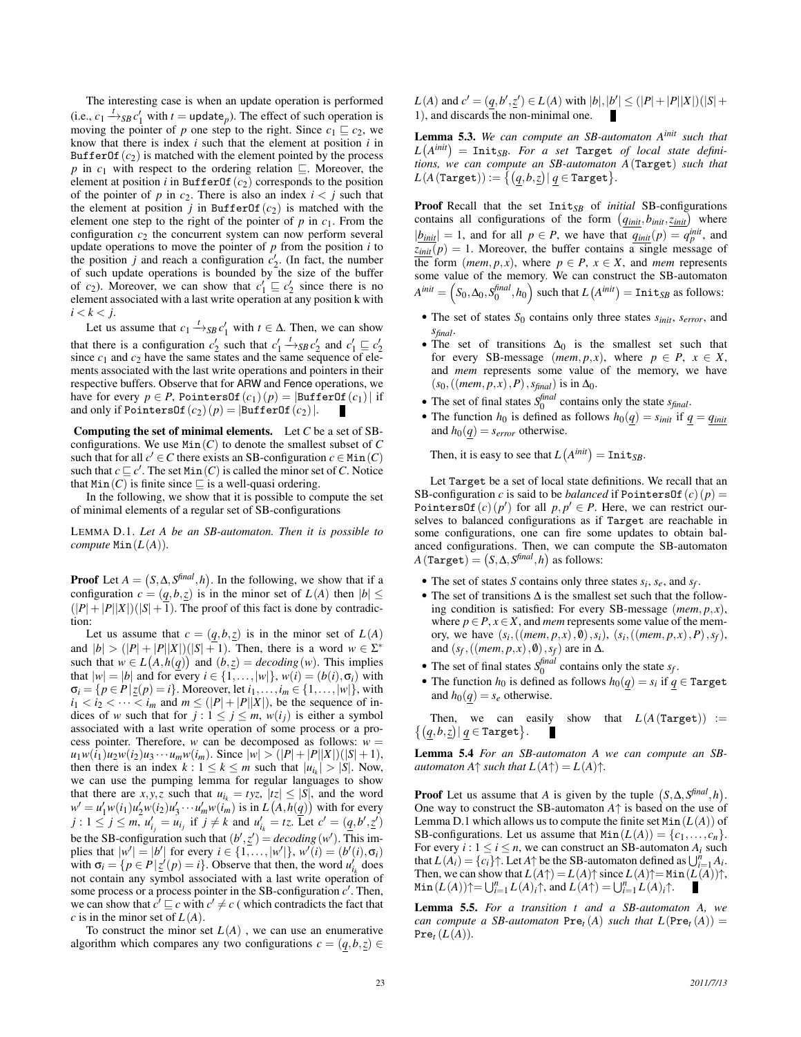The interesting case is when an update operation is performed (i.e., $c_1 \xrightarrow{t}_{SB} c_1'$ with $t = \mathtt{update}_p$). The effect of such operation is moving the pointer of $p$ one step to the right. Since $c_1 \sqsubseteq c_2$, we know that there is index $i$ such that the element at position $i$ in $\mathtt{BufferOf}(c_2)$ is matched with the element pointed by the process $p$ in $c_1$ with respect to the ordering relation $\sqsubseteq$. Moreover, the element at position $i$ in $\mathtt{BufferOf}(c_2)$ corresponds to the position of the pointer of $p$ in $c_2$. There is also an index $i < j$ such that the element at position $j$ in $\mathtt{BufferOf}(c_2)$ is matched with the element one step to the right of the pointer of $p$ in $c_1$. From the configuration $c_2$ the concurrent system can now perform several update operations to move the pointer of $p$ from the position $i$ to the position $j$ and reach a configuration $c_2'$. (In fact, the number of such update operations is bounded by the size of the buffer of $c_2$). Moreover, we can show that $c_1' \sqsubseteq c_2'$ since there is no element associated with a last write operation at any position k with $i < k < j$.

Let us assume that $c_1 \xrightarrow{t}_{SB} c_1'$ with $t \in \Delta$. Then, we can show that there is a configuration $c_2'$ such that $c_1' \xrightarrow{t}_{SB} c_2'$ and $c_1' \sqsubseteq c_2'$ since $c_1$ and $c_2$ have the same states and the same sequence of elements associated with the last write operations and pointers in their respective buffers. Observe that for ARW and Fence operations, we have for every $p \in P$, $\mathtt{PointersOf}(c_1)(p) = |\mathtt{BufferOf}(c_1)|$ if and only if $\mathtt{PointersOf}(c_2)(p) = |\mathtt{BufferOf}(c_2)|$. ∎

**Computing the set of minimal elements.** Let $C$ be a set of SB-configurations. We use $\mathtt{Min}(C)$ to denote the smallest subset of $C$ such that for all $c' \in C$ there exists an SB-configuration $c \in \mathtt{Min}(C)$ such that $c \sqsubseteq c'$. The set $\mathtt{Min}(C)$ is called the minor set of $C$. Notice that $\mathtt{Min}(C)$ is finite since $\sqsubseteq$ is a well-quasi ordering.

In the following, we show that it is possible to compute the set of minimal elements of a regular set of SB-configurations

LEMMA D.1. *Let $A$ be an SB-automaton. Then it is possible to compute* $\mathtt{Min}(L(A))$.

**Proof** Let $A = (S, \Delta, S^{final}, h)$. In the following, we show that if a configuration $c = (\underline{q}, b, \underline{z})$ is in the minor set of $L(A)$ then $|b| \leq (|P| + |P||X|)(|S| + 1)$. The proof of this fact is done by contradiction:

Let us assume that $c = (\underline{q}, b, \underline{z})$ is in the minor set of $L(A)$ and $|b| > (|P| + |P||X|)(|S| + 1)$. Then, there is a word $w \in \Sigma^*$ such that $w \in L(A, h(\underline{q}))$ and $(b, \underline{z}) = decoding(w)$. This implies that $|w| = |b|$ and for every $i \in \{1, \ldots, |w|\}$, $w(i) = (b(i), \sigma_i)$ with $\sigma_i = \{p \in P \,|\, \underline{z}(p) = i\}$. Moreover, let $i_1, \ldots, i_m \in \{1, \ldots, |w|\}$, with $i_1 < i_2 < \cdots < i_m$ and $m \leq (|P| + |P||X|)$, be the sequence of indices of $w$ such that for $j : 1 \leq j \leq m$, $w(i_j)$ is either a symbol associated with a last write operation of some process or a process pointer. Therefore, $w$ can be decomposed as follows: $w = u_1 w(i_1) u_2 w(i_2) u_3 \cdots u_m w(i_m)$. Since $|w| > (|P| + |P||X|)(|S| + 1)$, then there is an index $k : 1 \leq k \leq m$ such that $|u_{i_k}| > |S|$. Now, we can use the pumping lemma for regular languages to show that there are $x, y, z$ such that $u_{i_k} = tyz$, $|tz| \leq |S|$, and the word $w' = u_1' w(i_1) u_2' w(i_2) u_3' \cdots u_m' w(i_m)$ is in $L(A, h(\underline{q}))$ with for every $j : 1 \leq j \leq m$, $u_{i_j}' = u_{i_j}$ if $j \neq k$ and $u_{i_k}' = tz$. Let $c' = (\underline{q}, b', \underline{z}')$ be the SB-configuration such that $(b', \underline{z}') = decoding(w')$. This implies that $|w'| = |b'|$ for every $i \in \{1, \ldots, |w'|\}$, $w'(i) = (b'(i), \sigma_i)$ with $\sigma_i = \{p \in P \,|\, \underline{z}'(p) = i\}$. Observe that then, the word $u_{i_k}'$ does not contain any symbol associated with a last write operation of some process or a process pointer in the SB-configuration $c'$. Then, we can show that $c' \sqsubseteq c$ with $c' \neq c$ ( which contradicts the fact that $c$ is in the minor set of $L(A)$.

To construct the minor set $L(A)$ , we can use an enumerative algorithm which compares any two configurations $c = (\underline{q}, b, \underline{z}) \in L(A)$ and $c' = (\underline{q}, b', \underline{z}') \in L(A)$ with $|b|, |b'| \leq (|P| + |P||X|)(|S| + 1)$, and discards the non-minimal one. ∎

**Lemma 5.3.** *We can compute an SB-automaton $A^{init}$ such that $L(A^{init}) = \mathtt{Init}_{SB}$. For a set $\mathtt{Target}$ of local state definitions, we can compute an SB-automaton $A(\mathtt{Target})$ such that $L(A(\mathtt{Target})) := \{(\underline{q}, b, \underline{z}) \,|\, \underline{q} \in \mathtt{Target}\}$.*

**Proof** Recall that the set $\mathtt{Init}_{SB}$ of *initial* SB-configurations contains all configurations of the form $(\underline{q_{init}}, b_{init}, \underline{z_{init}})$ where $|\underline{b_{init}}| = 1$, and for all $p \in P$, we have that $\underline{q_{init}}(p) = q_p^{init}$, and $\underline{z_{init}}(p) = 1$. Moreover, the buffer contains a single message of the form $(mem, p, x)$, where $p \in P$, $x \in X$, and $mem$ represents some value of the memory. We can construct the SB-automaton $A^{init} = (S_0, \Delta_0, S_0^{final}, h_0)$ such that $L(A^{init}) = \mathtt{Init}_{SB}$ as follows:

- The set of states $S_0$ contains only three states $s_{init}$, $s_{error}$, and $s_{final}$.
- The set of transitions $\Delta_0$ is the smallest set such that for every SB-message $(mem, p, x)$, where $p \in P$, $x \in X$, and $mem$ represents some value of the memory, we have $(s_0, ((mem, p, x), P), s_{final})$ is in $\Delta_0$.
- The set of final states $S_0^{final}$ contains only the state $s_{final}$.
- The function $h_0$ is defined as follows $h_0(\underline{q}) = s_{init}$ if $\underline{q} = \underline{q_{init}}$ and $h_0(\underline{q}) = s_{error}$ otherwise.

Then, it is easy to see that $L(A^{init}) = \mathtt{Init}_{SB}$.

Let $\mathtt{Target}$ be a set of local state definitions. We recall that an SB-configuration $c$ is said to be *balanced* if $\mathtt{PointersOf}(c)(p) = \mathtt{PointersOf}(c)(p')$ for all $p, p' \in P$. Here, we can restrict ourselves to balanced configurations as if $\mathtt{Target}$ are reachable in some configurations, one can fire some updates to obtain balanced configurations. Then, we can compute the SB-automaton $A(\mathtt{Target}) = (S, \Delta, S^{final}, h)$ as follows:

- The set of states $S$ contains only three states $s_i$, $s_e$, and $s_f$.
- The set of transitions $\Delta$ is the smallest set such that the following condition is satisfied: For every SB-message $(mem, p, x)$, where $p \in P$, $x \in X$, and $mem$ represents some value of the memory, we have $(s_i, ((mem, p, x), \emptyset), s_i)$, $(s_i, ((mem, p, x), P), s_f)$, and $(s_f, ((mem, p, x), \emptyset), s_f)$ are in $\Delta$.
- The set of final states $S_0^{final}$ contains only the state $s_f$.
- The function $h_0$ is defined as follows $h_0(\underline{q}) = s_i$ if $\underline{q} \in \mathtt{Target}$ and $h_0(\underline{q}) = s_e$ otherwise.

Then, we can easily show that $L(A(\mathtt{Target})) := \{(\underline{q}, b, \underline{z}) \,|\, \underline{q} \in \mathtt{Target}\}$. ∎

**Lemma 5.4** *For an SB-automaton $A$ we can compute an SB-automaton $A\!\uparrow$ such that $L(A\!\uparrow) = L(A)\!\uparrow$.*

**Proof** Let us assume that $A$ is given by the tuple $(S, \Delta, S^{final}, h)$. One way to construct the SB-automaton $A\!\uparrow$ is based on the use of Lemma D.1 which allows us to compute the finite set $\mathtt{Min}(L(A))$ of SB-configurations. Let us assume that $\mathtt{Min}(L(A)) = \{c_1, \ldots, c_n\}$. For every $i : 1 \leq i \leq n$, we can construct an SB-automaton $A_i$ such that $L(A_i) = \{c_i\}\!\uparrow$. Let $A\!\uparrow$ be the SB-automaton defined as $\bigcup_{i=1}^{n} A_i$. Then, we can show that $L(A\!\uparrow) = L(A)\!\uparrow$ since $L(A)\!\uparrow = \mathtt{Min}(L(A))\!\uparrow$, $\mathtt{Min}(L(A))\!\uparrow = \bigcup_{i=1}^{n} L(A)_i\!\uparrow$, and $L(A\!\uparrow) = \bigcup_{i=1}^{n} L(A)_i\!\uparrow$. ∎

**Lemma 5.5.** *For a transition $t$ and a SB-automaton $A$, we can compute a SB-automaton $\mathtt{Pre}_t(A)$ such that $L(\mathtt{Pre}_t(A)) = \mathtt{Pre}_t(L(A))$.*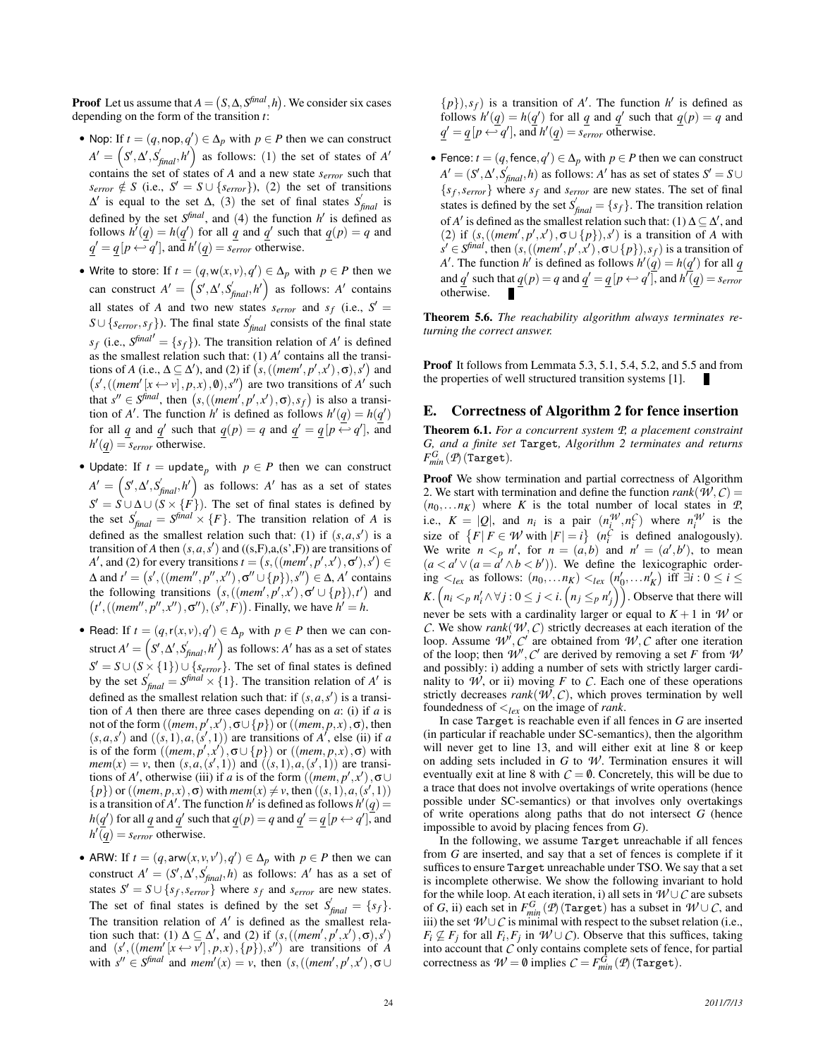**Proof** Let us assume that $A = \left(S, \Delta, S^{final}, h\right)$. We consider six cases depending on the form of the transition $t$:

- Nop: If $t = (q, \mathsf{nop}, q') \in \Delta_p$ with $p \in P$ then we can construct $A' = \left(S', \Delta', S^{'}_{final}, h'\right)$ as follows: (1) the set of states of $A'$ contains the set of states of $A$ and a new state $s_{error}$ such that $s_{error} \notin S$ (i.e., $S' = S \cup \{s_{error}\}$), (2) the set of transitions $\Delta'$ is equal to the set $\Delta$, (3) the set of final states $S^{'}_{final}$ is defined by the set $S^{final}$, and (4) the function $h'$ is defined as follows $h'(\underline{q}) = h(\underline{q}')$ for all $\underline{q}$ and $\underline{q}'$ such that $\underline{q}(p) = q$ and $\underline{q}' = \underline{q}[p \hookleftarrow q']$, and $h'(\underline{q}) = s_{error}$ otherwise.

- Write to store: If $t = (q, \mathsf{w}(x, v), q') \in \Delta_p$ with $p \in P$ then we can construct $A' = \left(S', \Delta', S^{'}_{final}, h'\right)$ as follows: $A'$ contains all states of $A$ and two new states $s_{error}$ and $s_f$ (i.e., $S' = S \cup \{s_{error}, s_f\}$). The final state $S^{'}_{final}$ consists of the final state $s_f$ (i.e., $S^{final'} = \{s_f\}$). The transition relation of $A'$ is defined as the smallest relation such that: (1) $A'$ contains all the transitions of $A$ (i.e., $\Delta \subseteq \Delta'$), and (2) if $\left(s, ((mem', p', x'), \sigma), s'\right)$ and $\left(s', ((mem'[x \hookleftarrow v], p, x), \emptyset), s''\right)$ are two transitions of $A'$ such that $s'' \in S^{final}$, then $\left(s, ((mem', p', x'), \sigma), s_f\right)$ is also a transition of $A'$. The function $h'$ is defined as follows $h'(\underline{q}) = h(\underline{q}')$ for all $\underline{q}$ and $\underline{q}'$ such that $\underline{q}(p) = q$ and $\underline{q}' = \underline{q}[p \hookleftarrow q']$, and $h'(\underline{q}) = s_{error}$ otherwise.

- Update: If $t = \mathsf{update}_p$ with $p \in P$ then we can construct $A' = \left(S', \Delta', S^{'}_{final}, h'\right)$ as follows: $A'$ has as a set of states $S' = S \cup \Delta \cup (S \times \{F\})$. The set of final states is defined by the set $S^{'}_{final} = S^{final} \times \{F\}$. The transition relation of $A$ is defined as the smallest relation such that: (1) if $(s, a, s')$ is a transition of $A$ then $(s, a, s')$ and ((s,F),a,(s',F)) are transitions of $A'$, and (2) for every transitions $t = \left(s, ((mem', p', x'), \sigma'), s'\right) \in \Delta$ and $t' = \left(s', ((mem'', p'', x''), \sigma'' \cup \{p\}), s''\right) \in \Delta$, $A'$ contains the following transitions $\left(s, ((mem', p', x'), \sigma' \cup \{p\}), t'\right)$ and $\left(t', ((mem'', p'', x''), \sigma''), (s'', F)\right)$. Finally, we have $h' = h$.

- Read: If $t = (q, \mathsf{r}(x, v), q') \in \Delta_p$ with $p \in P$ then we can construct $A' = \left(S', \Delta', S^{'}_{final}, h'\right)$ as follows: $A'$ has as a set of states $S' = S \cup (S \times \{1\}) \cup \{s_{error}\}$. The set of final states is defined by the set $S^{'}_{final} = S^{final} \times \{1\}$. The transition relation of $A'$ is defined as the smallest relation such that: if $(s, a, s')$ is a transition of $A$ then there are three cases depending on $a$: (i) if $a$ is not of the form $((mem, p', x'), \sigma \cup \{p\})$ or $((mem, p, x), \sigma)$, then $(s, a, s')$ and $((s, 1), a, (s', 1))$ are transitions of $A'$, else (ii) if $a$ is of the form $((mem, p', x'), \sigma \cup \{p\})$ or $((mem, p, x), \sigma)$ with $mem(x) = v$, then $(s, a, (s', 1))$ and $((s, 1), a, (s', 1))$ are transitions of $A'$, otherwise (iii) if $a$ is of the form $((mem, p', x'), \sigma \cup \{p\})$ or $((mem, p, x), \sigma)$ with $mem(x) \neq v$, then $((s, 1), a, (s', 1))$ is a transition of $A'$. The function $h'$ is defined as follows $h'(\underline{q}) = h(\underline{q}')$ for all $\underline{q}$ and $\underline{q}'$ such that $\underline{q}(p) = q$ and $\underline{q}' = \underline{q}[p \hookleftarrow q']$, and $h'(\underline{q}) = s_{error}$ otherwise.

- ARW: If $t = (q, \mathsf{arw}(x, v, v'), q') \in \Delta_p$ with $p \in P$ then we can construct $A' = (S', \Delta', S^{'}_{final}, h)$ as follows: $A'$ has as set of states $S' = S \cup \{s_f, s_{error}\}$ where $s_f$ and $s_{error}$ are new states. The set of final states is defined by the set $S^{'}_{final} = \{s_f\}$. The transition relation of $A'$ is defined as the smallest relation such that: (1) $\Delta \subseteq \Delta'$, and (2) if $(s, ((mem', p', x'), \sigma), s')$ and $(s', ((mem'[x \hookleftarrow v'], p, x), \{p\}), s'')$ are transitions of $A$ with $s'' \in S^{final}$ and $mem'(x) = v$, then $(s, ((mem', p', x'), \sigma \cup \{p\}), s_f)$ is a transition of $A'$. The function $h'$ is defined as follows $h'(\underline{q}) = h(\underline{q}')$ for all $\underline{q}$ and $\underline{q}'$ such that $\underline{q}(p) = q$ and $\underline{q}' = \underline{q}[p \hookleftarrow q']$, and $h'(\underline{q}) = s_{error}$ otherwise.

- Fence: $t = (q, \mathsf{fence}, q') \in \Delta_p$ with $p \in P$ then we can construct $A' = (S', \Delta', S^{'}_{final}, h)$ as follows: $A'$ has as set of states $S' = S \cup \{s_f, s_{error}\}$ where $s_f$ and $s_{error}$ are new states. The set of final states is defined by the set $S^{'}_{final} = \{s_f\}$. The transition relation of $A'$ is defined as the smallest relation such that: (1) $\Delta \subseteq \Delta'$, and (2) if $(s, ((mem', p', x'), \sigma \cup \{p\}), s')$ is a transition of $A$ with $s' \in S^{final}$, then $(s, ((mem', p', x'), \sigma \cup \{p\}), s_f)$ is a transition of $A'$. The function $h'$ is defined as follows $h'(\underline{q}) = h(\underline{q}')$ for all $\underline{q}$ and $\underline{q}'$ such that $\underline{q}(p) = q$ and $\underline{q}' = \underline{q}[p \hookleftarrow q']$, and $h'(\underline{q}) = s_{error}$ otherwise. ∎

**Theorem 5.6.** *The reachability algorithm always terminates returning the correct answer.*

**Proof** It follows from Lemmata 5.3, 5.1, 5.4, 5.2, and 5.5 and from the properties of well structured transition systems [1]. ∎

## E. Correctness of Algorithm 2 for fence insertion

**Theorem 6.1.** *For a concurrent system $\mathcal{P}$, a placement constraint $G$, and a finite set* `Target`*, Algorithm 2 terminates and returns $F^{G}_{min}(\mathcal{P})(\texttt{Target})$.*

**Proof** We show termination and partial correctness of Algorithm 2. We start with termination and define the function $rank(\mathcal{W}, \mathcal{C}) = (n_0, \ldots n_K)$ where $K$ is the total number of local states in $\mathcal{P}$, i.e., $K = |Q|$, and $n_i$ is a pair $(n_i^{\mathcal{W}}, n_i^{\mathcal{C}})$ where $n_i^{\mathcal{W}}$ is the size of $\left\{F \mid F \in \mathcal{W} \text{ with } |F| = i\right\}$ ($n_i^{\mathcal{C}}$ is defined analogously). We write $n <_p n'$, for $n = (a, b)$ and $n' = (a', b')$, to mean $(a < a' \vee (a = a' \wedge b < b'))$. We define the lexicographic ordering $<_{lex}$ as follows: $(n_0, \ldots n_K) <_{lex} \left(n'_0, \ldots n'_K\right)$ iff $\exists i : 0 \leq i \leq K. \left(n_i <_p n'_i \wedge \forall j : 0 \leq j < i. \left(n_j \leq_p n'_j\right)\right)$. Observe that there will never be sets with a cardinality larger or equal to $K + 1$ in $\mathcal{W}$ or $\mathcal{C}$. We show $rank(\mathcal{W}, \mathcal{C})$ strictly decreases at each iteration of the loop. Assume $\mathcal{W}', \mathcal{C}'$ are obtained from $\mathcal{W}, \mathcal{C}$ after one iteration of the loop; then $\mathcal{W}', \mathcal{C}'$ are derived by removing a set $F$ from $\mathcal{W}$ and possibly: i) adding a number of sets with strictly larger cardinality to $\mathcal{W}$, or ii) moving $F$ to $\mathcal{C}$. Each one of these operations strictly decreases $rank(\mathcal{W}, \mathcal{C})$, which proves termination by well foundedness of $<_{lex}$ on the image of $rank$.

In case `Target` is reachable even if all fences in $G$ are inserted (in particular if reachable under SC-semantics), then the algorithm will never get to line 13, and will either exit at line 8 or keep on adding sets included in $G$ to $\mathcal{W}$. Termination ensures it will eventually exit at line 8 with $\mathcal{C} = \emptyset$. Concretely, this will be due to a trace that does not involve overtakings of write operations (hence possible under SC-semantics) or that involves only overtakings of write operations along paths that do not intersect $G$ (hence impossible to avoid by placing fences from $G$).

In the following, we assume `Target` unreachable if all fences from $G$ are inserted, and say that a set of fences is complete if it suffices to ensure `Target` unreachable under TSO. We say that a set is incomplete otherwise. We show the following invariant to hold for the while loop. At each iteration, i) all sets in $\mathcal{W} \cup \mathcal{C}$ are subsets of $G$, ii) each set in $F^{G}_{min}(\mathcal{P})(\texttt{Target})$ has a subset in $\mathcal{W} \cup \mathcal{C}$, and iii) the set $\mathcal{W} \cup \mathcal{C}$ is minimal with respect to the subset relation (i.e., $F_i \not\subseteq F_j$ for all $F_i, F_j$ in $\mathcal{W} \cup \mathcal{C}$). Observe that this suffices, taking into account that $\mathcal{C}$ only contains complete sets of fence, for partial correctness as $\mathcal{W} = \emptyset$ implies $\mathcal{C} = F^{G}_{min}(\mathcal{P})(\texttt{Target})$.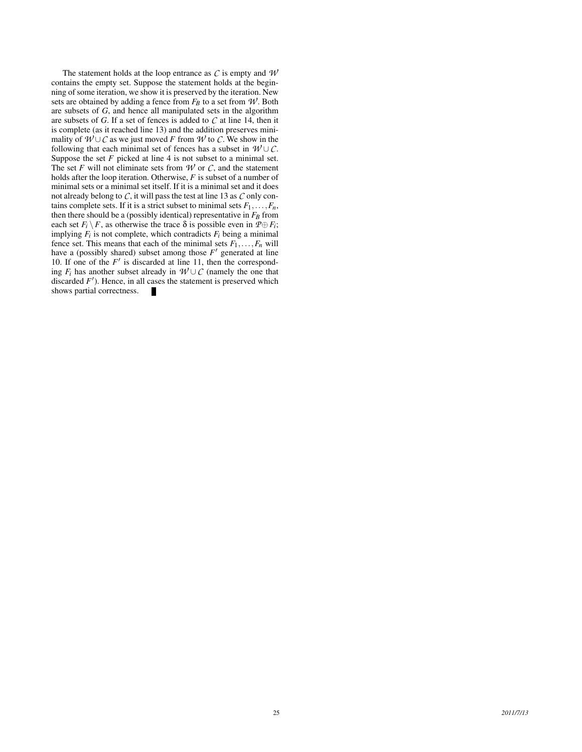The statement holds at the loop entrance as $\mathcal{C}$ is empty and $\mathcal{W}$ contains the empty set. Suppose the statement holds at the beginning of some iteration, we show it is preserved by the iteration. New sets are obtained by adding a fence from $F_B$ to a set from $\mathcal{W}$. Both are subsets of $G$, and hence all manipulated sets in the algorithm are subsets of $G$. If a set of fences is added to $\mathcal{C}$ at line 14, then it is complete (as it reached line 13) and the addition preserves minimality of $\mathcal{W} \cup \mathcal{C}$ as we just moved $F$ from $\mathcal{W}$ to $\mathcal{C}$. We show in the following that each minimal set of fences has a subset in $\mathcal{W} \cup \mathcal{C}$. Suppose the set $F$ picked at line 4 is not subset to a minimal set. The set $F$ will not eliminate sets from $\mathcal{W}$ or $\mathcal{C}$, and the statement holds after the loop iteration. Otherwise, $F$ is subset of a number of minimal sets or a minimal set itself. If it is a minimal set and it does not already belong to $\mathcal{C}$, it will pass the test at line 13 as $\mathcal{C}$ only contains complete sets. If it is a strict subset to minimal sets $F_1, \ldots, F_n$, then there should be a (possibly identical) representative in $F_B$ from each set $F_i \setminus F$, as otherwise the trace $\delta$ is possible even in $\mathcal{P} \oplus F_i$; implying $F_i$ is not complete, which contradicts $F_i$ being a minimal fence set. This means that each of the minimal sets $F_1, \ldots, F_n$ will have a (possibly shared) subset among those $F'$ generated at line 10. If one of the $F'$ is discarded at line 11, then the corresponding $F_i$ has another subset already in $\mathcal{W} \cup \mathcal{C}$ (namely the one that discarded $F'$). Hence, in all cases the statement is preserved which shows partial correctness. ∎